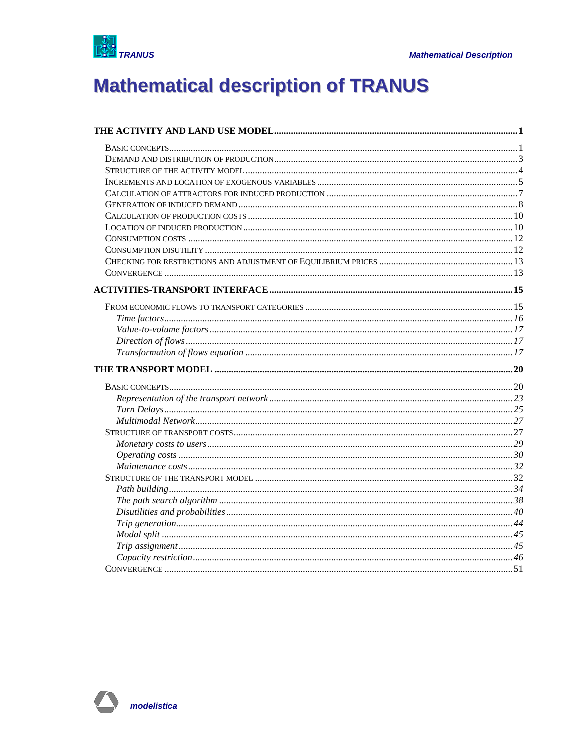# Mathematical description of TRANUS

**THE ACTIVITY AND LAND USE MODEL** .......... **1**

- BASIC CONCEPTS .......... 1
- DEMAND AND DISTRIBUTION OF PRODUCTION .......... 3
- STRUCTURE OF THE ACTIVITY MODEL .......... 4
- INCREMENTS AND LOCATION OF EXOGENOUS VARIABLES .......... 5
- CALCULATION OF ATTRACTORS FOR INDUCED PRODUCTION .......... 7
- GENERATION OF INDUCED DEMAND .......... 8
- CALCULATION OF PRODUCTION COSTS .......... 10
- LOCATION OF INDUCED PRODUCTION .......... 10
- CONSUMPTION COSTS .......... 12
- CONSUMPTION DISUTILITY .......... 12
- CHECKING FOR RESTRICTIONS AND ADJUSTMENT OF EQUILIBRIUM PRICES .......... 13
- CONVERGENCE .......... 13

**ACTIVITIES-TRANSPORT INTERFACE** .......... **15**

- FROM ECONOMIC FLOWS TO TRANSPORT CATEGORIES .......... 15
  - *Time factors* .......... *16*
  - *Value-to-volume factors* .......... *17*
  - *Direction of flows* .......... *17*
  - *Transformation of flows equation* .......... *17*

**THE TRANSPORT MODEL** .......... **20**

- BASIC CONCEPTS .......... 20
  - *Representation of the transport network* .......... *23*
  - *Turn Delays* .......... *25*
  - *Multimodal Network* .......... *27*
- STRUCTURE OF TRANSPORT COSTS .......... 27
  - *Monetary costs to users* .......... *29*
  - *Operating costs* .......... *30*
  - *Maintenance costs* .......... *32*
- STRUCTURE OF THE TRANSPORT MODEL .......... 32
  - *Path building* .......... *34*
  - *The path search algorithm* .......... *38*
  - *Disutilities and probabilities* .......... *40*
  - *Trip generation* .......... *44*
  - *Modal split* .......... *45*
  - *Trip assignment* .......... *45*
  - *Capacity restriction* .......... *46*
- CONVERGENCE .......... 51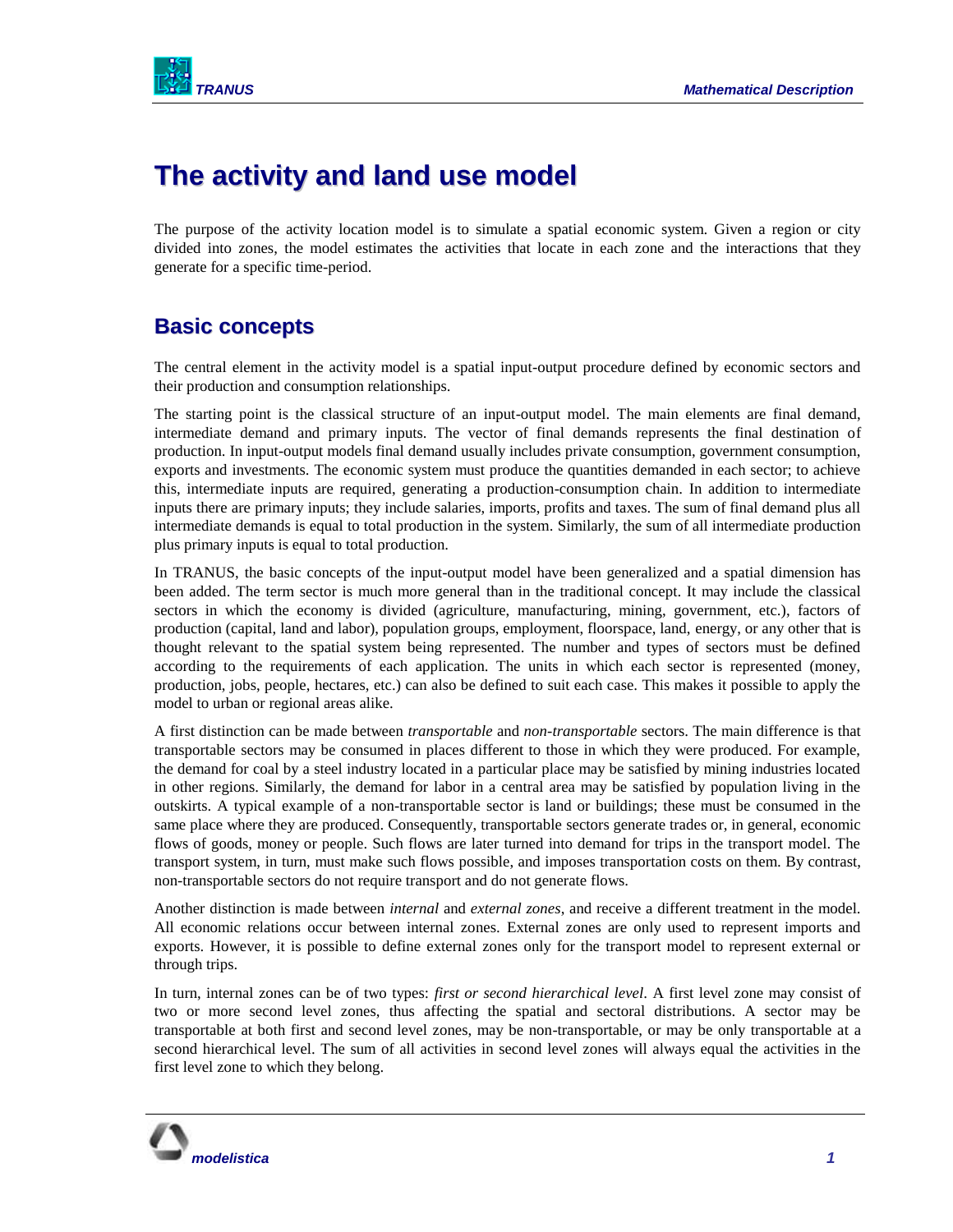# The activity and land use model

The purpose of the activity location model is to simulate a spatial economic system. Given a region or city divided into zones, the model estimates the activities that locate in each zone and the interactions that they generate for a specific time-period.

## Basic concepts

The central element in the activity model is a spatial input-output procedure defined by economic sectors and their production and consumption relationships.

The starting point is the classical structure of an input-output model. The main elements are final demand, intermediate demand and primary inputs. The vector of final demands represents the final destination of production. In input-output models final demand usually includes private consumption, government consumption, exports and investments. The economic system must produce the quantities demanded in each sector; to achieve this, intermediate inputs are required, generating a production-consumption chain. In addition to intermediate inputs there are primary inputs; they include salaries, imports, profits and taxes. The sum of final demand plus all intermediate demands is equal to total production in the system. Similarly, the sum of all intermediate production plus primary inputs is equal to total production.

In TRANUS, the basic concepts of the input-output model have been generalized and a spatial dimension has been added. The term sector is much more general than in the traditional concept. It may include the classical sectors in which the economy is divided (agriculture, manufacturing, mining, government, etc.), factors of production (capital, land and labor), population groups, employment, floorspace, land, energy, or any other that is thought relevant to the spatial system being represented. The number and types of sectors must be defined according to the requirements of each application. The units in which each sector is represented (money, production, jobs, people, hectares, etc.) can also be defined to suit each case. This makes it possible to apply the model to urban or regional areas alike.

A first distinction can be made between *transportable* and *non-transportable* sectors. The main difference is that transportable sectors may be consumed in places different to those in which they were produced. For example, the demand for coal by a steel industry located in a particular place may be satisfied by mining industries located in other regions. Similarly, the demand for labor in a central area may be satisfied by population living in the outskirts. A typical example of a non-transportable sector is land or buildings; these must be consumed in the same place where they are produced. Consequently, transportable sectors generate trades or, in general, economic flows of goods, money or people. Such flows are later turned into demand for trips in the transport model. The transport system, in turn, must make such flows possible, and imposes transportation costs on them. By contrast, non-transportable sectors do not require transport and do not generate flows.

Another distinction is made between *internal* and *external zones*, and receive a different treatment in the model. All economic relations occur between internal zones. External zones are only used to represent imports and exports. However, it is possible to define external zones only for the transport model to represent external or through trips.

In turn, internal zones can be of two types: *first or second hierarchical level*. A first level zone may consist of two or more second level zones, thus affecting the spatial and sectoral distributions. A sector may be transportable at both first and second level zones, may be non-transportable, or may be only transportable at a second hierarchical level. The sum of all activities in second level zones will always equal the activities in the first level zone to which they belong.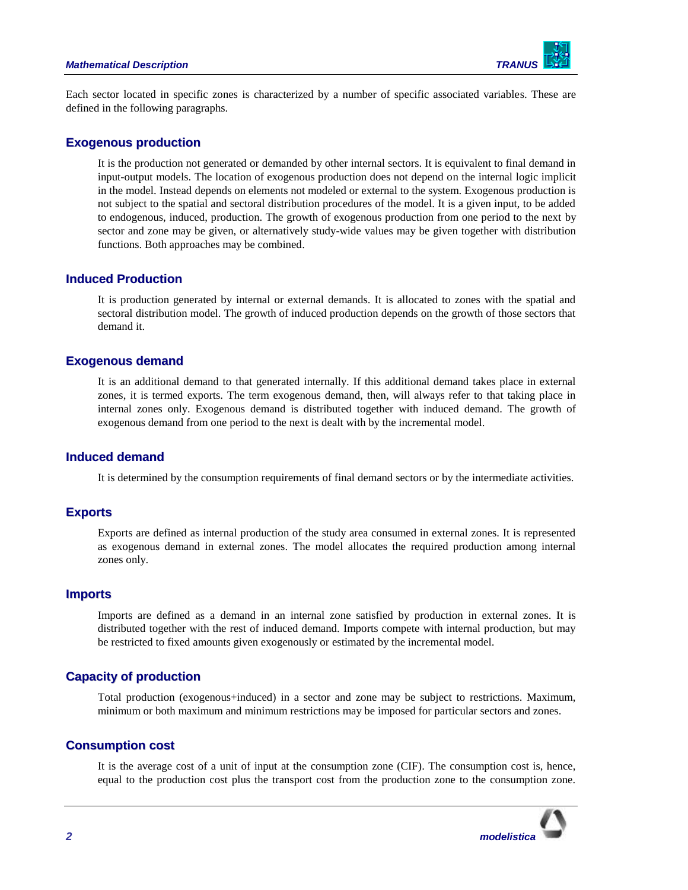Each sector located in specific zones is characterized by a number of specific associated variables. These are defined in the following paragraphs.

### Exogenous production

It is the production not generated or demanded by other internal sectors. It is equivalent to final demand in input-output models. The location of exogenous production does not depend on the internal logic implicit in the model. Instead depends on elements not modeled or external to the system. Exogenous production is not subject to the spatial and sectoral distribution procedures of the model. It is a given input, to be added to endogenous, induced, production. The growth of exogenous production from one period to the next by sector and zone may be given, or alternatively study-wide values may be given together with distribution functions. Both approaches may be combined.

### Induced Production

It is production generated by internal or external demands. It is allocated to zones with the spatial and sectoral distribution model. The growth of induced production depends on the growth of those sectors that demand it.

### Exogenous demand

It is an additional demand to that generated internally. If this additional demand takes place in external zones, it is termed exports. The term exogenous demand, then, will always refer to that taking place in internal zones only. Exogenous demand is distributed together with induced demand. The growth of exogenous demand from one period to the next is dealt with by the incremental model.

### Induced demand

It is determined by the consumption requirements of final demand sectors or by the intermediate activities.

### Exports

Exports are defined as internal production of the study area consumed in external zones. It is represented as exogenous demand in external zones. The model allocates the required production among internal zones only.

### Imports

Imports are defined as a demand in an internal zone satisfied by production in external zones. It is distributed together with the rest of induced demand. Imports compete with internal production, but may be restricted to fixed amounts given exogenously or estimated by the incremental model.

### Capacity of production

Total production (exogenous+induced) in a sector and zone may be subject to restrictions. Maximum, minimum or both maximum and minimum restrictions may be imposed for particular sectors and zones.

### Consumption cost

It is the average cost of a unit of input at the consumption zone (CIF). The consumption cost is, hence, equal to the production cost plus the transport cost from the production zone to the consumption zone.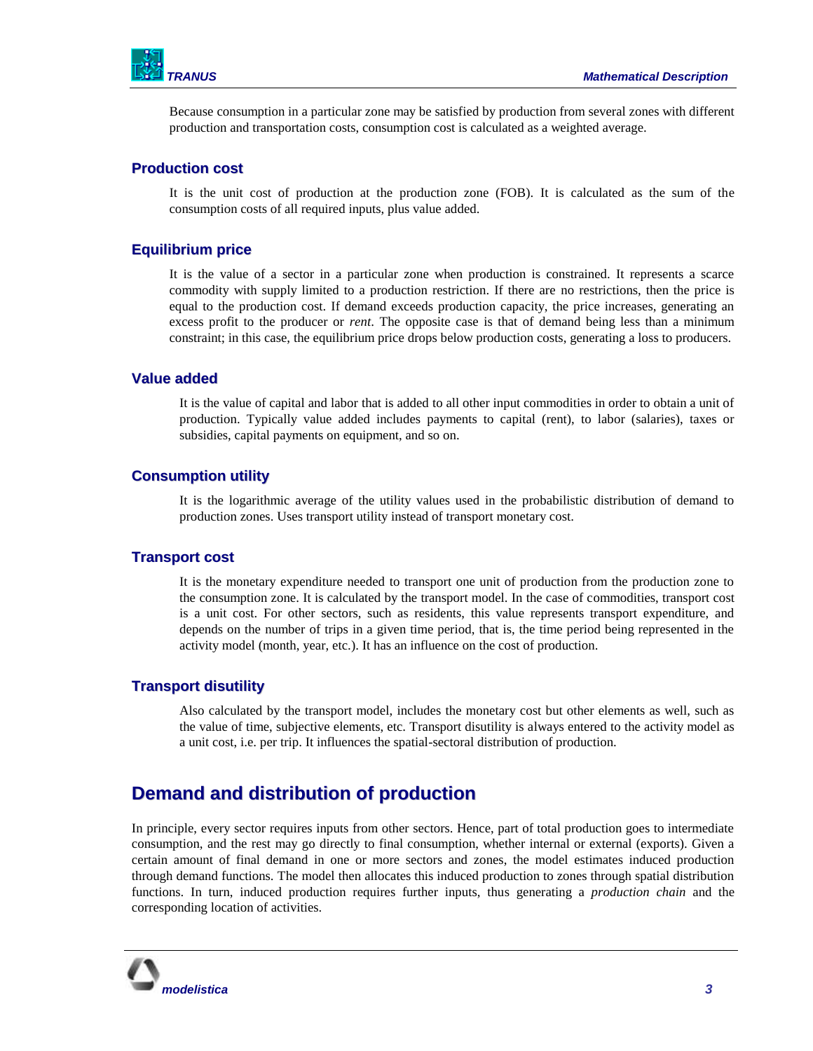Because consumption in a particular zone may be satisfied by production from several zones with different production and transportation costs, consumption cost is calculated as a weighted average.

### Production cost

It is the unit cost of production at the production zone (FOB). It is calculated as the sum of the consumption costs of all required inputs, plus value added.

### Equilibrium price

It is the value of a sector in a particular zone when production is constrained. It represents a scarce commodity with supply limited to a production restriction. If there are no restrictions, then the price is equal to the production cost. If demand exceeds production capacity, the price increases, generating an excess profit to the producer or *rent*. The opposite case is that of demand being less than a minimum constraint; in this case, the equilibrium price drops below production costs, generating a loss to producers.

### Value added

It is the value of capital and labor that is added to all other input commodities in order to obtain a unit of production. Typically value added includes payments to capital (rent), to labor (salaries), taxes or subsidies, capital payments on equipment, and so on.

### Consumption utility

It is the logarithmic average of the utility values used in the probabilistic distribution of demand to production zones. Uses transport utility instead of transport monetary cost.

### Transport cost

It is the monetary expenditure needed to transport one unit of production from the production zone to the consumption zone. It is calculated by the transport model. In the case of commodities, transport cost is a unit cost. For other sectors, such as residents, this value represents transport expenditure, and depends on the number of trips in a given time period, that is, the time period being represented in the activity model (month, year, etc.). It has an influence on the cost of production.

### Transport disutility

Also calculated by the transport model, includes the monetary cost but other elements as well, such as the value of time, subjective elements, etc. Transport disutility is always entered to the activity model as a unit cost, i.e. per trip. It influences the spatial-sectoral distribution of production.

## Demand and distribution of production

In principle, every sector requires inputs from other sectors. Hence, part of total production goes to intermediate consumption, and the rest may go directly to final consumption, whether internal or external (exports). Given a certain amount of final demand in one or more sectors and zones, the model estimates induced production through demand functions. The model then allocates this induced production to zones through spatial distribution functions. In turn, induced production requires further inputs, thus generating a *production chain* and the corresponding location of activities.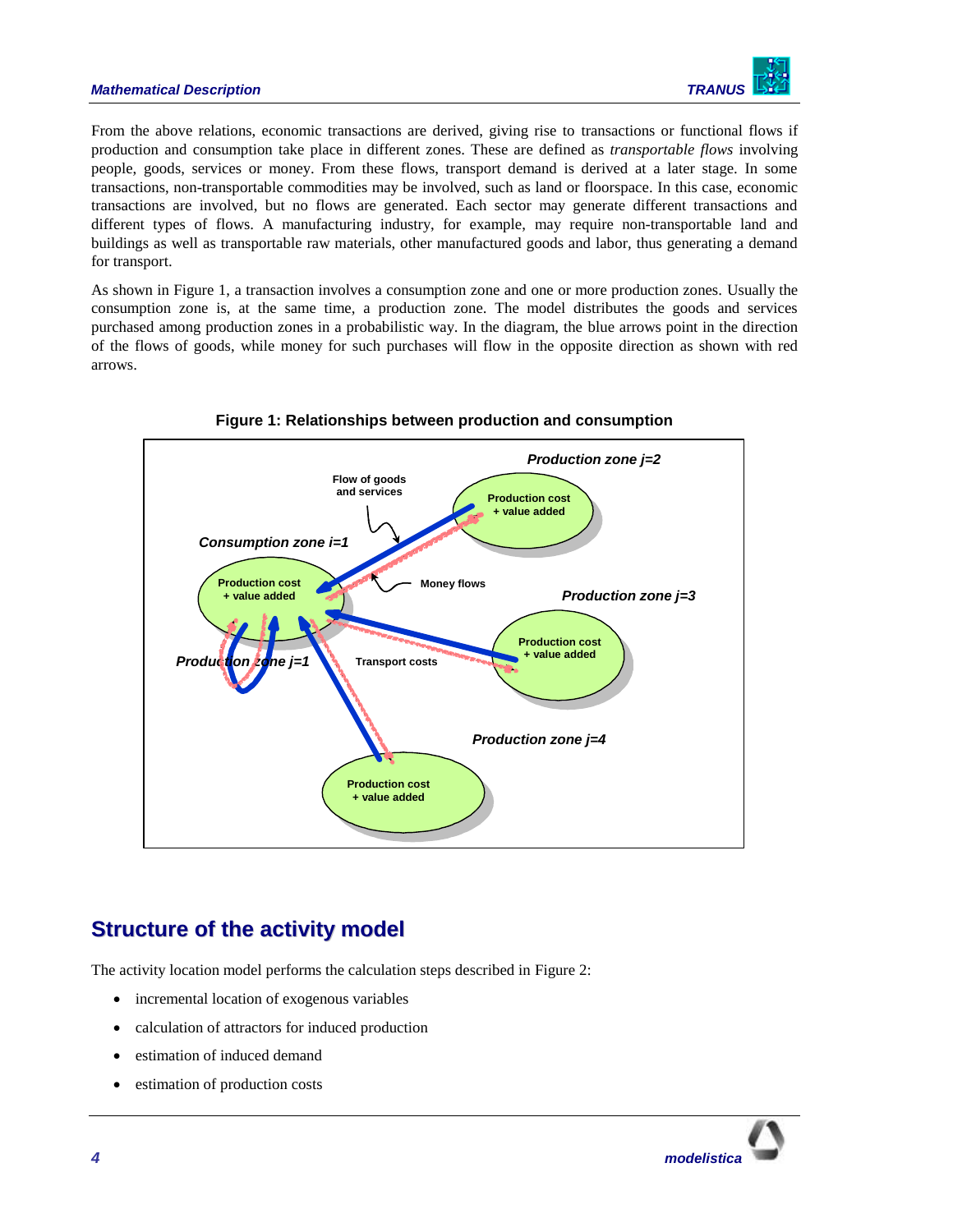From the above relations, economic transactions are derived, giving rise to transactions or functional flows if production and consumption take place in different zones. These are defined as *transportable flows* involving people, goods, services or money. From these flows, transport demand is derived at a later stage. In some transactions, non-transportable commodities may be involved, such as land or floorspace. In this case, economic transactions are involved, but no flows are generated. Each sector may generate different transactions and different types of flows. A manufacturing industry, for example, may require non-transportable land and buildings as well as transportable raw materials, other manufactured goods and labor, thus generating a demand for transport.

As shown in Figure 1, a transaction involves a consumption zone and one or more production zones. Usually the consumption zone is, at the same time, a production zone. The model distributes the goods and services purchased among production zones in a probabilistic way. In the diagram, the blue arrows point in the direction of the flows of goods, while money for such purchases will flow in the opposite direction as shown with red arrows.

**Figure 1: Relationships between production and consumption**

*Production zone j=2*

Flow of goods and services

Production cost + value added

*Consumption zone i=1*

Production cost + value added

Money flows

*Production zone j=3*

Production cost + value added

*Production zone j=1*

Transport costs

*Production zone j=4*

Production cost + value added

## Structure of the activity model

The activity location model performs the calculation steps described in Figure 2:

- incremental location of exogenous variables
- calculation of attractors for induced production
- estimation of induced demand
- estimation of production costs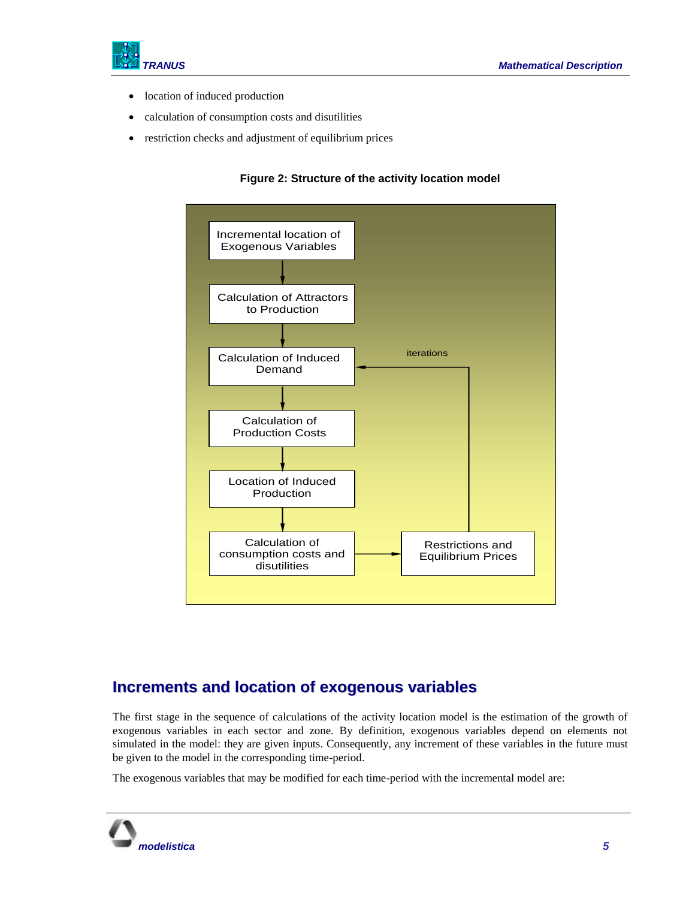- location of induced production
- calculation of consumption costs and disutilities
- restriction checks and adjustment of equilibrium prices

**Figure 2: Structure of the activity location model**

Incremental location of Exogenous Variables

Calculation of Attractors to Production

Calculation of Induced Demand

Calculation of Production Costs

Location of Induced Production

Calculation of consumption costs and disutilities

Restrictions and Equilibrium Prices

iterations

## Increments and location of exogenous variables

The first stage in the sequence of calculations of the activity location model is the estimation of the growth of exogenous variables in each sector and zone. By definition, exogenous variables depend on elements not simulated in the model: they are given inputs. Consequently, any increment of these variables in the future must be given to the model in the corresponding time-period.

The exogenous variables that may be modified for each time-period with the incremental model are: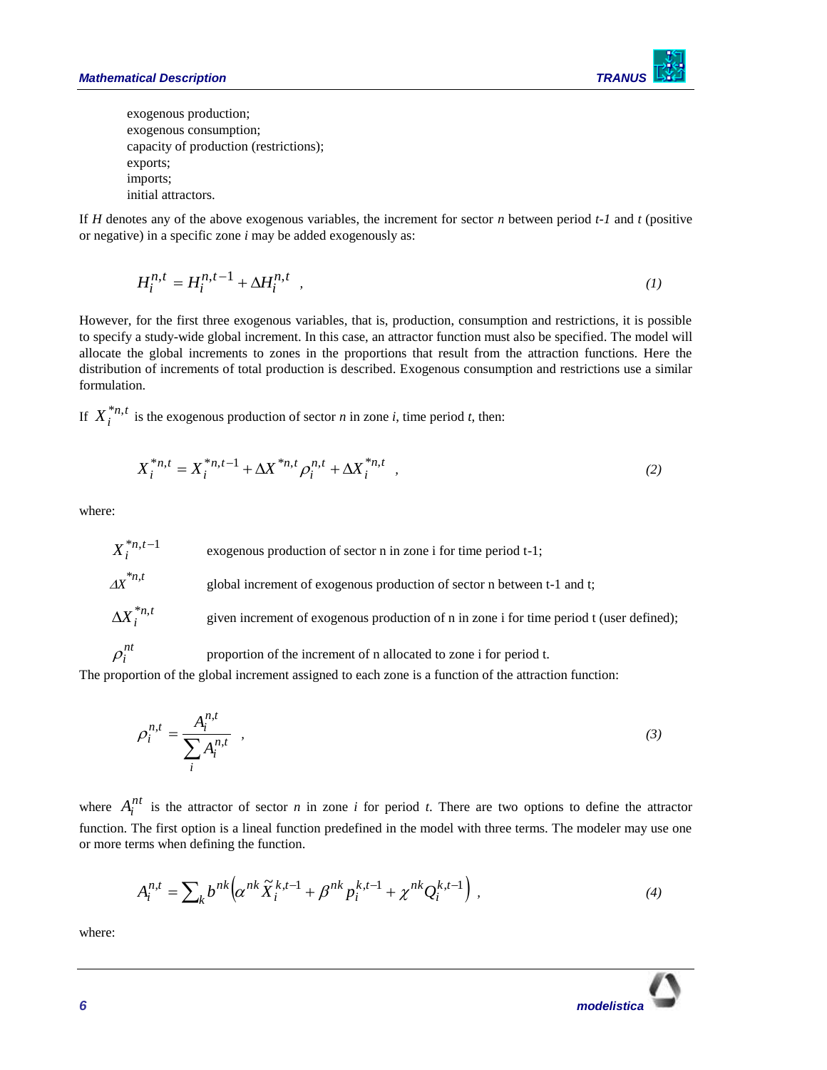exogenous production;
exogenous consumption;
capacity of production (restrictions);
exports;
imports;
initial attractors.

If *H* denotes any of the above exogenous variables, the increment for sector *n* between period *t-1* and *t* (positive or negative) in a specific zone *i* may be added exogenously as:

$$H_i^{n,t} = H_i^{n,t-1} + \Delta H_i^{n,t} \quad , \tag{1}$$

However, for the first three exogenous variables, that is, production, consumption and restrictions, it is possible to specify a study-wide global increment. In this case, an attractor function must also be specified. The model will allocate the global increments to zones in the proportions that result from the attraction functions. Here the distribution of increments of total production is described. Exogenous consumption and restrictions use a similar formulation.

If $X_i^{*n,t}$ is the exogenous production of sector *n* in zone *i*, time period *t,* then:

$$X_i^{*n,t} = X_i^{*n,t-1} + \Delta X^{*n,t} \rho_i^{n,t} + \Delta X_i^{*n,t} \quad , \tag{2}$$

where:

| | |
|---|---|
| $X_i^{*n,t-1}$ | exogenous production of sector n in zone i for time period t-1; |
| $\Delta X^{*n,t}$ | global increment of exogenous production of sector n between t-1 and t; |
| $\Delta X_i^{*n,t}$ | given increment of exogenous production of n in zone i for time period t (user defined); |
| $\rho_i^{nt}$ | proportion of the increment of n allocated to zone i for period t. |

The proportion of the global increment assigned to each zone is a function of the attraction function:

$$\rho_i^{n,t} = \frac{A_i^{n,t}}{\sum_i A_i^{n,t}} \quad , \tag{3}$$

where $A_i^{nt}$ is the attractor of sector *n* in zone *i* for period *t.* There are two options to define the attractor function. The first option is a lineal function predefined in the model with three terms. The modeler may use one or more terms when defining the function.

$$A_i^{n,t} = \sum_k b^{nk} \left( \alpha^{nk} \tilde{X}_i^{k,t-1} + \beta^{nk} p_i^{k,t-1} + \chi^{nk} Q_i^{k,t-1} \right) \, , \tag{4}$$

where: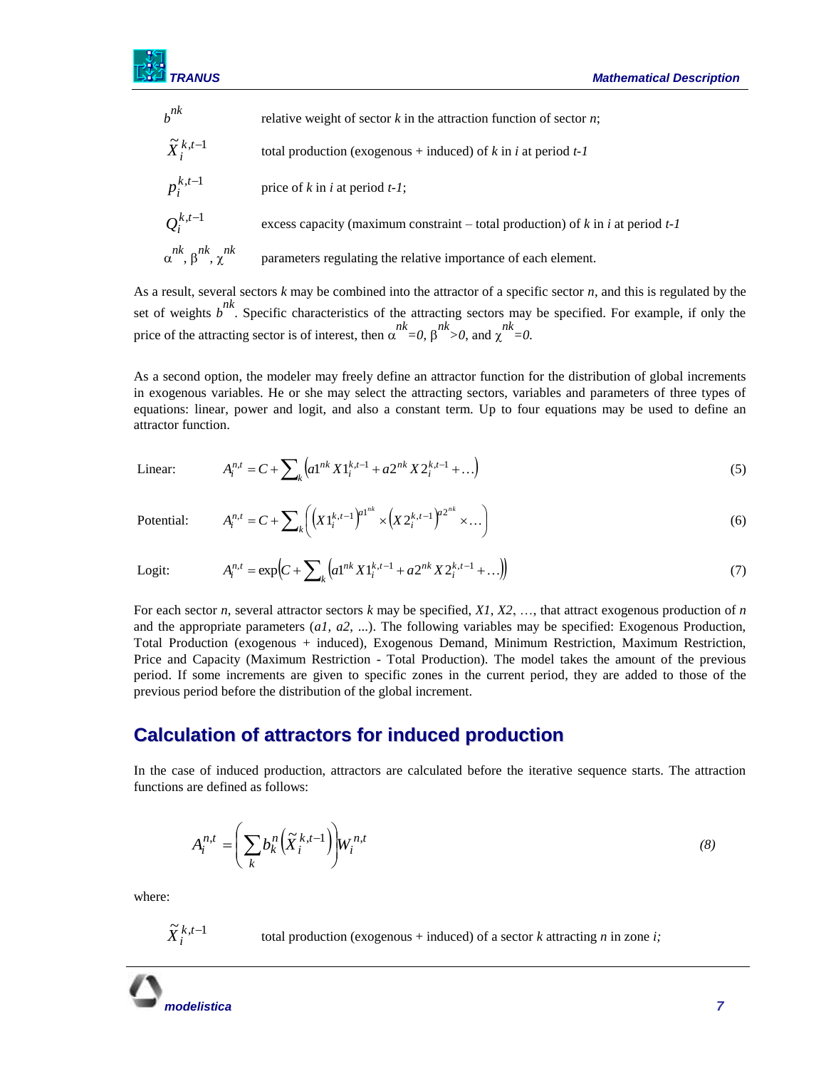| | |
|---|---|
| $b^{nk}$ | relative weight of sector $k$ in the attraction function of sector $n$; |
| $\tilde{X}_i^{k,t-1}$ | total production (exogenous + induced) of $k$ in $i$ at period $t-1$ |
| $p_i^{k,t-1}$ | price of $k$ in $i$ at period $t-1$; |
| $Q_i^{k,t-1}$ | excess capacity (maximum constraint – total production) of $k$ in $i$ at period $t-1$ |
| $\alpha^{nk}, \beta^{nk}, \chi^{nk}$ | parameters regulating the relative importance of each element. |

As a result, several sectors $k$ may be combined into the attractor of a specific sector $n$, and this is regulated by the set of weights $b^{nk}$. Specific characteristics of the attracting sectors may be specified. For example, if only the price of the attracting sector is of interest, then $\alpha^{nk}=0$, $\beta^{nk}>0$, and $\chi^{nk}=0$.

As a second option, the modeler may freely define an attractor function for the distribution of global increments in exogenous variables. He or she may select the attracting sectors, variables and parameters of three types of equations: linear, power and logit, and also a constant term. Up to four equations may be used to define an attractor function.

Linear:
$$A_i^{n,t} = C + \sum_k \left( a1^{nk} X1_i^{k,t-1} + a2^{nk} X2_i^{k,t-1} + \ldots \right) \tag{5}$$

Potential:
$$A_i^{n,t} = C + \sum_k \left( \left( X1_i^{k,t-1} \right)^{a1^{nk}} \times \left( X2_i^{k,t-1} \right)^{a2^{nk}} \times \ldots \right) \tag{6}$$

Logit:
$$A_i^{n,t} = \exp\left( C + \sum_k \left( a1^{nk} X1_i^{k,t-1} + a2^{nk} X2_i^{k,t-1} + \ldots \right) \right) \tag{7}$$

For each sector $n$, several attractor sectors $k$ may be specified, $X1$, $X2$, …, that attract exogenous production of $n$ and the appropriate parameters ($a1$, $a2$, ...). The following variables may be specified: Exogenous Production, Total Production (exogenous + induced), Exogenous Demand, Minimum Restriction, Maximum Restriction, Price and Capacity (Maximum Restriction - Total Production). The model takes the amount of the previous period. If some increments are given to specific zones in the current period, they are added to those of the previous period before the distribution of the global increment.

## Calculation of attractors for induced production

In the case of induced production, attractors are calculated before the iterative sequence starts. The attraction functions are defined as follows:

$$A_i^{n,t} = \left( \sum_k b_k^n \left( \tilde{X}_i^{k,t-1} \right) \right) W_i^{n,t} \tag{8}$$

where:

| | |
|---|---|
| $\tilde{X}_i^{k,t-1}$ | total production (exogenous + induced) of a sector $k$ attracting $n$ in zone $i$; |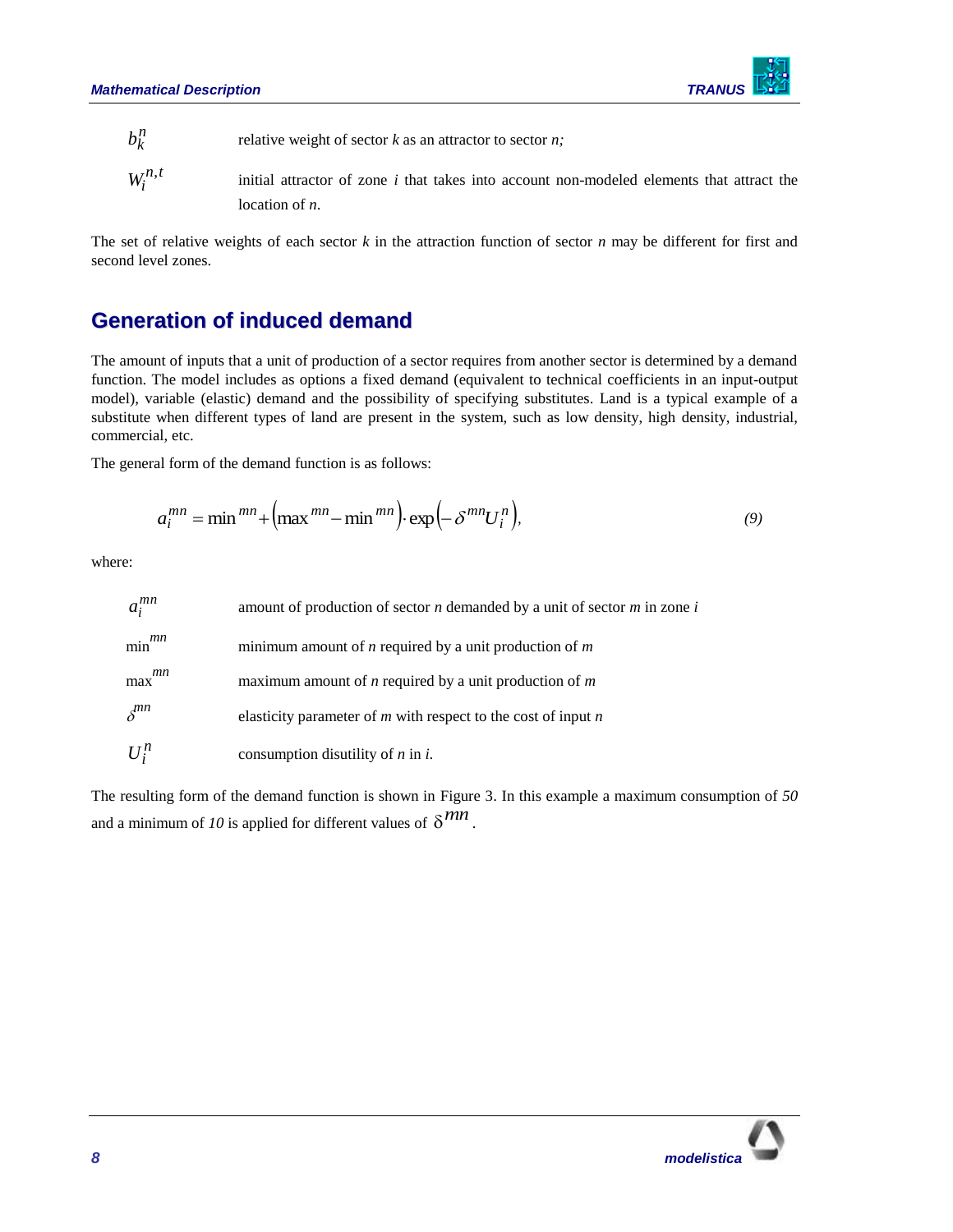$b_k^n$ relative weight of sector $k$ as an attractor to sector $n$;

$W_i^{n,t}$ initial attractor of zone $i$ that takes into account non-modeled elements that attract the location of $n$.

The set of relative weights of each sector $k$ in the attraction function of sector $n$ may be different for first and second level zones.

## Generation of induced demand

The amount of inputs that a unit of production of a sector requires from another sector is determined by a demand function. The model includes as options a fixed demand (equivalent to technical coefficients in an input-output model), variable (elastic) demand and the possibility of specifying substitutes. Land is a typical example of a substitute when different types of land are present in the system, such as low density, high density, industrial, commercial, etc.

The general form of the demand function is as follows:

$$a_i^{mn} = \min{}^{mn} + \left(\max{}^{mn} - \min{}^{mn}\right) \cdot \exp\left(-\delta^{mn} U_i^n\right), \tag{9}$$

where:

$a_i^{mn}$ amount of production of sector $n$ demanded by a unit of sector $m$ in zone $i$

$\min^{mn}$ minimum amount of $n$ required by a unit production of $m$

$\max^{mn}$ maximum amount of $n$ required by a unit production of $m$

$\delta^{mn}$ elasticity parameter of $m$ with respect to the cost of input $n$

$U_i^n$ consumption disutility of $n$ in $i$.

The resulting form of the demand function is shown in Figure 3. In this example a maximum consumption of *50* and a minimum of *10* is applied for different values of $\delta^{mn}$.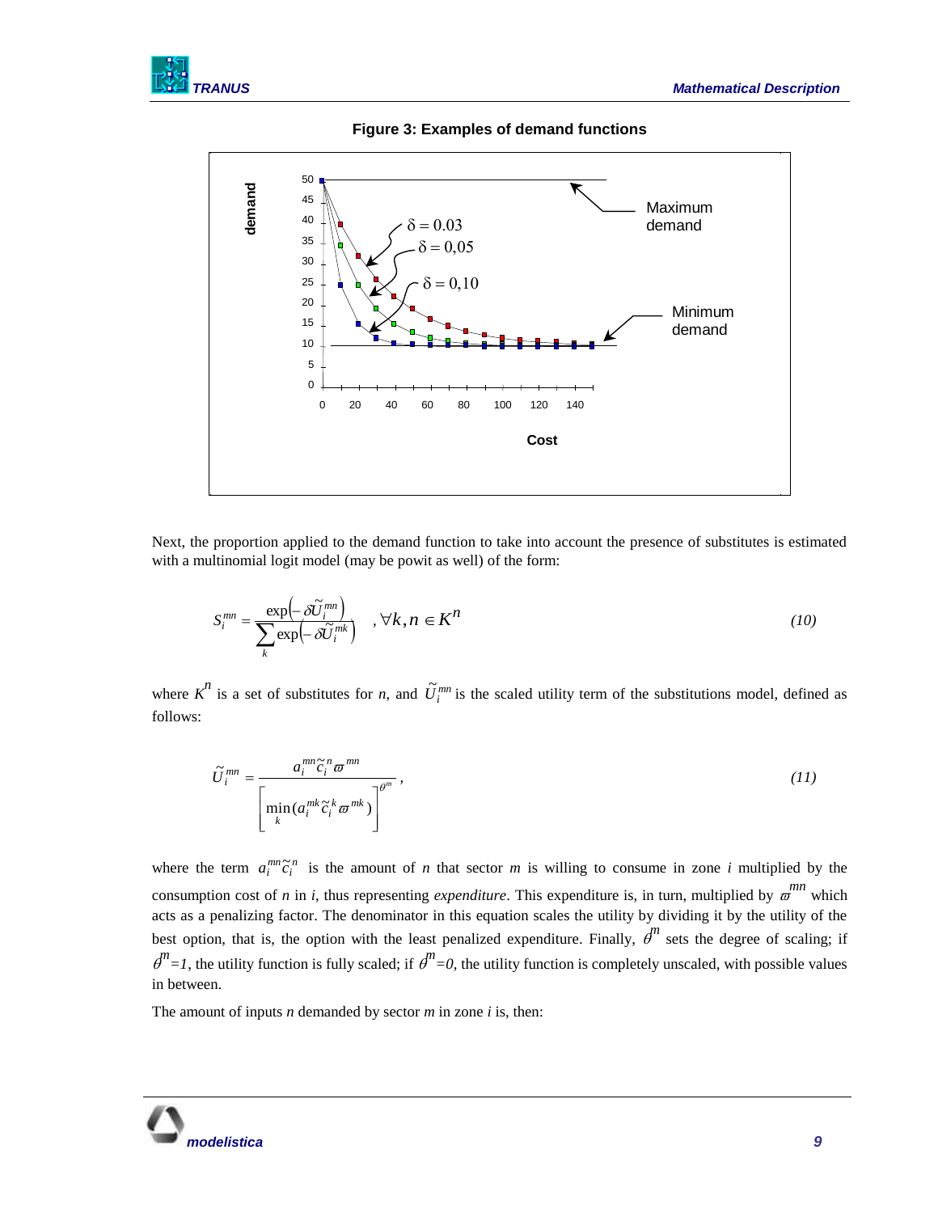**Figure 3: Examples of demand functions**

demand

50
45
40
35
30
25
20
15
10
5
0

0 20 40 60 80 100 120 140

Cost

$\delta = 0.03$

$\delta = 0{,}05$

$\delta = 0{,}10$

Maximum demand

Minimum demand

Next, the proportion applied to the demand function to take into account the presence of substitutes is estimated with a multinomial logit model (may be powit as well) of the form:

$$S_i^{mn} = \frac{\exp\left(-\delta \tilde{U}_i^{mn}\right)}{\sum_k \exp\left(-\delta \tilde{U}_i^{mk}\right)} \quad , \forall k, n \in K^n \tag{10}$$

where $K^n$ is a set of substitutes for *n*, and $\tilde{U}_i^{mn}$ is the scaled utility term of the substitutions model, defined as follows:

$$\tilde{U}_i^{mn} = \frac{a_i^{mn} \tilde{c}_i^{n} \varpi^{mn}}{\left[\min_k (a_i^{mk} \tilde{c}_i^{k} \varpi^{mk})\right]^{\theta^m}}, \tag{11}$$

where the term $a_i^{mn} \tilde{c}_i^{n}$ is the amount of *n* that sector *m* is willing to consume in zone *i* multiplied by the consumption cost of *n* in *i*, thus representing *expenditure*. This expenditure is, in turn, multiplied by $\varpi^{mn}$ which acts as a penalizing factor. The denominator in this equation scales the utility by dividing it by the utility of the best option, that is, the option with the least penalized expenditure. Finally, $\theta^m$ sets the degree of scaling; if $\theta^m=1$, the utility function is fully scaled; if $\theta^m=0$, the utility function is completely unscaled, with possible values in between.

The amount of inputs *n* demanded by sector *m* in zone *i* is, then: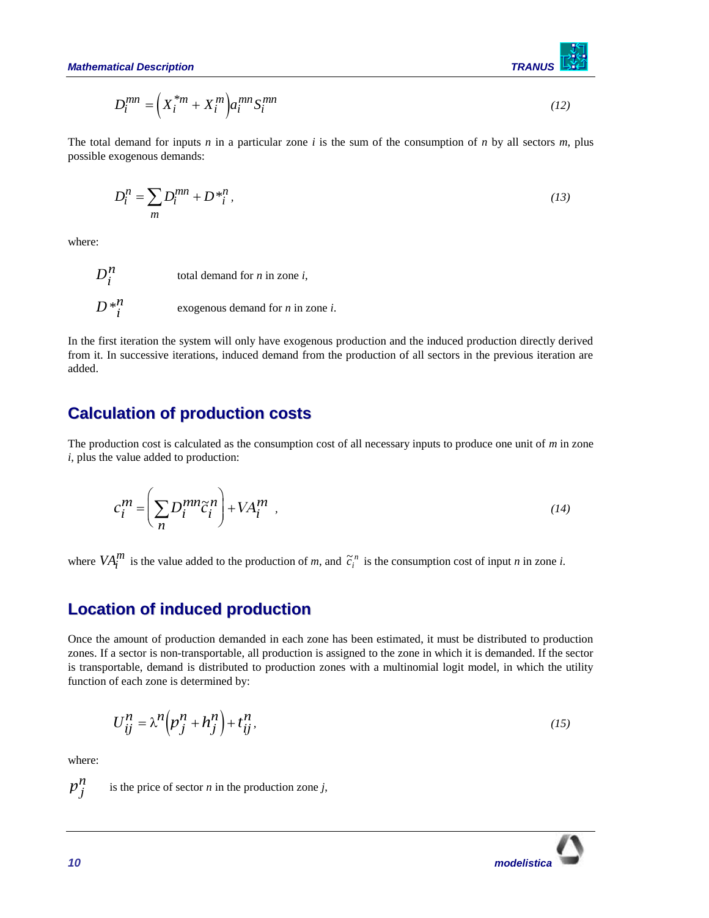$$D_i^{mn} = \left( X_i^{*m} + X_i^m \right) a_i^{mn} S_i^{mn} \tag{12}$$

The total demand for inputs $n$ in a particular zone $i$ is the sum of the consumption of $n$ by all sectors $m$, plus possible exogenous demands:

$$D_i^n = \sum_m D_i^{mn} + D*_i^n, \tag{13}$$

where:

$D_i^n$ total demand for $n$ in zone $i$,

$D*_i^n$ exogenous demand for $n$ in zone $i$.

In the first iteration the system will only have exogenous production and the induced production directly derived from it. In successive iterations, induced demand from the production of all sectors in the previous iteration are added.

## Calculation of production costs

The production cost is calculated as the consumption cost of all necessary inputs to produce one unit of $m$ in zone $i$, plus the value added to production:

$$c_i^m = \left( \sum_n D_i^{mn} \tilde{c}_i^n \right) + VA_i^m \ , \tag{14}$$

where $VA_i^m$ is the value added to the production of $m$, and $\tilde{c}_i^n$ is the consumption cost of input $n$ in zone $i$.

## Location of induced production

Once the amount of production demanded in each zone has been estimated, it must be distributed to production zones. If a sector is non-transportable, all production is assigned to the zone in which it is demanded. If the sector is transportable, demand is distributed to production zones with a multinomial logit model, in which the utility function of each zone is determined by:

$$U_{ij}^n = \lambda^n \left( p_j^n + h_j^n \right) + t_{ij}^n, \tag{15}$$

where:

$p_j^n$ is the price of sector $n$ in the production zone $j$,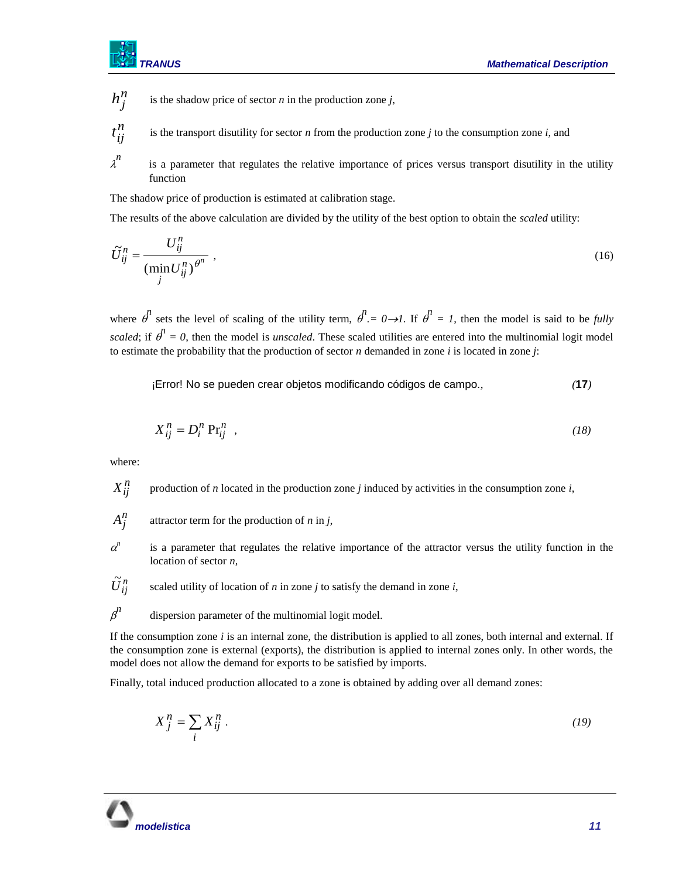$h_j^n$ is the shadow price of sector $n$ in the production zone $j$,

$t_{ij}^n$ is the transport disutility for sector $n$ from the production zone $j$ to the consumption zone $i$, and

$\lambda^n$ is a parameter that regulates the relative importance of prices versus transport disutility in the utility function

The shadow price of production is estimated at calibration stage.

The results of the above calculation are divided by the utility of the best option to obtain the *scaled* utility:

$$\tilde{U}_{ij}^n = \frac{U_{ij}^n}{(\min_j U_{ij}^n)^{\theta^n}} , \tag{16}$$

where $\theta^n$ sets the level of scaling of the utility term, $\theta^n .= 0 \rightarrow 1$. If $\theta^n = 1$, then the model is said to be *fully scaled*; if $\theta^n = 0$, then the model is *unscaled*. These scaled utilities are entered into the multinomial logit model to estimate the probability that the production of sector $n$ demanded in zone $i$ is located in zone $j$:

¡Error! No se pueden crear objetos modificando códigos de campo., *(***17***)*

$$X_{ij}^n = D_i^n \Pr_{ij}^n , \tag{18}$$

where:

$X_{ij}^n$ production of $n$ located in the production zone $j$ induced by activities in the consumption zone $i$,

$A_j^n$ attractor term for the production of $n$ in $j$,

$\alpha^n$ is a parameter that regulates the relative importance of the attractor versus the utility function in the location of sector $n$,

$\tilde{U}_{ij}^n$ scaled utility of location of $n$ in zone $j$ to satisfy the demand in zone $i$,

$\beta^n$ dispersion parameter of the multinomial logit model.

If the consumption zone $i$ is an internal zone, the distribution is applied to all zones, both internal and external. If the consumption zone is external (exports), the distribution is applied to internal zones only. In other words, the model does not allow the demand for exports to be satisfied by imports.

Finally, total induced production allocated to a zone is obtained by adding over all demand zones:

$$X_j^n = \sum_i X_{ij}^n . \tag{19}$$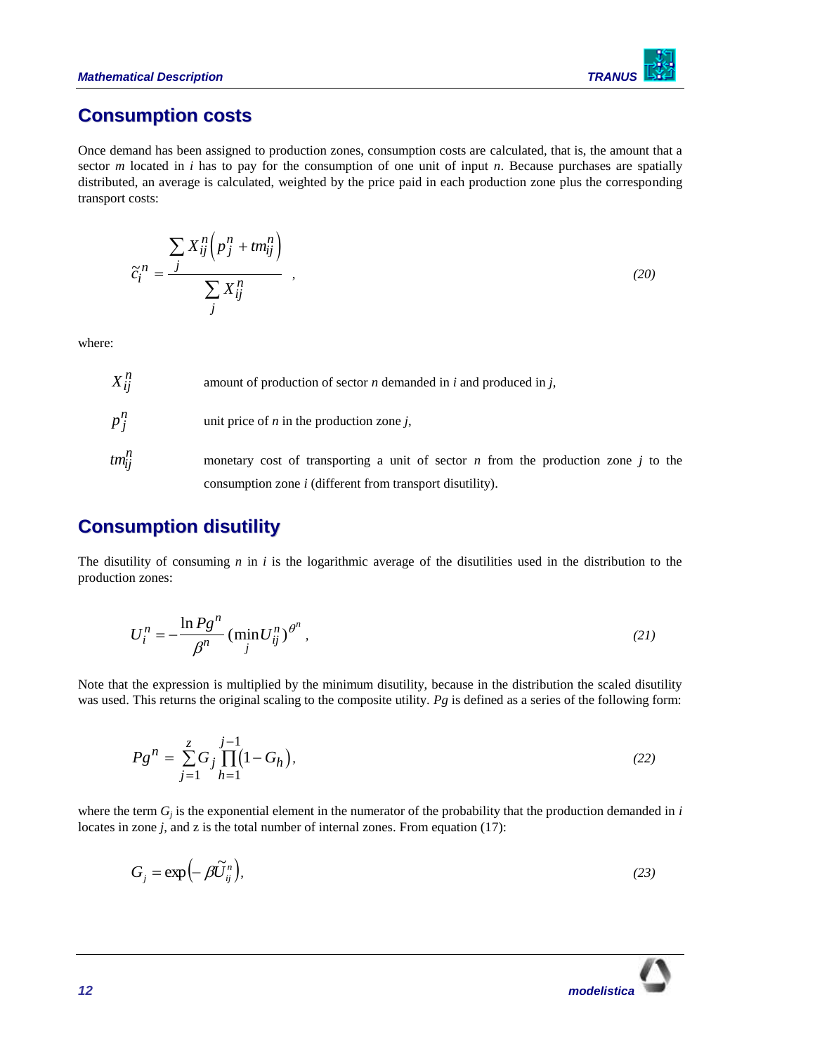## Consumption costs

Once demand has been assigned to production zones, consumption costs are calculated, that is, the amount that a sector *m* located in *i* has to pay for the consumption of one unit of input *n*. Because purchases are spatially distributed, an average is calculated, weighted by the price paid in each production zone plus the corresponding transport costs:

$$\tilde{c}_i^n = \frac{\sum_j X_{ij}^n \left( p_j^n + tm_{ij}^n \right)}{\sum_j X_{ij}^n} \quad , \tag{20}$$

where:

$X_{ij}^n$ amount of production of sector *n* demanded in *i* and produced in *j*,

$p_j^n$ unit price of *n* in the production zone *j*,

$tm_{ij}^n$ monetary cost of transporting a unit of sector *n* from the production zone *j* to the consumption zone *i* (different from transport disutility).

## Consumption disutility

The disutility of consuming *n* in *i* is the logarithmic average of the disutilities used in the distribution to the production zones:

$$U_i^n = -\frac{\ln Pg^n}{\beta^n} (\min_j U_{ij}^n)^{\theta^n} \, , \tag{21}$$

Note that the expression is multiplied by the minimum disutility, because in the distribution the scaled disutility was used. This returns the original scaling to the composite utility. *Pg* is defined as a series of the following form:

$$Pg^n = \sum_{j=1}^{z} G_j \prod_{h=1}^{j-1} \left(1 - G_h\right), \tag{22}$$

where the term $G_j$ is the exponential element in the numerator of the probability that the production demanded in *i* locates in zone *j*, and z is the total number of internal zones. From equation (17):

$$G_j = \exp\left(-\beta \tilde{U}_{ij}^n\right), \tag{23}$$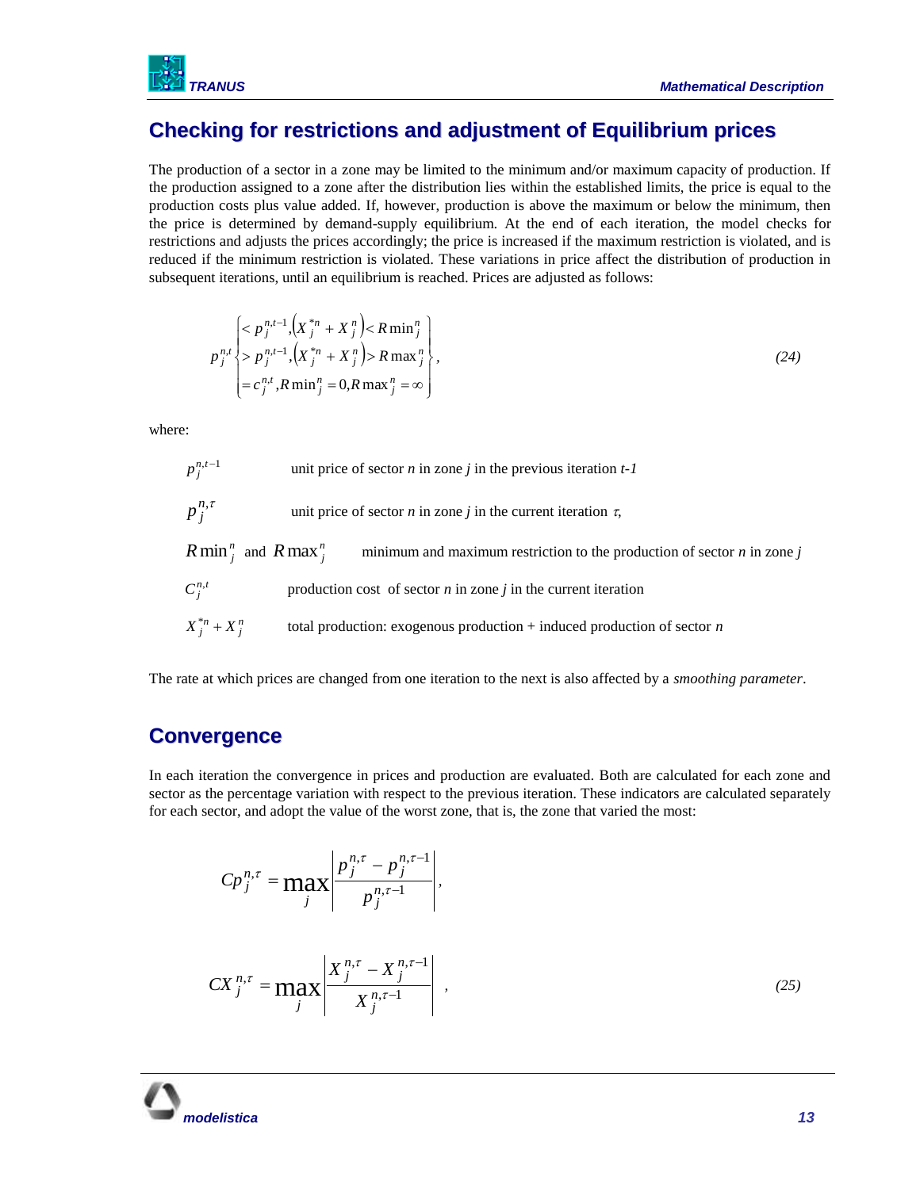## Checking for restrictions and adjustment of Equilibrium prices

The production of a sector in a zone may be limited to the minimum and/or maximum capacity of production. If the production assigned to a zone after the distribution lies within the established limits, the price is equal to the production costs plus value added. If, however, production is above the maximum or below the minimum, then the price is determined by demand-supply equilibrium. At the end of each iteration, the model checks for restrictions and adjusts the prices accordingly; the price is increased if the maximum restriction is violated, and is reduced if the minimum restriction is violated. These variations in price affect the distribution of production in subsequent iterations, until an equilibrium is reached. Prices are adjusted as follows:

$$p_j^{n,t}\begin{Bmatrix} < p_j^{n,t-1}, \left(X_j^{*n} + X_j^{n}\right) < R\min_j^n \\ > p_j^{n,t-1}, \left(X_j^{*n} + X_j^{n}\right) > R\max_j^n \\ = c_j^{n,t}, R\min_j^n = 0, R\max_j^n = \infty \end{Bmatrix}, \tag{24}$$

where:

$p_j^{n,t-1}$ unit price of sector *n* in zone *j* in the previous iteration *t-1*

$p_j^{n,\tau}$ unit price of sector *n* in zone *j* in the current iteration $\tau$,

$R\min_j^n$ and $R\max_j^n$ minimum and maximum restriction to the production of sector *n* in zone *j*

$C_j^{n,t}$ production cost of sector *n* in zone *j* in the current iteration

$X_j^{*n} + X_j^{n}$ total production: exogenous production + induced production of sector *n*

The rate at which prices are changed from one iteration to the next is also affected by a *smoothing parameter*.

## Convergence

In each iteration the convergence in prices and production are evaluated. Both are calculated for each zone and sector as the percentage variation with respect to the previous iteration. These indicators are calculated separately for each sector, and adopt the value of the worst zone, that is, the zone that varied the most:

$$Cp_j^{n,\tau} = \max_j \left| \frac{p_j^{n,\tau} - p_j^{n,\tau-1}}{p_j^{n,\tau-1}} \right|,$$

$$CX_j^{n,\tau} = \max_j \left| \frac{X_j^{n,\tau} - X_j^{n,\tau-1}}{X_j^{n,\tau-1}} \right| , \tag{25}$$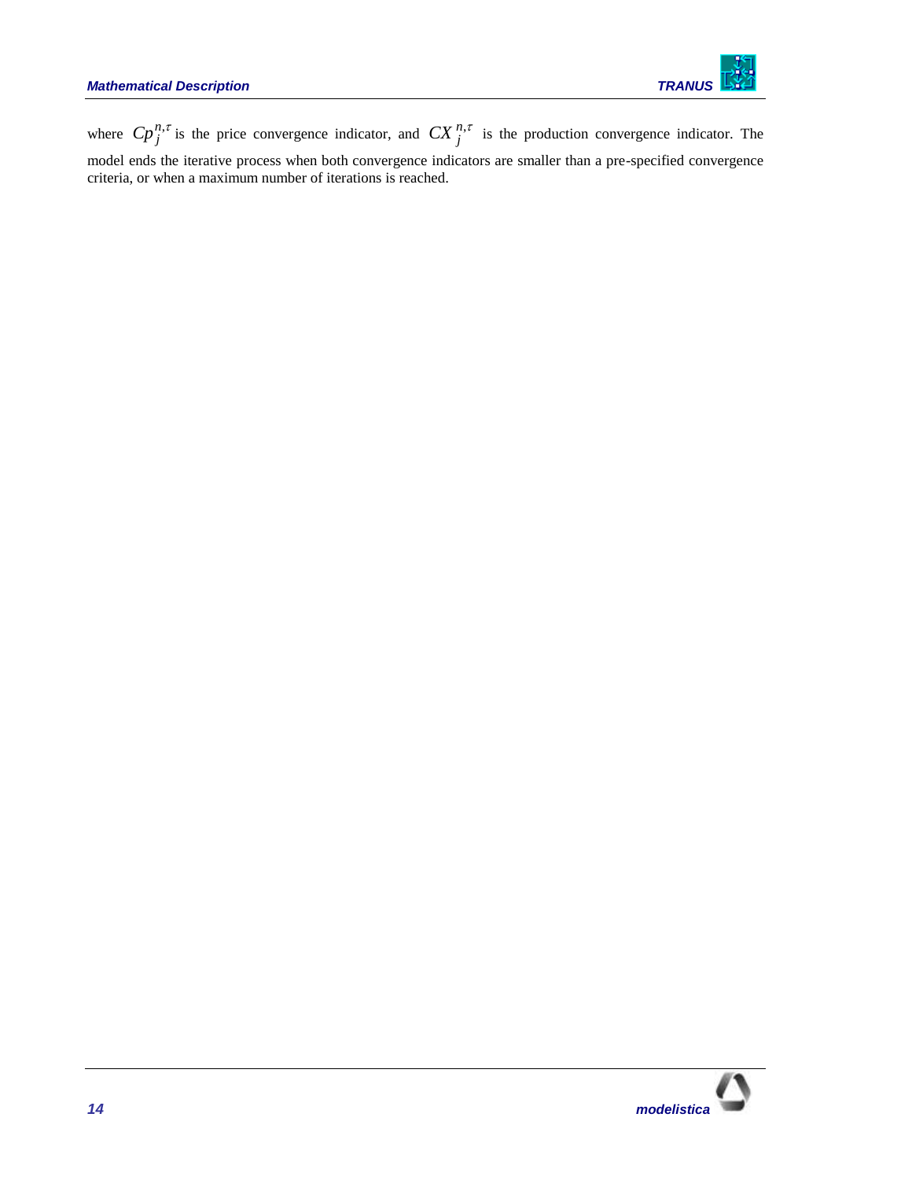where $Cp_j^{n,\tau}$ is the price convergence indicator, and $CX_j^{n,\tau}$ is the production convergence indicator. The model ends the iterative process when both convergence indicators are smaller than a pre-specified convergence criteria, or when a maximum number of iterations is reached.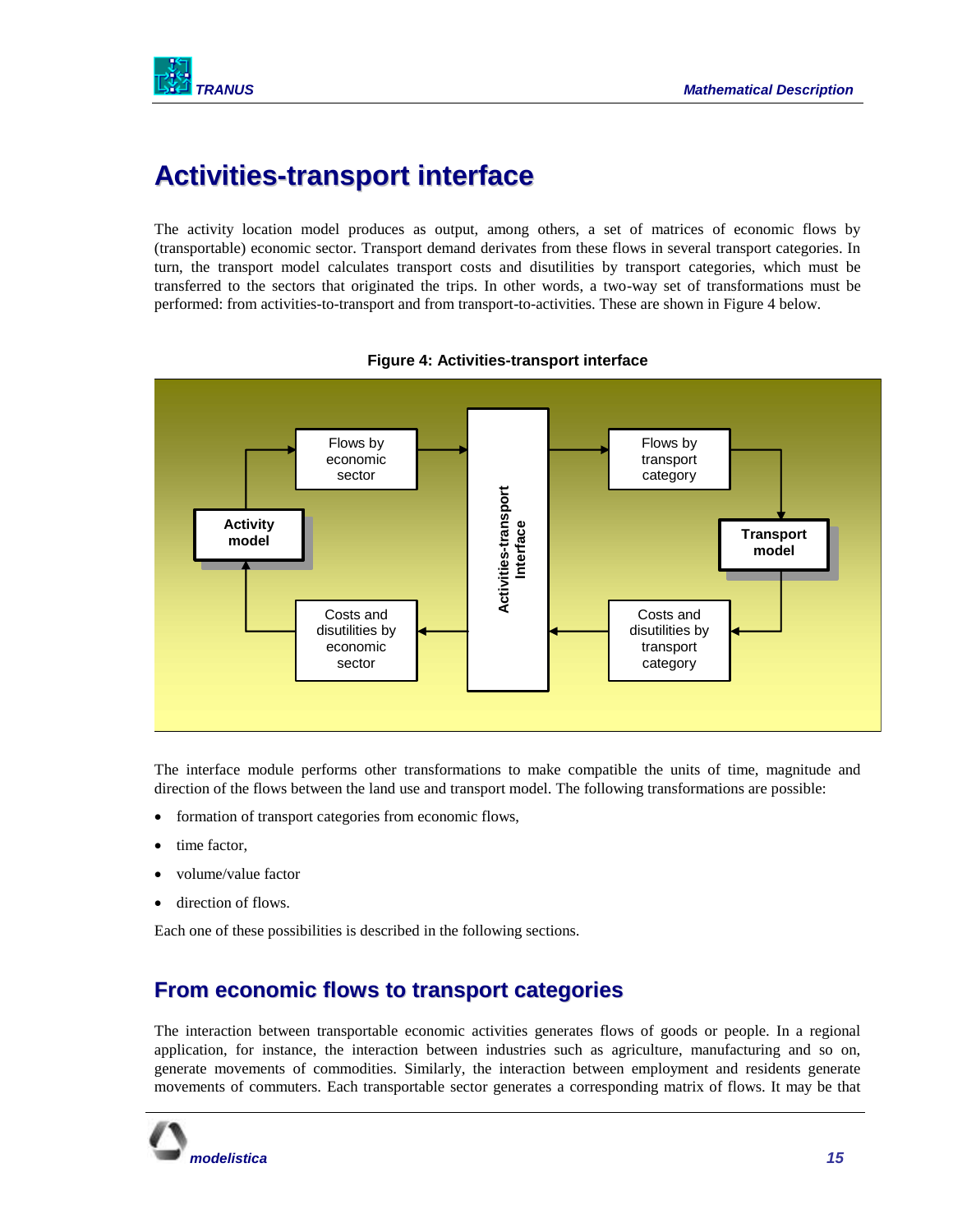# Activities-transport interface

The activity location model produces as output, among others, a set of matrices of economic flows by (transportable) economic sector. Transport demand derivates from these flows in several transport categories. In turn, the transport model calculates transport costs and disutilities by transport categories, which must be transferred to the sectors that originated the trips. In other words, a two-way set of transformations must be performed: from activities-to-transport and from transport-to-activities. These are shown in Figure 4 below.

**Figure 4: Activities-transport interface**

Flows by economic sector

Activity model

Costs and disutilities by economic sector

Activities-transport Interface

Flows by transport category

Transport model

Costs and disutilities by transport category

The interface module performs other transformations to make compatible the units of time, magnitude and direction of the flows between the land use and transport model. The following transformations are possible:

- formation of transport categories from economic flows,
- time factor,
- volume/value factor
- direction of flows.

Each one of these possibilities is described in the following sections.

## From economic flows to transport categories

The interaction between transportable economic activities generates flows of goods or people. In a regional application, for instance, the interaction between industries such as agriculture, manufacturing and so on, generate movements of commodities. Similarly, the interaction between employment and residents generate movements of commuters. Each transportable sector generates a corresponding matrix of flows. It may be that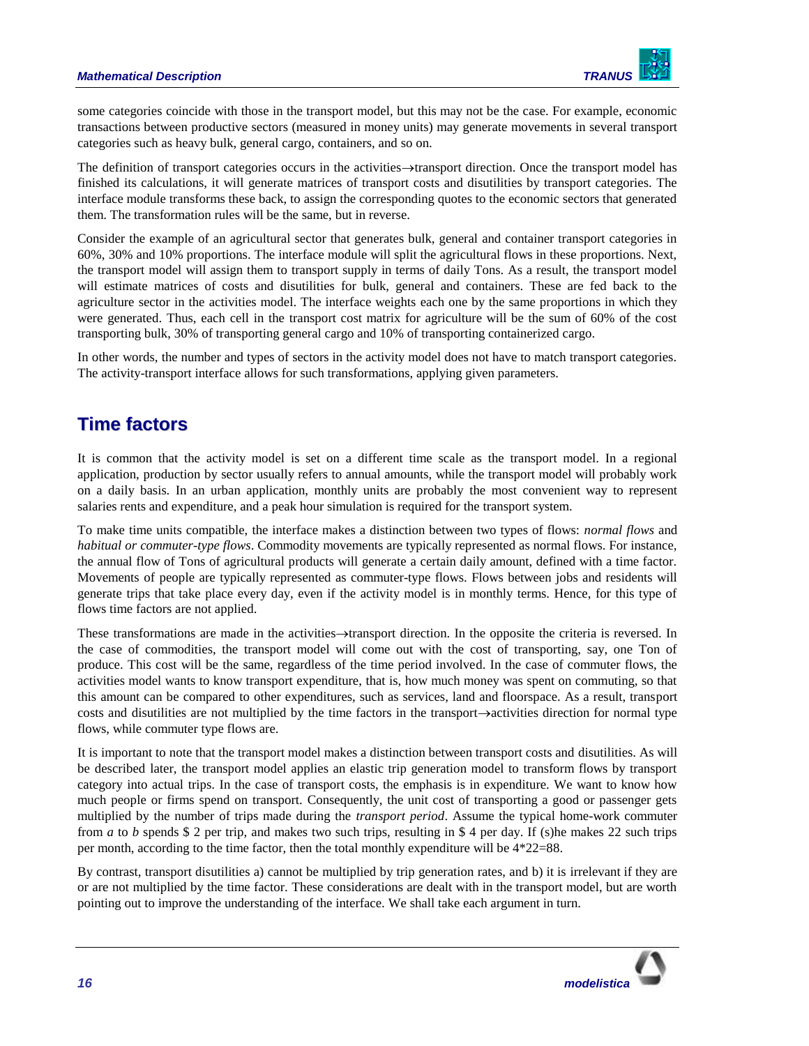some categories coincide with those in the transport model, but this may not be the case. For example, economic transactions between productive sectors (measured in money units) may generate movements in several transport categories such as heavy bulk, general cargo, containers, and so on.

The definition of transport categories occurs in the activities→transport direction. Once the transport model has finished its calculations, it will generate matrices of transport costs and disutilities by transport categories. The interface module transforms these back, to assign the corresponding quotes to the economic sectors that generated them. The transformation rules will be the same, but in reverse.

Consider the example of an agricultural sector that generates bulk, general and container transport categories in 60%, 30% and 10% proportions. The interface module will split the agricultural flows in these proportions. Next, the transport model will assign them to transport supply in terms of daily Tons. As a result, the transport model will estimate matrices of costs and disutilities for bulk, general and containers. These are fed back to the agriculture sector in the activities model. The interface weights each one by the same proportions in which they were generated. Thus, each cell in the transport cost matrix for agriculture will be the sum of 60% of the cost transporting bulk, 30% of transporting general cargo and 10% of transporting containerized cargo.

In other words, the number and types of sectors in the activity model does not have to match transport categories. The activity-transport interface allows for such transformations, applying given parameters.

## Time factors

It is common that the activity model is set on a different time scale as the transport model. In a regional application, production by sector usually refers to annual amounts, while the transport model will probably work on a daily basis. In an urban application, monthly units are probably the most convenient way to represent salaries rents and expenditure, and a peak hour simulation is required for the transport system.

To make time units compatible, the interface makes a distinction between two types of flows: *normal flows* and *habitual or commuter-type flows*. Commodity movements are typically represented as normal flows. For instance, the annual flow of Tons of agricultural products will generate a certain daily amount, defined with a time factor. Movements of people are typically represented as commuter-type flows. Flows between jobs and residents will generate trips that take place every day, even if the activity model is in monthly terms. Hence, for this type of flows time factors are not applied.

These transformations are made in the activities→transport direction. In the opposite the criteria is reversed. In the case of commodities, the transport model will come out with the cost of transporting, say, one Ton of produce. This cost will be the same, regardless of the time period involved. In the case of commuter flows, the activities model wants to know transport expenditure, that is, how much money was spent on commuting, so that this amount can be compared to other expenditures, such as services, land and floorspace. As a result, transport costs and disutilities are not multiplied by the time factors in the transport→activities direction for normal type flows, while commuter type flows are.

It is important to note that the transport model makes a distinction between transport costs and disutilities. As will be described later, the transport model applies an elastic trip generation model to transform flows by transport category into actual trips. In the case of transport costs, the emphasis is in expenditure. We want to know how much people or firms spend on transport. Consequently, the unit cost of transporting a good or passenger gets multiplied by the number of trips made during the *transport period*. Assume the typical home-work commuter from *a* to *b* spends $ 2 per trip, and makes two such trips, resulting in $ 4 per day. If (s)he makes 22 such trips per month, according to the time factor, then the total monthly expenditure will be 4*22=88.

By contrast, transport disutilities a) cannot be multiplied by trip generation rates, and b) it is irrelevant if they are or are not multiplied by the time factor. These considerations are dealt with in the transport model, but are worth pointing out to improve the understanding of the interface. We shall take each argument in turn.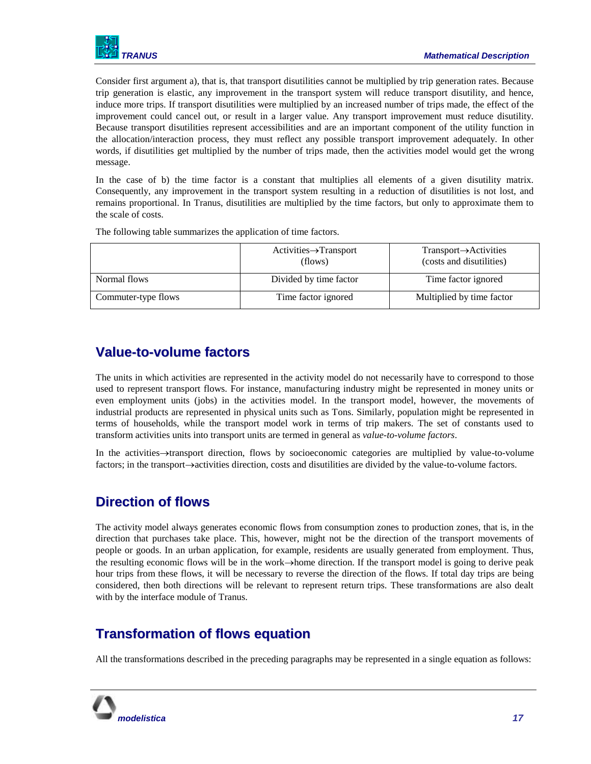Consider first argument a), that is, that transport disutilities cannot be multiplied by trip generation rates. Because trip generation is elastic, any improvement in the transport system will reduce transport disutility, and hence, induce more trips. If transport disutilities were multiplied by an increased number of trips made, the effect of the improvement could cancel out, or result in a larger value. Any transport improvement must reduce disutility. Because transport disutilities represent accessibilities and are an important component of the utility function in the allocation/interaction process, they must reflect any possible transport improvement adequately. In other words, if disutilities get multiplied by the number of trips made, then the activities model would get the wrong message.

In the case of b) the time factor is a constant that multiplies all elements of a given disutility matrix. Consequently, any improvement in the transport system resulting in a reduction of disutilities is not lost, and remains proportional. In Tranus, disutilities are multiplied by the time factors, but only to approximate them to the scale of costs.

The following table summarizes the application of time factors.

| | Activities→Transport (flows) | Transport→Activities (costs and disutilities) |
|---|---|---|
| Normal flows | Divided by time factor | Time factor ignored |
| Commuter-type flows | Time factor ignored | Multiplied by time factor |

## Value-to-volume factors

The units in which activities are represented in the activity model do not necessarily have to correspond to those used to represent transport flows. For instance, manufacturing industry might be represented in money units or even employment units (jobs) in the activities model. In the transport model, however, the movements of industrial products are represented in physical units such as Tons. Similarly, population might be represented in terms of households, while the transport model work in terms of trip makers. The set of constants used to transform activities units into transport units are termed in general as *value-to-volume factors*.

In the activities→transport direction, flows by socioeconomic categories are multiplied by value-to-volume factors; in the transport→activities direction, costs and disutilities are divided by the value-to-volume factors.

## Direction of flows

The activity model always generates economic flows from consumption zones to production zones, that is, in the direction that purchases take place. This, however, might not be the direction of the transport movements of people or goods. In an urban application, for example, residents are usually generated from employment. Thus, the resulting economic flows will be in the work→home direction. If the transport model is going to derive peak hour trips from these flows, it will be necessary to reverse the direction of the flows. If total day trips are being considered, then both directions will be relevant to represent return trips. These transformations are also dealt with by the interface module of Tranus.

## Transformation of flows equation

All the transformations described in the preceding paragraphs may be represented in a single equation as follows: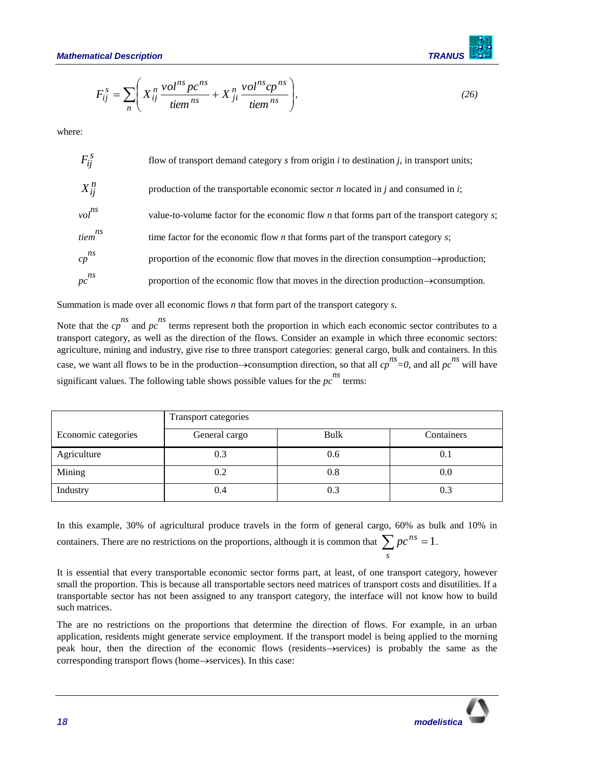$$F_{ij}^{s} = \sum_{n} \left( X_{ij}^{n} \frac{vol^{ns} pc^{ns}}{tiem^{ns}} + X_{ji}^{n} \frac{vol^{ns} cp^{ns}}{tiem^{ns}} \right), \tag{26}$$

where:

| | |
|---|---|
| $F_{ij}^{s}$ | flow of transport demand category *s* from origin *i* to destination *j*, in transport units; |
| $X_{ij}^{n}$ | production of the transportable economic sector *n* located in *j* and consumed in *i*; |
| $vol^{ns}$ | value-to-volume factor for the economic flow *n* that forms part of the transport category *s*; |
| $tiem^{ns}$ | time factor for the economic flow *n* that forms part of the transport category *s*; |
| $cp^{ns}$ | proportion of the economic flow that moves in the direction consumption→production; |
| $pc^{ns}$ | proportion of the economic flow that moves in the direction production→consumption. |

Summation is made over all economic flows *n* that form part of the transport category *s*.

Note that the $cp^{ns}$ and $pc^{ns}$ terms represent both the proportion in which each economic sector contributes to a transport category, as well as the direction of the flows. Consider an example in which three economic sectors: agriculture, mining and industry, give rise to three transport categories: general cargo, bulk and containers. In this case, we want all flows to be in the production→consumption direction, so that all $cp^{ns}=0$, and all $pc^{ns}$ will have significant values. The following table shows possible values for the $pc^{ns}$ terms:

| | Transport categories | | |
|---|---|---|---|
| Economic categories | General cargo | Bulk | Containers |
| Agriculture | 0.3 | 0.6 | 0.1 |
| Mining | 0.2 | 0.8 | 0.0 |
| Industry | 0.4 | 0.3 | 0.3 |

In this example, 30% of agricultural produce travels in the form of general cargo, 60% as bulk and 10% in containers. There are no restrictions on the proportions, although it is common that $\sum_{s} pc^{ns} = 1$.

It is essential that every transportable economic sector forms part, at least, of one transport category, however small the proportion. This is because all transportable sectors need matrices of transport costs and disutilities. If a transportable sector has not been assigned to any transport category, the interface will not know how to build such matrices.

The are no restrictions on the proportions that determine the direction of flows. For example, in an urban application, residents might generate service employment. If the transport model is being applied to the morning peak hour, then the direction of the economic flows (residents→services) is probably the same as the corresponding transport flows (home→services). In this case: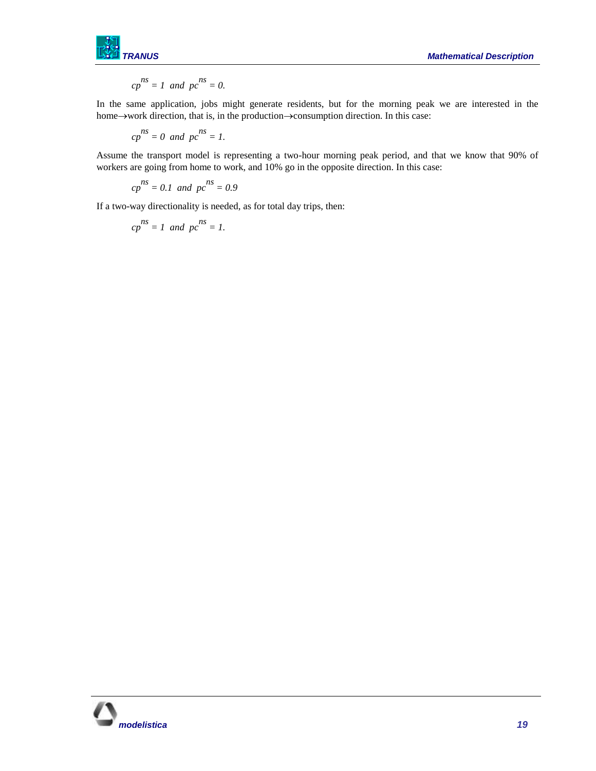$$cp^{ns} = 1 \text{ and } pc^{ns} = 0.$$

In the same application, jobs might generate residents, but for the morning peak we are interested in the home→work direction, that is, in the production→consumption direction. In this case:

$$cp^{ns} = 0 \text{ and } pc^{ns} = 1.$$

Assume the transport model is representing a two-hour morning peak period, and that we know that 90% of workers are going from home to work, and 10% go in the opposite direction. In this case:

$$cp^{ns} = 0.1 \text{ and } pc^{ns} = 0.9$$

If a two-way directionality is needed, as for total day trips, then:

$$cp^{ns} = 1 \text{ and } pc^{ns} = 1.$$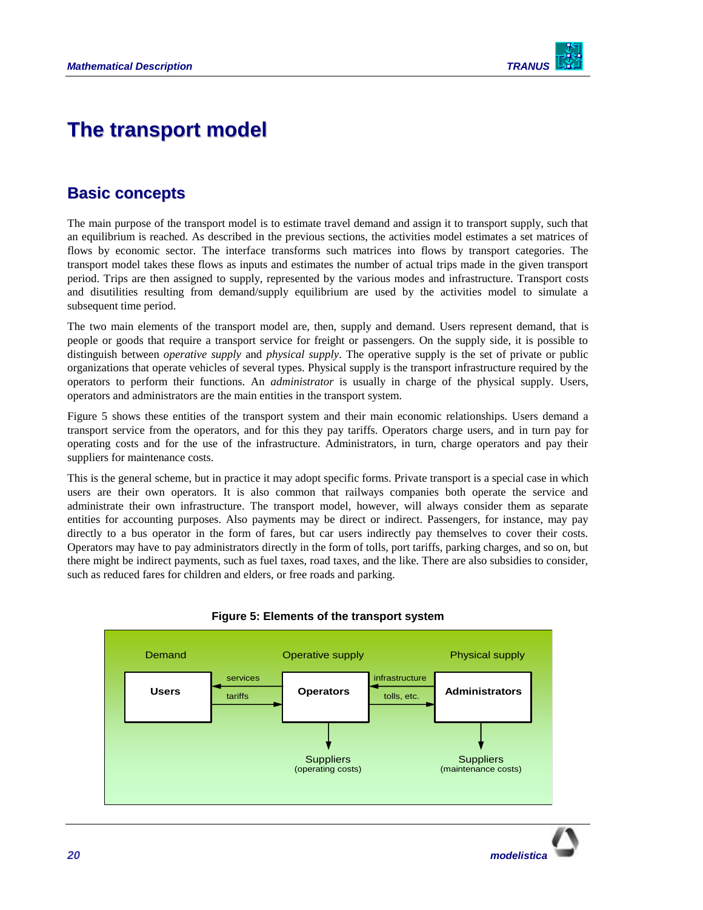# The transport model

## Basic concepts

The main purpose of the transport model is to estimate travel demand and assign it to transport supply, such that an equilibrium is reached. As described in the previous sections, the activities model estimates a set matrices of flows by economic sector. The interface transforms such matrices into flows by transport categories. The transport model takes these flows as inputs and estimates the number of actual trips made in the given transport period. Trips are then assigned to supply, represented by the various modes and infrastructure. Transport costs and disutilities resulting from demand/supply equilibrium are used by the activities model to simulate a subsequent time period.

The two main elements of the transport model are, then, supply and demand. Users represent demand, that is people or goods that require a transport service for freight or passengers. On the supply side, it is possible to distinguish between *operative supply* and *physical supply*. The operative supply is the set of private or public organizations that operate vehicles of several types. Physical supply is the transport infrastructure required by the operators to perform their functions. An *administrator* is usually in charge of the physical supply. Users, operators and administrators are the main entities in the transport system.

Figure 5 shows these entities of the transport system and their main economic relationships. Users demand a transport service from the operators, and for this they pay tariffs. Operators charge users, and in turn pay for operating costs and for the use of the infrastructure. Administrators, in turn, charge operators and pay their suppliers for maintenance costs.

This is the general scheme, but in practice it may adopt specific forms. Private transport is a special case in which users are their own operators. It is also common that railways companies both operate the service and administrate their own infrastructure. The transport model, however, will always consider them as separate entities for accounting purposes. Also payments may be direct or indirect. Passengers, for instance, may pay directly to a bus operator in the form of fares, but car users indirectly pay themselves to cover their costs. Operators may have to pay administrators directly in the form of tolls, port tariffs, parking charges, and so on, but there might be indirect payments, such as fuel taxes, road taxes, and the like. There are also subsidies to consider, such as reduced fares for children and elders, or free roads and parking.

**Figure 5: Elements of the transport system**

Demand

Operative supply

Physical supply

Users

services

tariffs

Operators

infrastructure

tolls, etc.

Administrators

Suppliers
(operating costs)

Suppliers
(maintenance costs)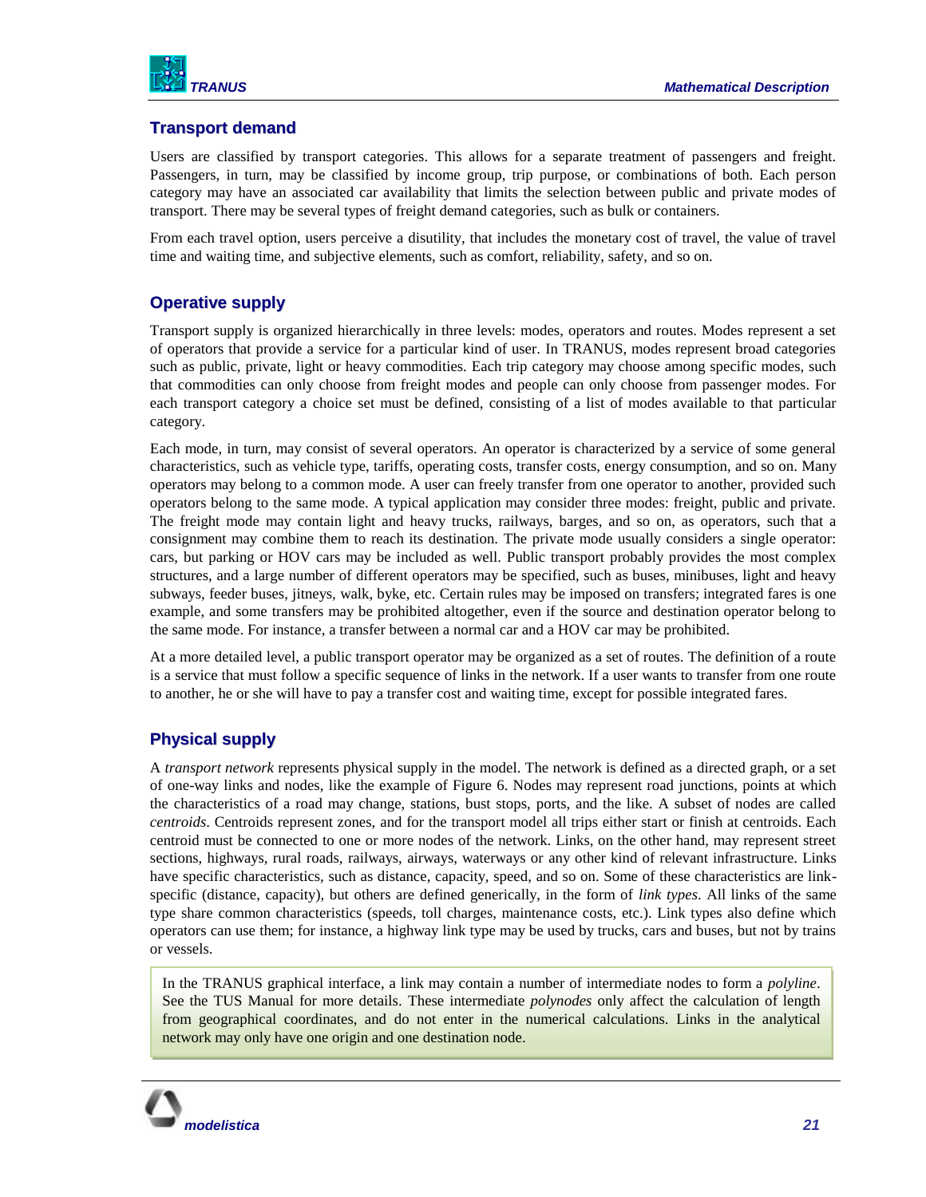## Transport demand

Users are classified by transport categories. This allows for a separate treatment of passengers and freight. Passengers, in turn, may be classified by income group, trip purpose, or combinations of both. Each person category may have an associated car availability that limits the selection between public and private modes of transport. There may be several types of freight demand categories, such as bulk or containers.

From each travel option, users perceive a disutility, that includes the monetary cost of travel, the value of travel time and waiting time, and subjective elements, such as comfort, reliability, safety, and so on.

## Operative supply

Transport supply is organized hierarchically in three levels: modes, operators and routes. Modes represent a set of operators that provide a service for a particular kind of user. In TRANUS, modes represent broad categories such as public, private, light or heavy commodities. Each trip category may choose among specific modes, such that commodities can only choose from freight modes and people can only choose from passenger modes. For each transport category a choice set must be defined, consisting of a list of modes available to that particular category.

Each mode, in turn, may consist of several operators. An operator is characterized by a service of some general characteristics, such as vehicle type, tariffs, operating costs, transfer costs, energy consumption, and so on. Many operators may belong to a common mode. A user can freely transfer from one operator to another, provided such operators belong to the same mode. A typical application may consider three modes: freight, public and private. The freight mode may contain light and heavy trucks, railways, barges, and so on, as operators, such that a consignment may combine them to reach its destination. The private mode usually considers a single operator: cars, but parking or HOV cars may be included as well. Public transport probably provides the most complex structures, and a large number of different operators may be specified, such as buses, minibuses, light and heavy subways, feeder buses, jitneys, walk, byke, etc. Certain rules may be imposed on transfers; integrated fares is one example, and some transfers may be prohibited altogether, even if the source and destination operator belong to the same mode. For instance, a transfer between a normal car and a HOV car may be prohibited.

At a more detailed level, a public transport operator may be organized as a set of routes. The definition of a route is a service that must follow a specific sequence of links in the network. If a user wants to transfer from one route to another, he or she will have to pay a transfer cost and waiting time, except for possible integrated fares.

## Physical supply

A *transport network* represents physical supply in the model. The network is defined as a directed graph, or a set of one-way links and nodes, like the example of Figure 6. Nodes may represent road junctions, points at which the characteristics of a road may change, stations, bust stops, ports, and the like. A subset of nodes are called *centroids*. Centroids represent zones, and for the transport model all trips either start or finish at centroids. Each centroid must be connected to one or more nodes of the network. Links, on the other hand, may represent street sections, highways, rural roads, railways, airways, waterways or any other kind of relevant infrastructure. Links have specific characteristics, such as distance, capacity, speed, and so on. Some of these characteristics are link-specific (distance, capacity), but others are defined generically, in the form of *link types*. All links of the same type share common characteristics (speeds, toll charges, maintenance costs, etc.). Link types also define which operators can use them; for instance, a highway link type may be used by trucks, cars and buses, but not by trains or vessels.

In the TRANUS graphical interface, a link may contain a number of intermediate nodes to form a *polyline*. See the TUS Manual for more details. These intermediate *polynodes* only affect the calculation of length from geographical coordinates, and do not enter in the numerical calculations. Links in the analytical network may only have one origin and one destination node.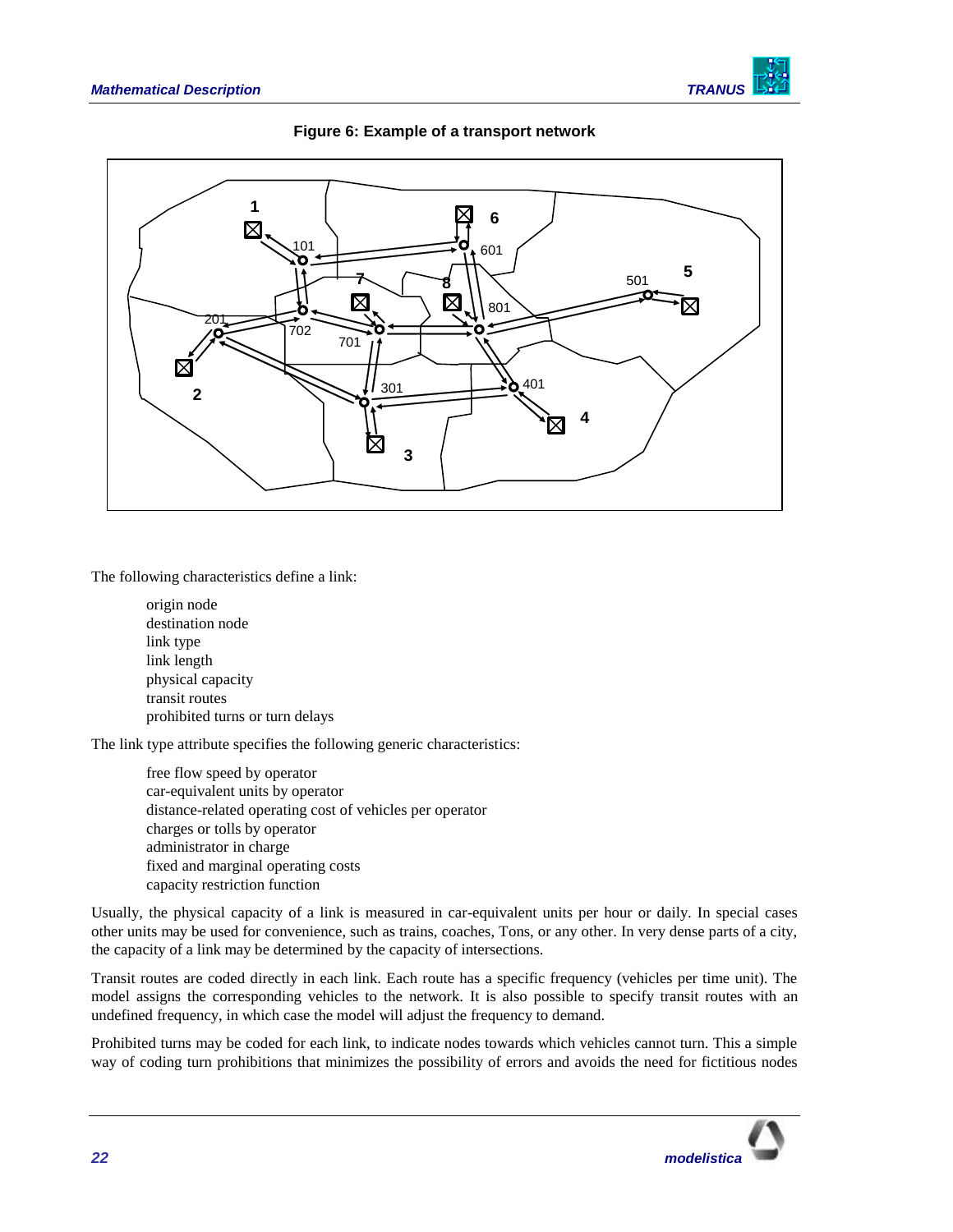**Figure 6: Example of a transport network**

1
101
6
601
7
8
5
501
801
201
702
701
2
301
401
4
3

The following characteristics define a link:

origin node
destination node
link type
link length
physical capacity
transit routes
prohibited turns or turn delays

The link type attribute specifies the following generic characteristics:

free flow speed by operator
car-equivalent units by operator
distance-related operating cost of vehicles per operator
charges or tolls by operator
administrator in charge
fixed and marginal operating costs
capacity restriction function

Usually, the physical capacity of a link is measured in car-equivalent units per hour or daily. In special cases other units may be used for convenience, such as trains, coaches, Tons, or any other. In very dense parts of a city, the capacity of a link may be determined by the capacity of intersections.

Transit routes are coded directly in each link. Each route has a specific frequency (vehicles per time unit). The model assigns the corresponding vehicles to the network. It is also possible to specify transit routes with an undefined frequency, in which case the model will adjust the frequency to demand.

Prohibited turns may be coded for each link, to indicate nodes towards which vehicles cannot turn. This a simple way of coding turn prohibitions that minimizes the possibility of errors and avoids the need for fictitious nodes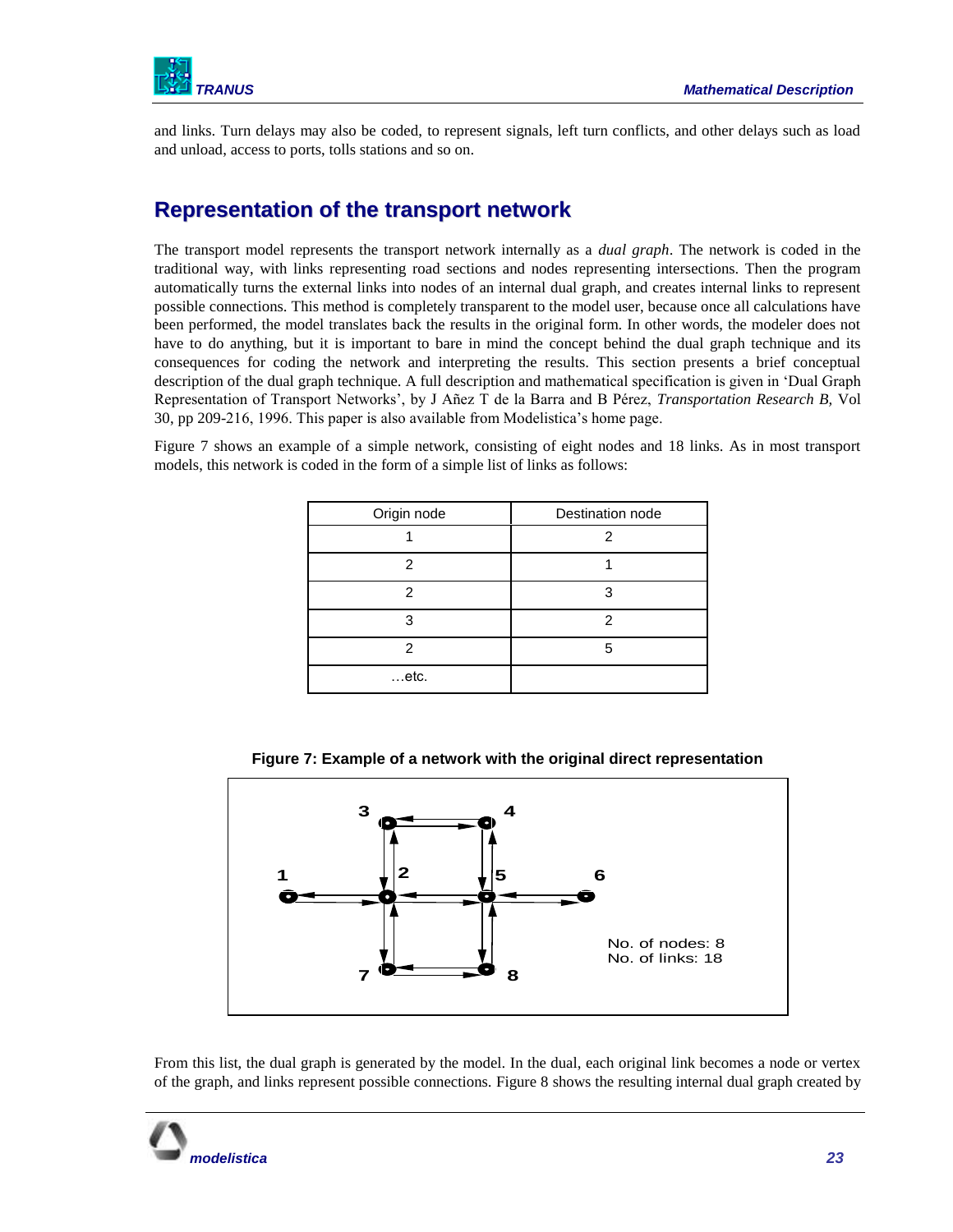and links. Turn delays may also be coded, to represent signals, left turn conflicts, and other delays such as load and unload, access to ports, tolls stations and so on.

## Representation of the transport network

The transport model represents the transport network internally as a *dual graph*. The network is coded in the traditional way, with links representing road sections and nodes representing intersections. Then the program automatically turns the external links into nodes of an internal dual graph, and creates internal links to represent possible connections. This method is completely transparent to the model user, because once all calculations have been performed, the model translates back the results in the original form. In other words, the modeler does not have to do anything, but it is important to bare in mind the concept behind the dual graph technique and its consequences for coding the network and interpreting the results. This section presents a brief conceptual description of the dual graph technique. A full description and mathematical specification is given in 'Dual Graph Representation of Transport Networks', by J Añez T de la Barra and B Pérez, *Transportation Research B,* Vol 30, pp 209-216, 1996. This paper is also available from Modelistica's home page.

Figure 7 shows an example of a simple network, consisting of eight nodes and 18 links. As in most transport models, this network is coded in the form of a simple list of links as follows:

| Origin node | Destination node |
|---|---|
| 1 | 2 |
| 2 | 1 |
| 2 | 3 |
| 3 | 2 |
| 2 | 5 |
| …etc. | |

**Figure 7: Example of a network with the original direct representation**

3
4
1
2
5
6
7
8
No. of nodes: 8
No. of links: 18

From this list, the dual graph is generated by the model. In the dual, each original link becomes a node or vertex of the graph, and links represent possible connections. Figure 8 shows the resulting internal dual graph created by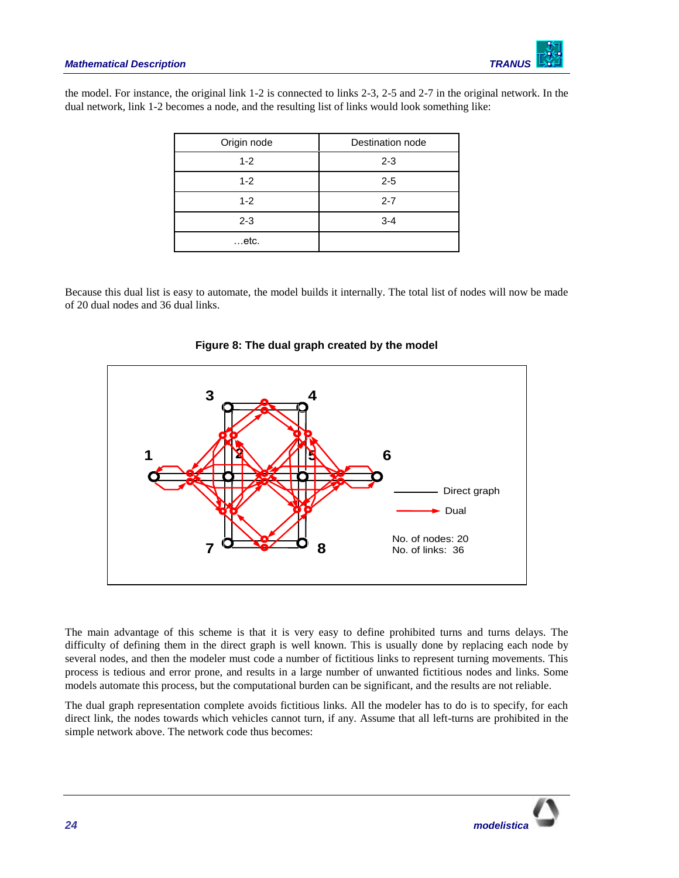the model. For instance, the original link 1-2 is connected to links 2-3, 2-5 and 2-7 in the original network. In the dual network, link 1-2 becomes a node, and the resulting list of links would look something like:

| Origin node | Destination node |
|---|---|
| 1-2 | 2-3 |
| 1-2 | 2-5 |
| 1-2 | 2-7 |
| 2-3 | 3-4 |
| …etc. | |

Because this dual list is easy to automate, the model builds it internally. The total list of nodes will now be made of 20 dual nodes and 36 dual links.

**Figure 8: The dual graph created by the model**

3
4
1
2
5
6
7
8
Direct graph
Dual
No. of nodes: 20
No. of links: 36

The main advantage of this scheme is that it is very easy to define prohibited turns and turns delays. The difficulty of defining them in the direct graph is well known. This is usually done by replacing each node by several nodes, and then the modeler must code a number of fictitious links to represent turning movements. This process is tedious and error prone, and results in a large number of unwanted fictitious nodes and links. Some models automate this process, but the computational burden can be significant, and the results are not reliable.

The dual graph representation complete avoids fictitious links. All the modeler has to do is to specify, for each direct link, the nodes towards which vehicles cannot turn, if any. Assume that all left-turns are prohibited in the simple network above. The network code thus becomes: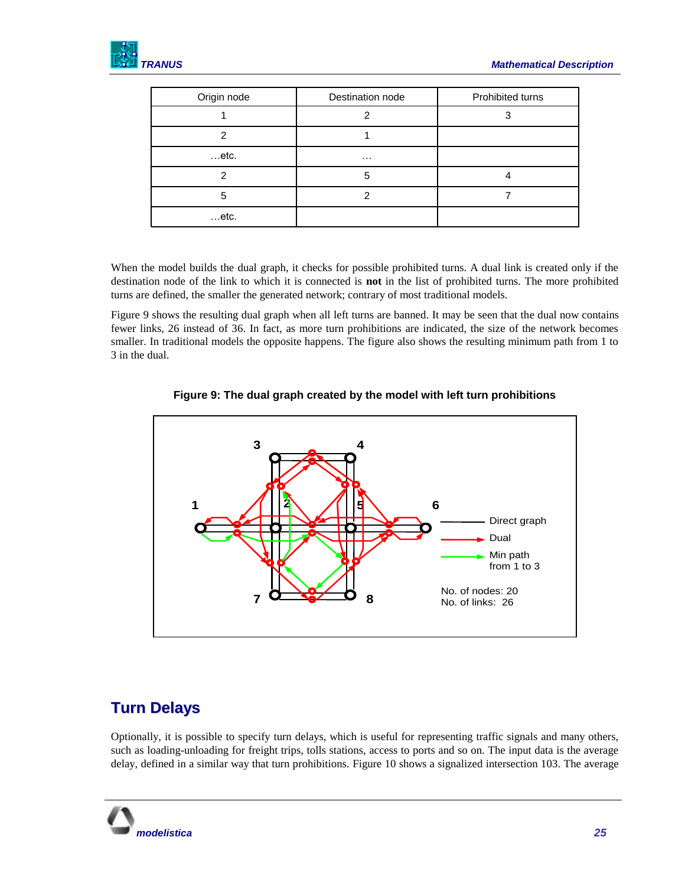| Origin node | Destination node | Prohibited turns |
| --- | --- | --- |
| 1 | 2 | 3 |
| 2 | 1 | |
| …etc. | … | |
| 2 | 5 | 4 |
| 5 | 2 | 7 |
| …etc. | | |

When the model builds the dual graph, it checks for possible prohibited turns. A dual link is created only if the destination node of the link to which it is connected is **not** in the list of prohibited turns. The more prohibited turns are defined, the smaller the generated network; contrary of most traditional models.

Figure 9 shows the resulting dual graph when all left turns are banned. It may be seen that the dual now contains fewer links, 26 instead of 36. In fact, as more turn prohibitions are indicated, the size of the network becomes smaller. In traditional models the opposite happens. The figure also shows the resulting minimum path from 1 to 3 in the dual.

**Figure 9: The dual graph created by the model with left turn prohibitions**

## Turn Delays

Optionally, it is possible to specify turn delays, which is useful for representing traffic signals and many others, such as loading-unloading for freight trips, tolls stations, access to ports and so on. The input data is the average delay, defined in a similar way that turn prohibitions. Figure 10 shows a signalized intersection 103. The average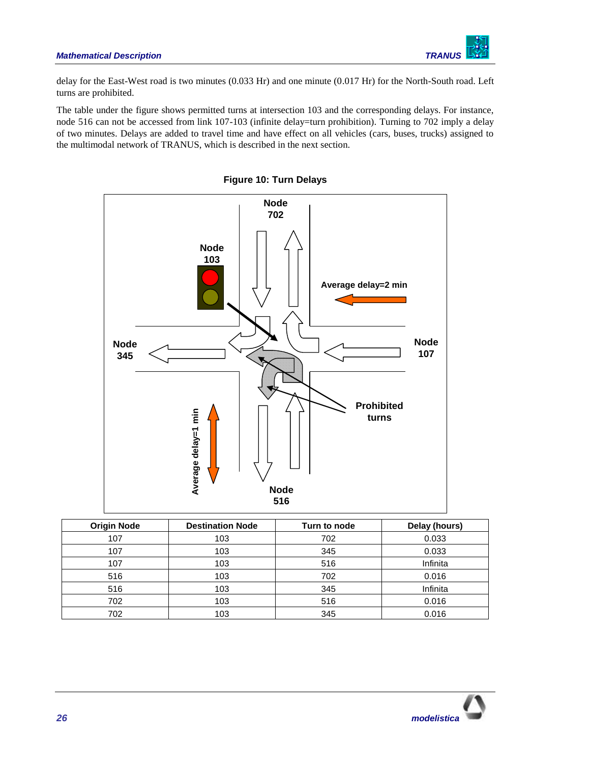delay for the East-West road is two minutes (0.033 Hr) and one minute (0.017 Hr) for the North-South road. Left turns are prohibited.

The table under the figure shows permitted turns at intersection 103 and the corresponding delays. For instance, node 516 can not be accessed from link 107-103 (infinite delay=turn prohibition). Turning to 702 imply a delay of two minutes. Delays are added to travel time and have effect on all vehicles (cars, buses, trucks) assigned to the multimodal network of TRANUS, which is described in the next section.

**Figure 10: Turn Delays**

Node 702

Node 103

Average delay=2 min

Node 345

Node 107

Prohibited turns

Average delay=1 min

Node 516

| Origin Node | Destination Node | Turn to node | Delay (hours) |
|---|---|---|---|
| 107 | 103 | 702 | 0.033 |
| 107 | 103 | 345 | 0.033 |
| 107 | 103 | 516 | Infinita |
| 516 | 103 | 702 | 0.016 |
| 516 | 103 | 345 | Infinita |
| 702 | 103 | 516 | 0.016 |
| 702 | 103 | 345 | 0.016 |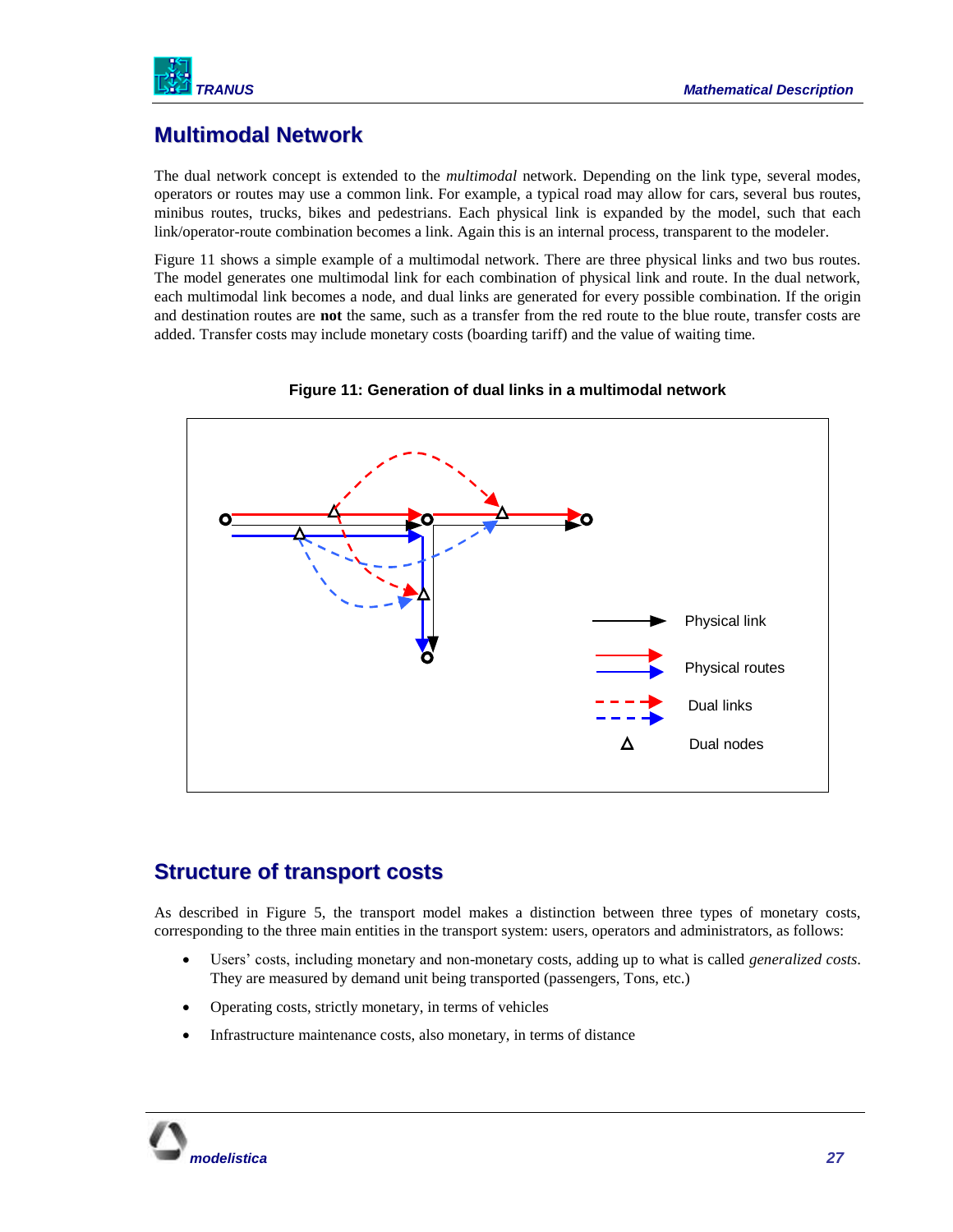## Multimodal Network

The dual network concept is extended to the *multimodal* network. Depending on the link type, several modes, operators or routes may use a common link. For example, a typical road may allow for cars, several bus routes, minibus routes, trucks, bikes and pedestrians. Each physical link is expanded by the model, such that each link/operator-route combination becomes a link. Again this is an internal process, transparent to the modeler.

Figure 11 shows a simple example of a multimodal network. There are three physical links and two bus routes. The model generates one multimodal link for each combination of physical link and route. In the dual network, each multimodal link becomes a node, and dual links are generated for every possible combination. If the origin and destination routes are **not** the same, such as a transfer from the red route to the blue route, transfer costs are added. Transfer costs may include monetary costs (boarding tariff) and the value of waiting time.

**Figure 11: Generation of dual links in a multimodal network**

Physical link

Physical routes

Dual links

Dual nodes

## Structure of transport costs

As described in Figure 5, the transport model makes a distinction between three types of monetary costs, corresponding to the three main entities in the transport system: users, operators and administrators, as follows:

- Users' costs, including monetary and non-monetary costs, adding up to what is called *generalized costs*. They are measured by demand unit being transported (passengers, Tons, etc.)
- Operating costs, strictly monetary, in terms of vehicles
- Infrastructure maintenance costs, also monetary, in terms of distance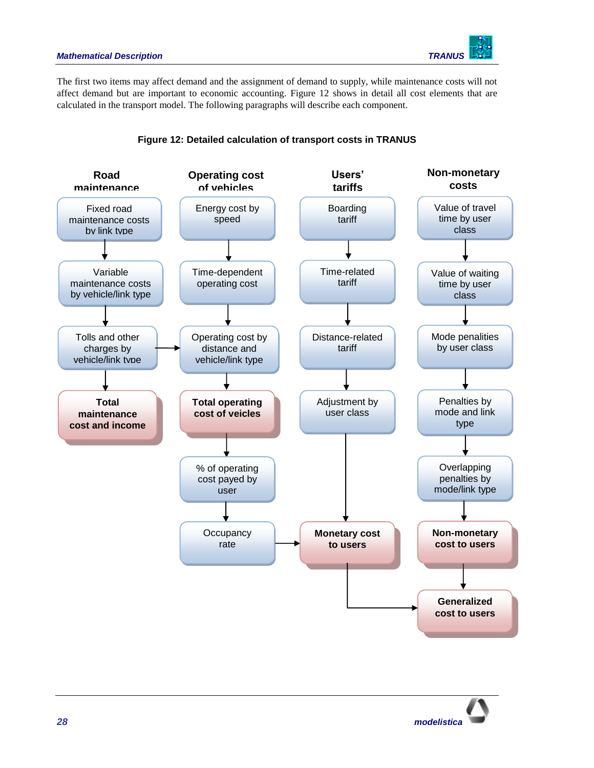The first two items may affect demand and the assignment of demand to supply, while maintenance costs will not affect demand but are important to economic accounting. Figure 12 shows in detail all cost elements that are calculated in the transport model. The following paragraphs will describe each component.

**Figure 12: Detailed calculation of transport costs in TRANUS**

Road maintenance

Fixed road maintenance costs by link type

Variable maintenance costs by vehicle/link type

Tolls and other charges by vehicle/link type

**Total maintenance cost and income**

Operating cost of vehicles

Energy cost by speed

Time-dependent operating cost

Operating cost by distance and vehicle/link type

**Total operating cost of veicles**

% of operating cost payed by user

Occupancy rate

Users' tariffs

Boarding tariff

Time-related tariff

Distance-related tariff

Adjustment by user class

**Monetary cost to users**

Non-monetary costs

Value of travel time by user class

Value of waiting time by user class

Mode penalities by user class

Penalties by mode and link type

Overlapping penalties by mode/link type

**Non-monetary cost to users**

**Generalized cost to users**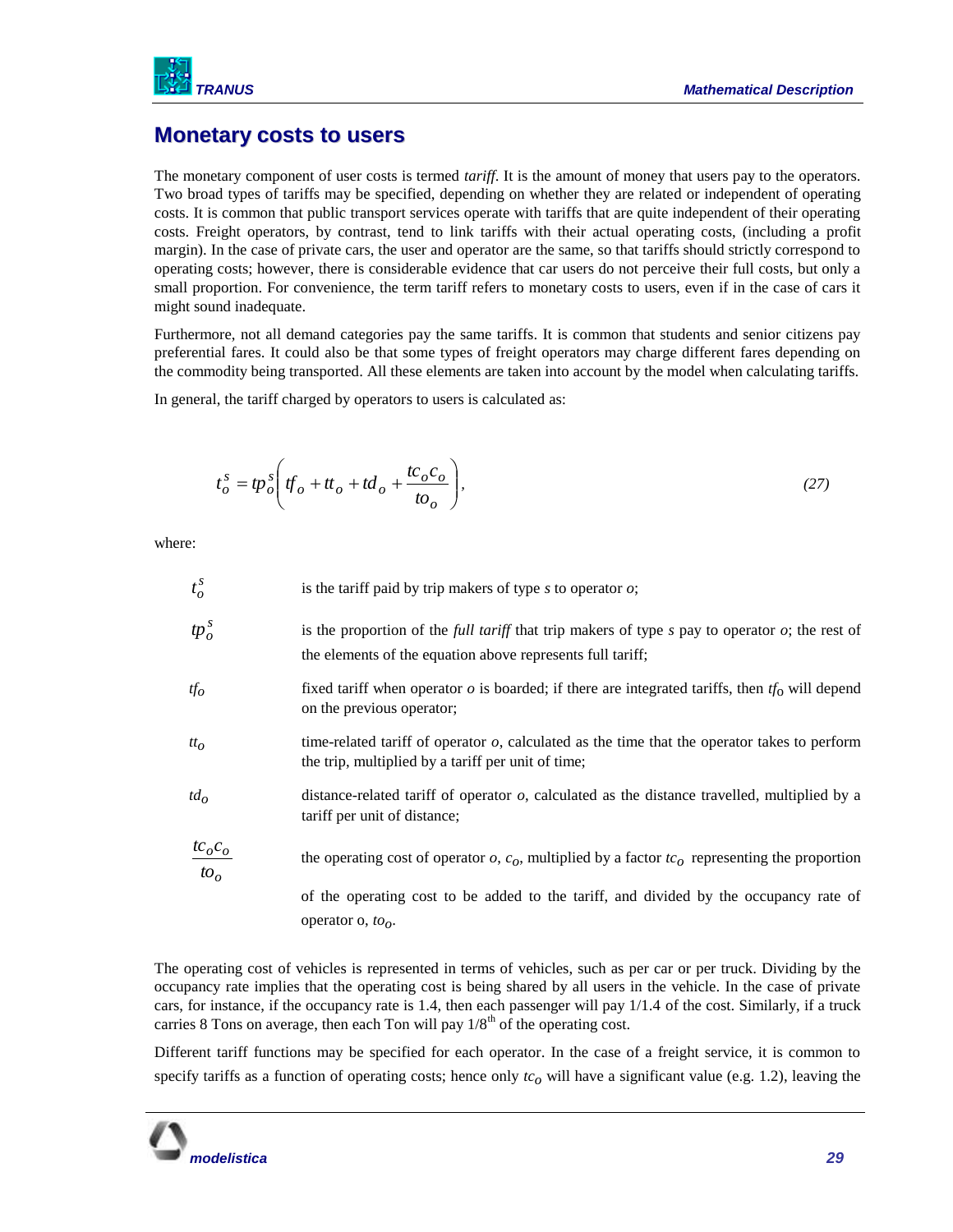## Monetary costs to users

The monetary component of user costs is termed *tariff*. It is the amount of money that users pay to the operators. Two broad types of tariffs may be specified, depending on whether they are related or independent of operating costs. It is common that public transport services operate with tariffs that are quite independent of their operating costs. Freight operators, by contrast, tend to link tariffs with their actual operating costs, (including a profit margin). In the case of private cars, the user and operator are the same, so that tariffs should strictly correspond to operating costs; however, there is considerable evidence that car users do not perceive their full costs, but only a small proportion. For convenience, the term tariff refers to monetary costs to users, even if in the case of cars it might sound inadequate.

Furthermore, not all demand categories pay the same tariffs. It is common that students and senior citizens pay preferential fares. It could also be that some types of freight operators may charge different fares depending on the commodity being transported. All these elements are taken into account by the model when calculating tariffs.

In general, the tariff charged by operators to users is calculated as:

$$t_o^s = tp_o^s \left( tf_o + tt_o + td_o + \frac{tc_o c_o}{to_o} \right), \tag{27}$$

where:

| | |
|---|---|
| $t_o^s$ | is the tariff paid by trip makers of type $s$ to operator $o$; |
| $tp_o^s$ | is the proportion of the *full tariff* that trip makers of type $s$ pay to operator $o$; the rest of the elements of the equation above represents full tariff; |
| $tf_o$ | fixed tariff when operator $o$ is boarded; if there are integrated tariffs, then $tf_o$ will depend on the previous operator; |
| $tt_o$ | time-related tariff of operator $o$, calculated as the time that the operator takes to perform the trip, multiplied by a tariff per unit of time; |
| $td_o$ | distance-related tariff of operator $o$, calculated as the distance travelled, multiplied by a tariff per unit of distance; |
| $\frac{tc_o c_o}{to_o}$ | the operating cost of operator $o$, $c_o$, multiplied by a factor $tc_o$ representing the proportion of the operating cost to be added to the tariff, and divided by the occupancy rate of operator o, $to_o$. |

The operating cost of vehicles is represented in terms of vehicles, such as per car or per truck. Dividing by the occupancy rate implies that the operating cost is being shared by all users in the vehicle. In the case of private cars, for instance, if the occupancy rate is 1.4, then each passenger will pay 1/1.4 of the cost. Similarly, if a truck carries 8 Tons on average, then each Ton will pay $1/8^{th}$ of the operating cost.

Different tariff functions may be specified for each operator. In the case of a freight service, it is common to specify tariffs as a function of operating costs; hence only $tc_o$ will have a significant value (e.g. 1.2), leaving the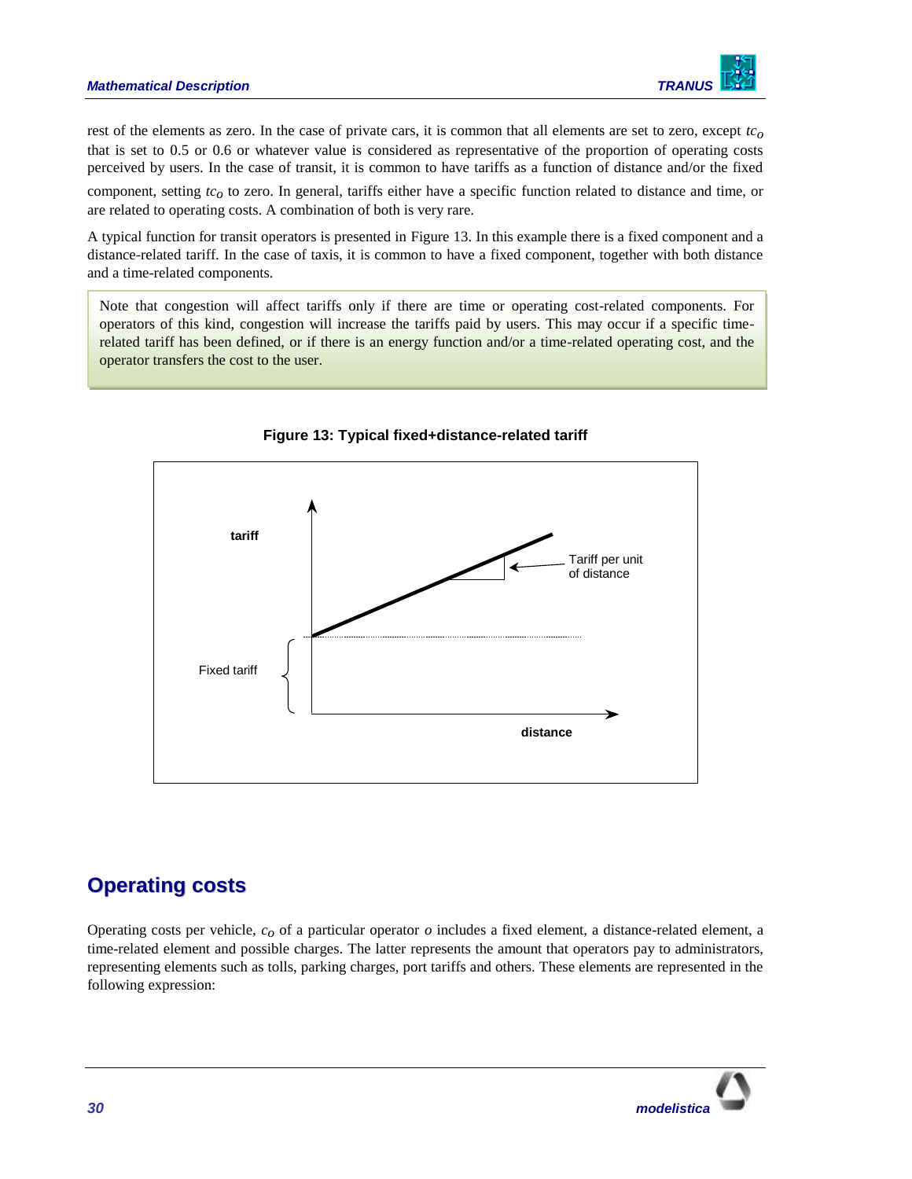rest of the elements as zero. In the case of private cars, it is common that all elements are set to zero, except $tc_o$ that is set to 0.5 or 0.6 or whatever value is considered as representative of the proportion of operating costs perceived by users. In the case of transit, it is common to have tariffs as a function of distance and/or the fixed component, setting $tc_o$ to zero. In general, tariffs either have a specific function related to distance and time, or are related to operating costs. A combination of both is very rare.

A typical function for transit operators is presented in Figure 13. In this example there is a fixed component and a distance-related tariff. In the case of taxis, it is common to have a fixed component, together with both distance and a time-related components.

> Note that congestion will affect tariffs only if there are time or operating cost-related components. For operators of this kind, congestion will increase the tariffs paid by users. This may occur if a specific time-related tariff has been defined, or if there is an energy function and/or a time-related operating cost, and the operator transfers the cost to the user.

**Figure 13: Typical fixed+distance-related tariff**

tariff

Tariff per unit of distance

Fixed tariff

distance

## Operating costs

Operating costs per vehicle, $c_o$ of a particular operator $o$ includes a fixed element, a distance-related element, a time-related element and possible charges. The latter represents the amount that operators pay to administrators, representing elements such as tolls, parking charges, port tariffs and others. These elements are represented in the following expression: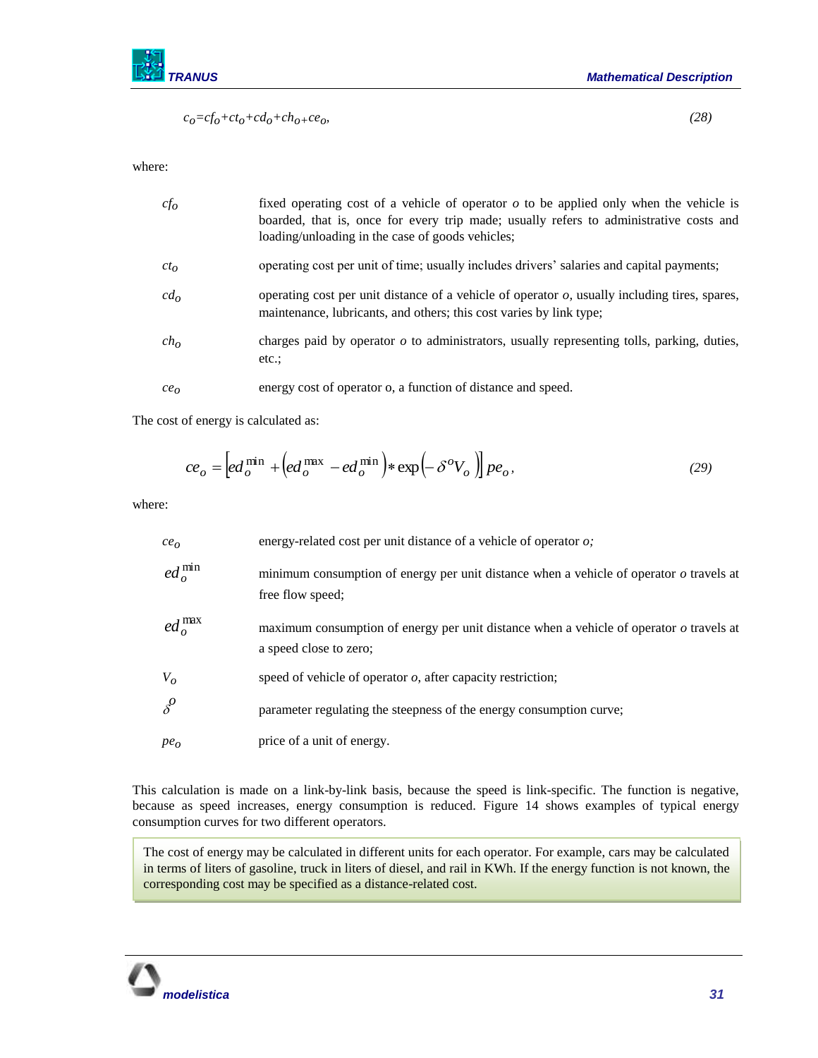$$c_o = cf_o + ct_o + cd_o + ch_o + ce_o, \tag{28}$$

where:

| | |
|---|---|
| $cf_o$ | fixed operating cost of a vehicle of operator *o* to be applied only when the vehicle is boarded, that is, once for every trip made; usually refers to administrative costs and loading/unloading in the case of goods vehicles; |
| $ct_o$ | operating cost per unit of time; usually includes drivers' salaries and capital payments; |
| $cd_o$ | operating cost per unit distance of a vehicle of operator *o*, usually including tires, spares, maintenance, lubricants, and others; this cost varies by link type; |
| $ch_o$ | charges paid by operator *o* to administrators, usually representing tolls, parking, duties, etc.; |
| $ce_o$ | energy cost of operator o, a function of distance and speed. |

The cost of energy is calculated as:

$$ce_o = \left[ed_o^{\min} + \left(ed_o^{\max} - ed_o^{\min}\right) * \exp\left(-\delta^o V_o\right)\right] pe_o, \tag{29}$$

where:

| | |
|---|---|
| $ce_o$ | energy-related cost per unit distance of a vehicle of operator *o;* |
| $ed_o^{\min}$ | minimum consumption of energy per unit distance when a vehicle of operator *o* travels at free flow speed; |
| $ed_o^{\max}$ | maximum consumption of energy per unit distance when a vehicle of operator *o* travels at a speed close to zero; |
| $V_o$ | speed of vehicle of operator *o*, after capacity restriction; |
| $\delta^o$ | parameter regulating the steepness of the energy consumption curve; |
| $pe_o$ | price of a unit of energy. |

This calculation is made on a link-by-link basis, because the speed is link-specific. The function is negative, because as speed increases, energy consumption is reduced. Figure 14 shows examples of typical energy consumption curves for two different operators.

The cost of energy may be calculated in different units for each operator. For example, cars may be calculated in terms of liters of gasoline, truck in liters of diesel, and rail in KWh. If the energy function is not known, the corresponding cost may be specified as a distance-related cost.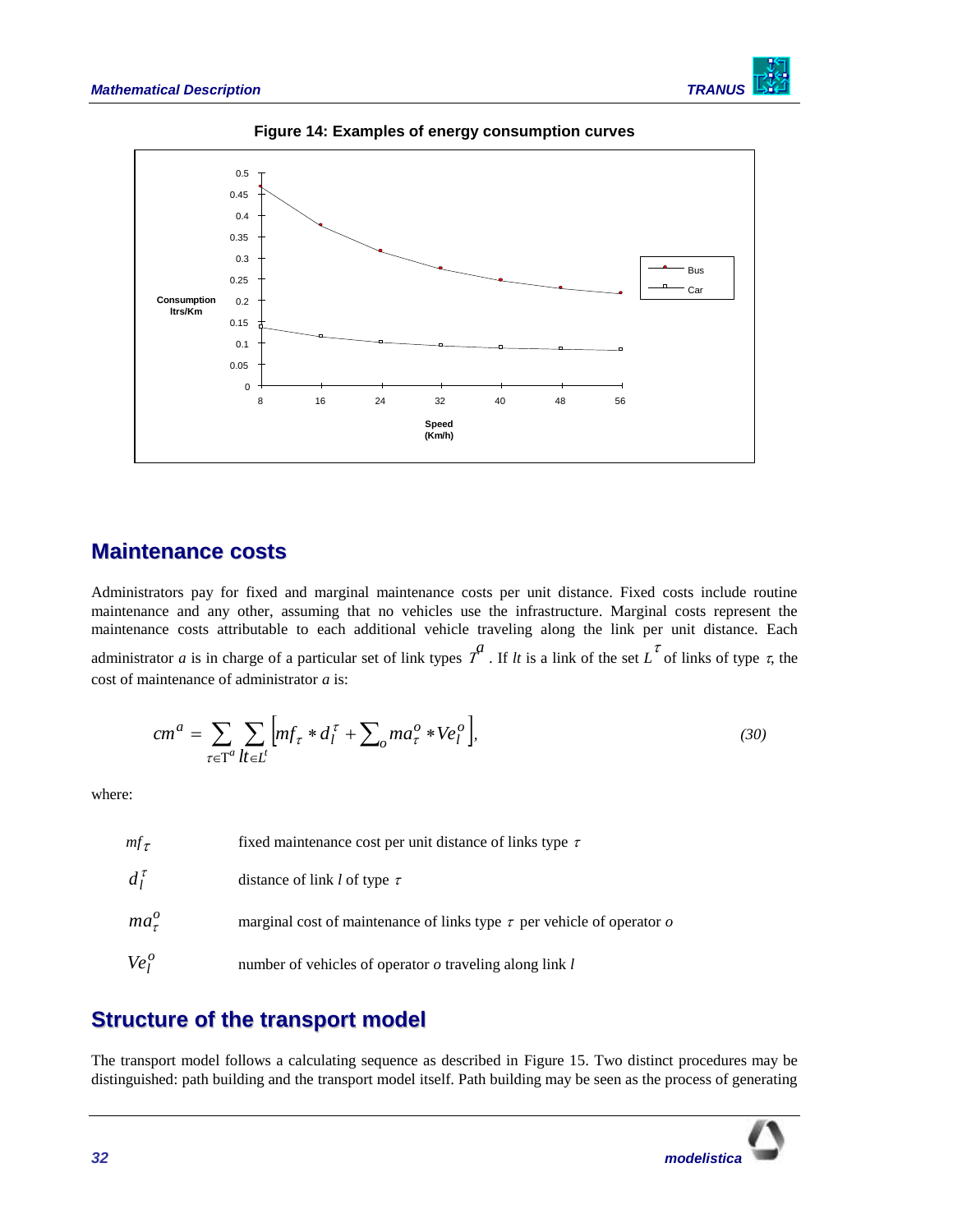**Figure 14: Examples of energy consumption curves**

Consumption ltrs/Km

0.5
0.45
0.4
0.35
0.3
0.25
0.2
0.15
0.1
0.05
0

8
16
24
32
40
48
56

Speed (Km/h)

Bus
Car

## Maintenance costs

Administrators pay for fixed and marginal maintenance costs per unit distance. Fixed costs include routine maintenance and any other, assuming that no vehicles use the infrastructure. Marginal costs represent the maintenance costs attributable to each additional vehicle traveling along the link per unit distance. Each administrator $a$ is in charge of a particular set of link types $T^a$ . If $lt$ is a link of the set $L^{\tau}$ of links of type $\tau$, the cost of maintenance of administrator $a$ is:

$$cm^a = \sum_{\tau \in \Gamma^a} \sum_{lt \in L^t} \left[ mf_{\tau} * d_l^{\tau} + \sum_o ma_{\tau}^o * Ve_l^o \right], \tag{30}$$

where:

$mf_{\tau}$ fixed maintenance cost per unit distance of links type $\tau$

$d_l^{\tau}$ distance of link $l$ of type $\tau$

$ma_{\tau}^o$ marginal cost of maintenance of links type $\tau$ per vehicle of operator $o$

$Ve_l^o$ number of vehicles of operator $o$ traveling along link $l$

## Structure of the transport model

The transport model follows a calculating sequence as described in Figure 15. Two distinct procedures may be distinguished: path building and the transport model itself. Path building may be seen as the process of generating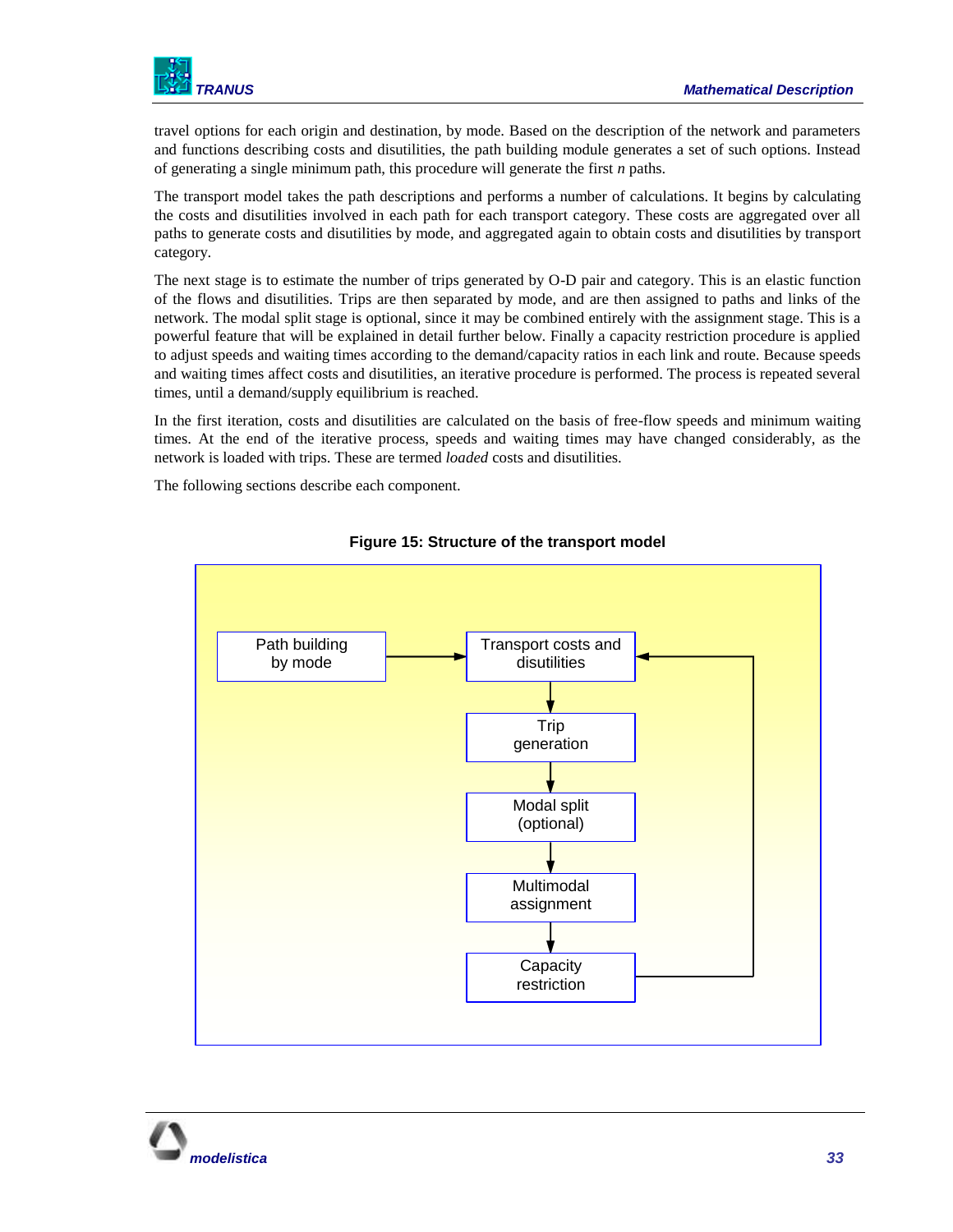travel options for each origin and destination, by mode. Based on the description of the network and parameters and functions describing costs and disutilities, the path building module generates a set of such options. Instead of generating a single minimum path, this procedure will generate the first *n* paths.

The transport model takes the path descriptions and performs a number of calculations. It begins by calculating the costs and disutilities involved in each path for each transport category. These costs are aggregated over all paths to generate costs and disutilities by mode, and aggregated again to obtain costs and disutilities by transport category.

The next stage is to estimate the number of trips generated by O-D pair and category. This is an elastic function of the flows and disutilities. Trips are then separated by mode, and are then assigned to paths and links of the network. The modal split stage is optional, since it may be combined entirely with the assignment stage. This is a powerful feature that will be explained in detail further below. Finally a capacity restriction procedure is applied to adjust speeds and waiting times according to the demand/capacity ratios in each link and route. Because speeds and waiting times affect costs and disutilities, an iterative procedure is performed. The process is repeated several times, until a demand/supply equilibrium is reached.

In the first iteration, costs and disutilities are calculated on the basis of free-flow speeds and minimum waiting times. At the end of the iterative process, speeds and waiting times may have changed considerably, as the network is loaded with trips. These are termed *loaded* costs and disutilities.

The following sections describe each component.

**Figure 15: Structure of the transport model**

Path building by mode

Transport costs and disutilities

Trip generation

Modal split (optional)

Multimodal assignment

Capacity restriction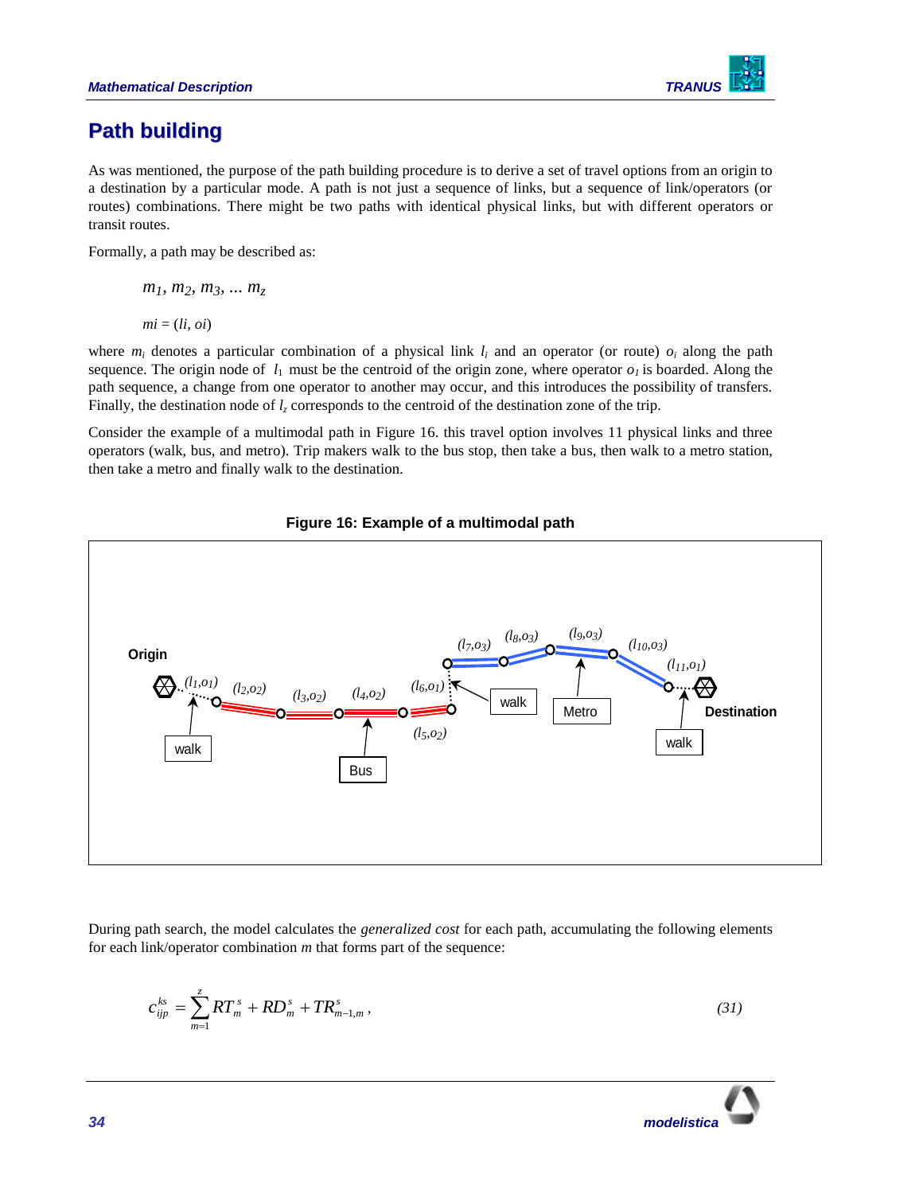## Path building

As was mentioned, the purpose of the path building procedure is to derive a set of travel options from an origin to a destination by a particular mode. A path is not just a sequence of links, but a sequence of link/operators (or routes) combinations. There might be two paths with identical physical links, but with different operators or transit routes.

Formally, a path may be described as:

$$m_1, m_2, m_3, \dots m_z$$

$$mi = (li, oi)$$

where $m_i$ denotes a particular combination of a physical link $l_i$ and an operator (or route) $o_i$ along the path sequence. The origin node of $l_1$ must be the centroid of the origin zone, where operator $o_1$ is boarded. Along the path sequence, a change from one operator to another may occur, and this introduces the possibility of transfers. Finally, the destination node of $l_z$ corresponds to the centroid of the destination zone of the trip.

Consider the example of a multimodal path in Figure 16. this travel option involves 11 physical links and three operators (walk, bus, and metro). Trip makers walk to the bus stop, then take a bus, then walk to a metro station, then take a metro and finally walk to the destination.

**Figure 16: Example of a multimodal path**

Origin
($l_1$,$o_1$)
($l_2$,$o_2$)
($l_3$,$o_2$)
($l_4$,$o_2$)
($l_5$,$o_2$)
($l_6$,$o_1$)
($l_7$,$o_3$)
($l_8$,$o_3$)
($l_9$,$o_3$)
($l_{10}$,$o_3$)
($l_{11}$,$o_1$)
Destination
walk
Bus
walk
Metro
walk

During path search, the model calculates the *generalized cost* for each path, accumulating the following elements for each link/operator combination $m$ that forms part of the sequence:

$$c_{ijp}^{ks} = \sum_{m=1}^{z} RT_m^s + RD_m^s + TR_{m-1,m}^s, \qquad (31)$$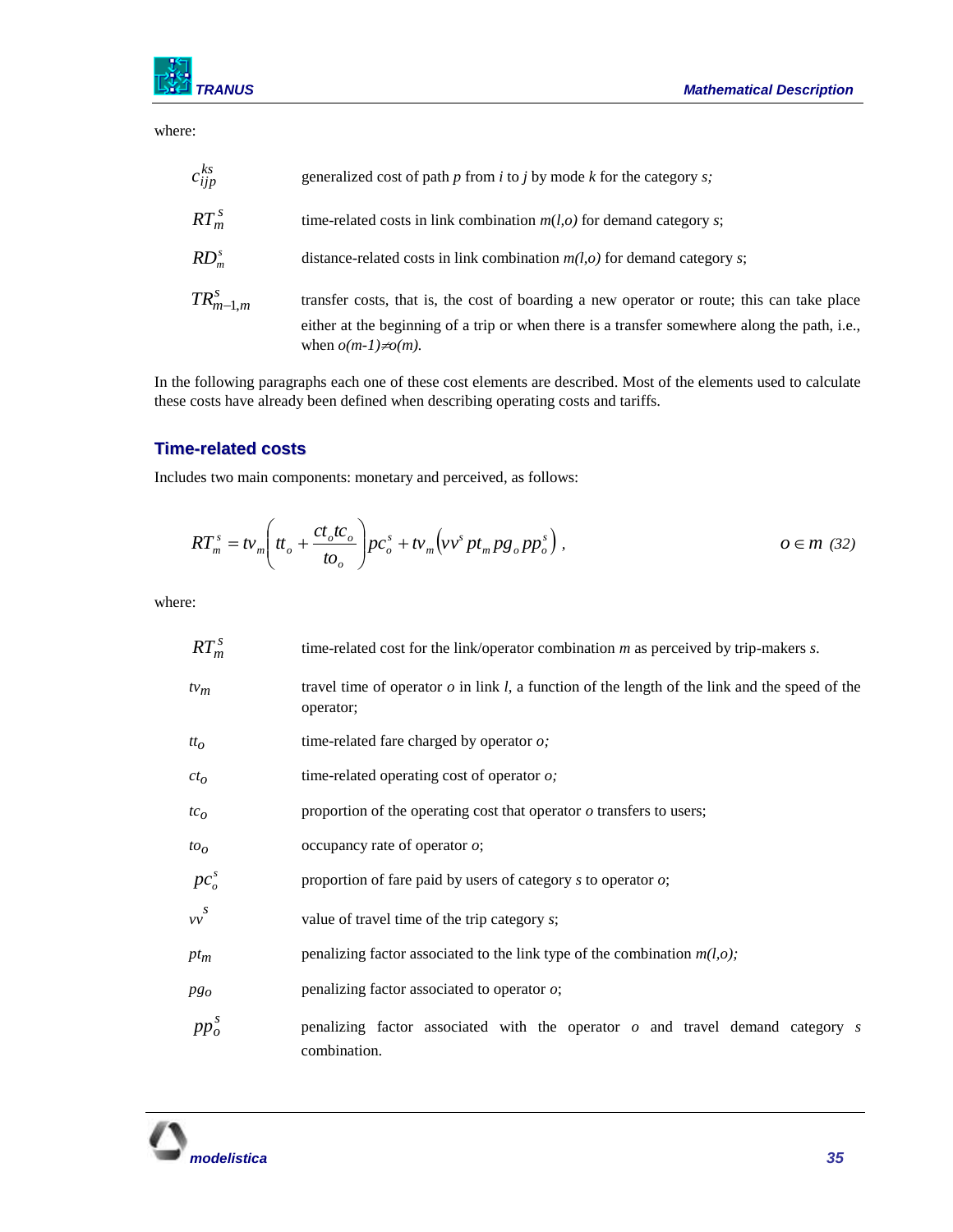where:

| | |
|---|---|
| $c_{ijp}^{ks}$ | generalized cost of path *p* from *i* to *j* by mode *k* for the category *s;* |
| $RT_m^s$ | time-related costs in link combination *m(l,o)* for demand category *s*; |
| $RD_m^s$ | distance-related costs in link combination *m(l,o)* for demand category *s*; |
| $TR_{m-1,m}^s$ | transfer costs, that is, the cost of boarding a new operator or route; this can take place either at the beginning of a trip or when there is a transfer somewhere along the path, i.e., when $o(m-1) \neq o(m)$. |

In the following paragraphs each one of these cost elements are described. Most of the elements used to calculate these costs have already been defined when describing operating costs and tariffs.

## Time-related costs

Includes two main components: monetary and perceived, as follows:

$$RT_m^s = tv_m \left( tt_o + \frac{ct_o tc_o}{to_o} \right) pc_o^s + tv_m \left( vv^s pt_m pg_o pp_o^s \right), \qquad o \in m \quad (32)$$

where:

| | |
|---|---|
| $RT_m^s$ | time-related cost for the link/operator combination *m* as perceived by trip-makers *s*. |
| $tv_m$ | travel time of operator *o* in link *l*, a function of the length of the link and the speed of the operator; |
| $tt_o$ | time-related fare charged by operator *o;* |
| $ct_o$ | time-related operating cost of operator *o;* |
| $tc_o$ | proportion of the operating cost that operator *o* transfers to users; |
| $to_o$ | occupancy rate of operator *o*; |
| $pc_o^s$ | proportion of fare paid by users of category *s* to operator *o*; |
| $vv^s$ | value of travel time of the trip category *s*; |
| $pt_m$ | penalizing factor associated to the link type of the combination *m(l,o);* |
| $pg_o$ | penalizing factor associated to operator *o*; |
| $pp_o^s$ | penalizing factor associated with the operator *o* and travel demand category *s* combination. |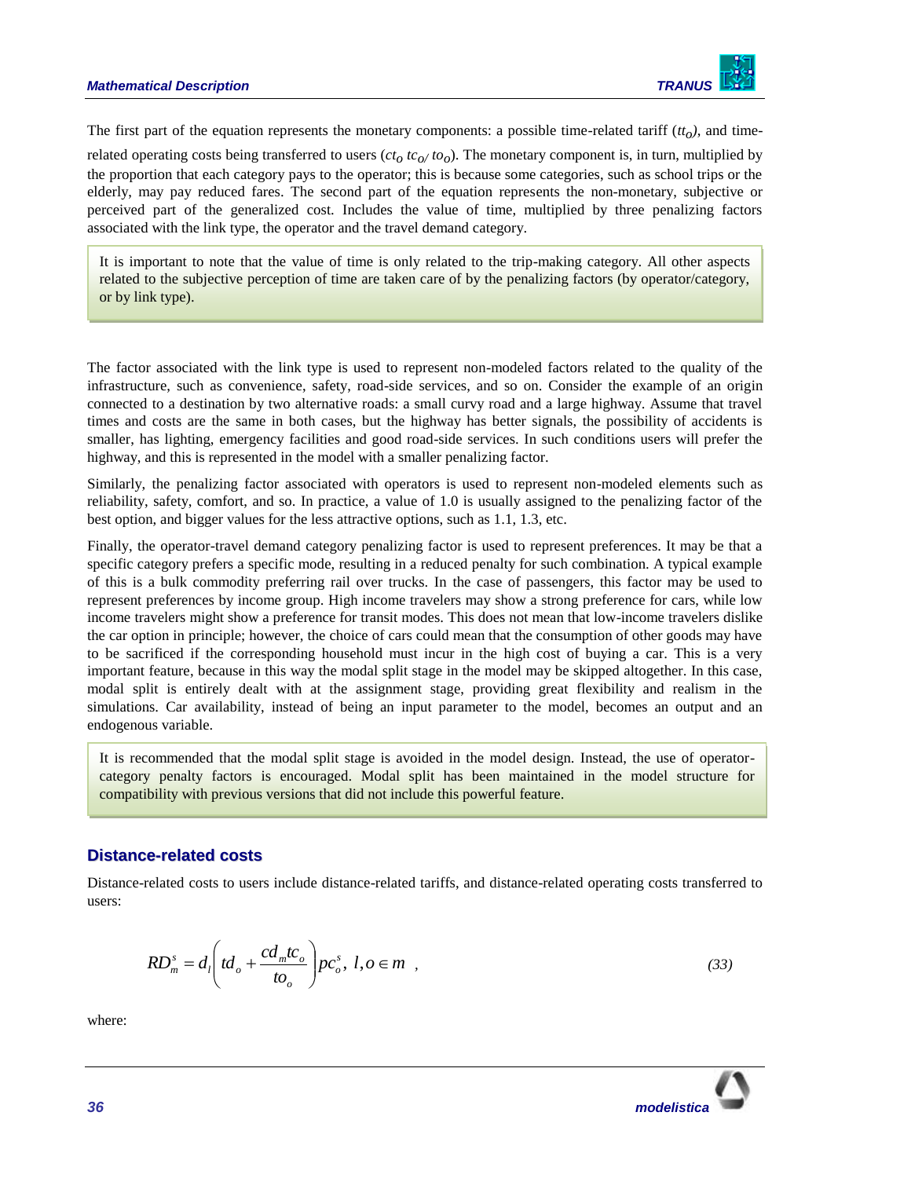The first part of the equation represents the monetary components: a possible time-related tariff ($tt_o$), and time-related operating costs being transferred to users ($ct_o \, tc_o / to_o$). The monetary component is, in turn, multiplied by the proportion that each category pays to the operator; this is because some categories, such as school trips or the elderly, may pay reduced fares. The second part of the equation represents the non-monetary, subjective or perceived part of the generalized cost. Includes the value of time, multiplied by three penalizing factors associated with the link type, the operator and the travel demand category.

> It is important to note that the value of time is only related to the trip-making category. All other aspects related to the subjective perception of time are taken care of by the penalizing factors (by operator/category, or by link type).

The factor associated with the link type is used to represent non-modeled factors related to the quality of the infrastructure, such as convenience, safety, road-side services, and so on. Consider the example of an origin connected to a destination by two alternative roads: a small curvy road and a large highway. Assume that travel times and costs are the same in both cases, but the highway has better signals, the possibility of accidents is smaller, has lighting, emergency facilities and good road-side services. In such conditions users will prefer the highway, and this is represented in the model with a smaller penalizing factor.

Similarly, the penalizing factor associated with operators is used to represent non-modeled elements such as reliability, safety, comfort, and so. In practice, a value of 1.0 is usually assigned to the penalizing factor of the best option, and bigger values for the less attractive options, such as 1.1, 1.3, etc.

Finally, the operator-travel demand category penalizing factor is used to represent preferences. It may be that a specific category prefers a specific mode, resulting in a reduced penalty for such combination. A typical example of this is a bulk commodity preferring rail over trucks. In the case of passengers, this factor may be used to represent preferences by income group. High income travelers may show a strong preference for cars, while low income travelers might show a preference for transit modes. This does not mean that low-income travelers dislike the car option in principle; however, the choice of cars could mean that the consumption of other goods may have to be sacrificed if the corresponding household must incur in the high cost of buying a car. This is a very important feature, because in this way the modal split stage in the model may be skipped altogether. In this case, modal split is entirely dealt with at the assignment stage, providing great flexibility and realism in the simulations. Car availability, instead of being an input parameter to the model, becomes an output and an endogenous variable.

> It is recommended that the modal split stage is avoided in the model design. Instead, the use of operator-category penalty factors is encouraged. Modal split has been maintained in the model structure for compatibility with previous versions that did not include this powerful feature.

### Distance-related costs

Distance-related costs to users include distance-related tariffs, and distance-related operating costs transferred to users:

$$RD_m^s = d_l \left( td_o + \frac{cd_m tc_o}{to_o} \right) pc_o^s, \; l, o \in m \quad , \tag{33}$$

where: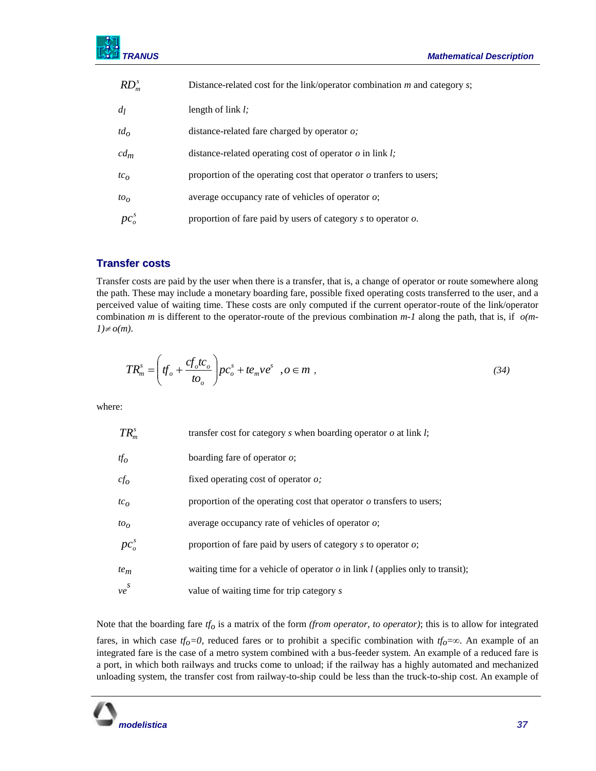| | |
|---|---|
| $RD_m^s$ | Distance-related cost for the link/operator combination *m* and category *s*; |
| $d_l$ | length of link *l;* |
| $td_o$ | distance-related fare charged by operator *o;* |
| $cd_m$ | distance-related operating cost of operator *o* in link *l;* |
| $tc_o$ | proportion of the operating cost that operator *o* tranfers to users; |
| $to_o$ | average occupancy rate of vehicles of operator *o*; |
| $pc_o^s$ | proportion of fare paid by users of category *s* to operator *o*. |

## Transfer costs

Transfer costs are paid by the user when there is a transfer, that is, a change of operator or route somewhere along the path. These may include a monetary boarding fare, possible fixed operating costs transferred to the user, and a perceived value of waiting time. These costs are only computed if the current operator-route of the link/operator combination *m* is different to the operator-route of the previous combination *m-1* along the path, that is, if $o(m-1) \neq o(m)$.

$$TR_m^s = \left( tf_o + \frac{cf_o tc_o}{to_o} \right) pc_o^s + te_m ve^s \quad , o \in m \ , \tag{34}$$

where:

| | |
|---|---|
| $TR_m^s$ | transfer cost for category *s* when boarding operator *o* at link *l*; |
| $tf_o$ | boarding fare of operator *o*; |
| $cf_o$ | fixed operating cost of operator *o;* |
| $tc_o$ | proportion of the operating cost that operator *o* transfers to users; |
| $to_o$ | average occupancy rate of vehicles of operator *o*; |
| $pc_o^s$ | proportion of fare paid by users of category *s* to operator *o*; |
| $te_m$ | waiting time for a vehicle of operator *o* in link *l* (applies only to transit); |
| $ve^s$ | value of waiting time for trip category *s* |

Note that the boarding fare $tf_o$ is a matrix of the form *(from operator, to operator)*; this is to allow for integrated fares, in which case $tf_o=0$, reduced fares or to prohibit a specific combination with $tf_o=\infty$. An example of an integrated fare is the case of a metro system combined with a bus-feeder system. An example of a reduced fare is a port, in which both railways and trucks come to unload; if the railway has a highly automated and mechanized unloading system, the transfer cost from railway-to-ship could be less than the truck-to-ship cost. An example of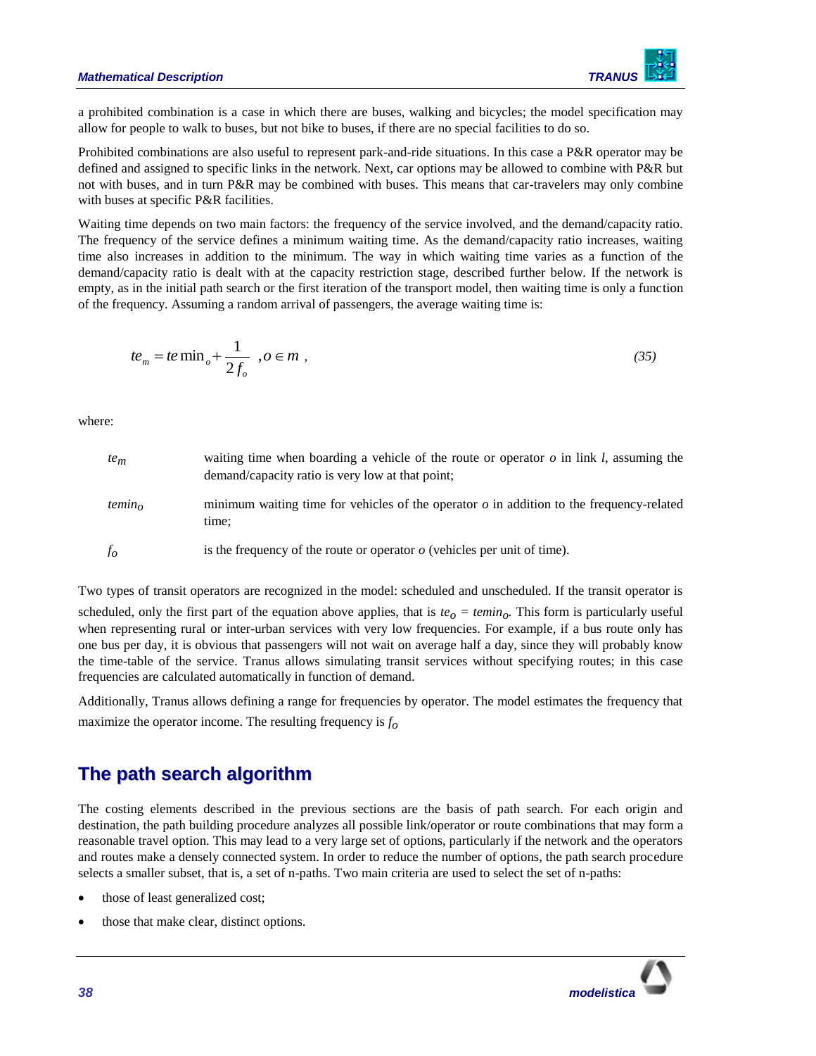a prohibited combination is a case in which there are buses, walking and bicycles; the model specification may allow for people to walk to buses, but not bike to buses, if there are no special facilities to do so.

Prohibited combinations are also useful to represent park-and-ride situations. In this case a P&R operator may be defined and assigned to specific links in the network. Next, car options may be allowed to combine with P&R but not with buses, and in turn P&R may be combined with buses. This means that car-travelers may only combine with buses at specific P&R facilities.

Waiting time depends on two main factors: the frequency of the service involved, and the demand/capacity ratio. The frequency of the service defines a minimum waiting time. As the demand/capacity ratio increases, waiting time also increases in addition to the minimum. The way in which waiting time varies as a function of the demand/capacity ratio is dealt with at the capacity restriction stage, described further below. If the network is empty, as in the initial path search or the first iteration of the transport model, then waiting time is only a function of the frequency. Assuming a random arrival of passengers, the average waiting time is:

$$te_m = te\min_o + \frac{1}{2 f_o} \quad , o \in m \ , \qquad (35)$$

where:

| | |
|---|---|
| $te_m$ | waiting time when boarding a vehicle of the route or operator $o$ in link $l$, assuming the demand/capacity ratio is very low at that point; |
| $temin_o$ | minimum waiting time for vehicles of the operator $o$ in addition to the frequency-related time; |
| $f_o$ | is the frequency of the route or operator $o$ (vehicles per unit of time). |

Two types of transit operators are recognized in the model: scheduled and unscheduled. If the transit operator is scheduled, only the first part of the equation above applies, that is $te_o = temin_o$. This form is particularly useful when representing rural or inter-urban services with very low frequencies. For example, if a bus route only has one bus per day, it is obvious that passengers will not wait on average half a day, since they will probably know the time-table of the service. Tranus allows simulating transit services without specifying routes; in this case frequencies are calculated automatically in function of demand.

Additionally, Tranus allows defining a range for frequencies by operator. The model estimates the frequency that maximize the operator income. The resulting frequency is $f_o$

## The path search algorithm

The costing elements described in the previous sections are the basis of path search. For each origin and destination, the path building procedure analyzes all possible link/operator or route combinations that may form a reasonable travel option. This may lead to a very large set of options, particularly if the network and the operators and routes make a densely connected system. In order to reduce the number of options, the path search procedure selects a smaller subset, that is, a set of n-paths. Two main criteria are used to select the set of n-paths:

- those of least generalized cost;
- those that make clear, distinct options.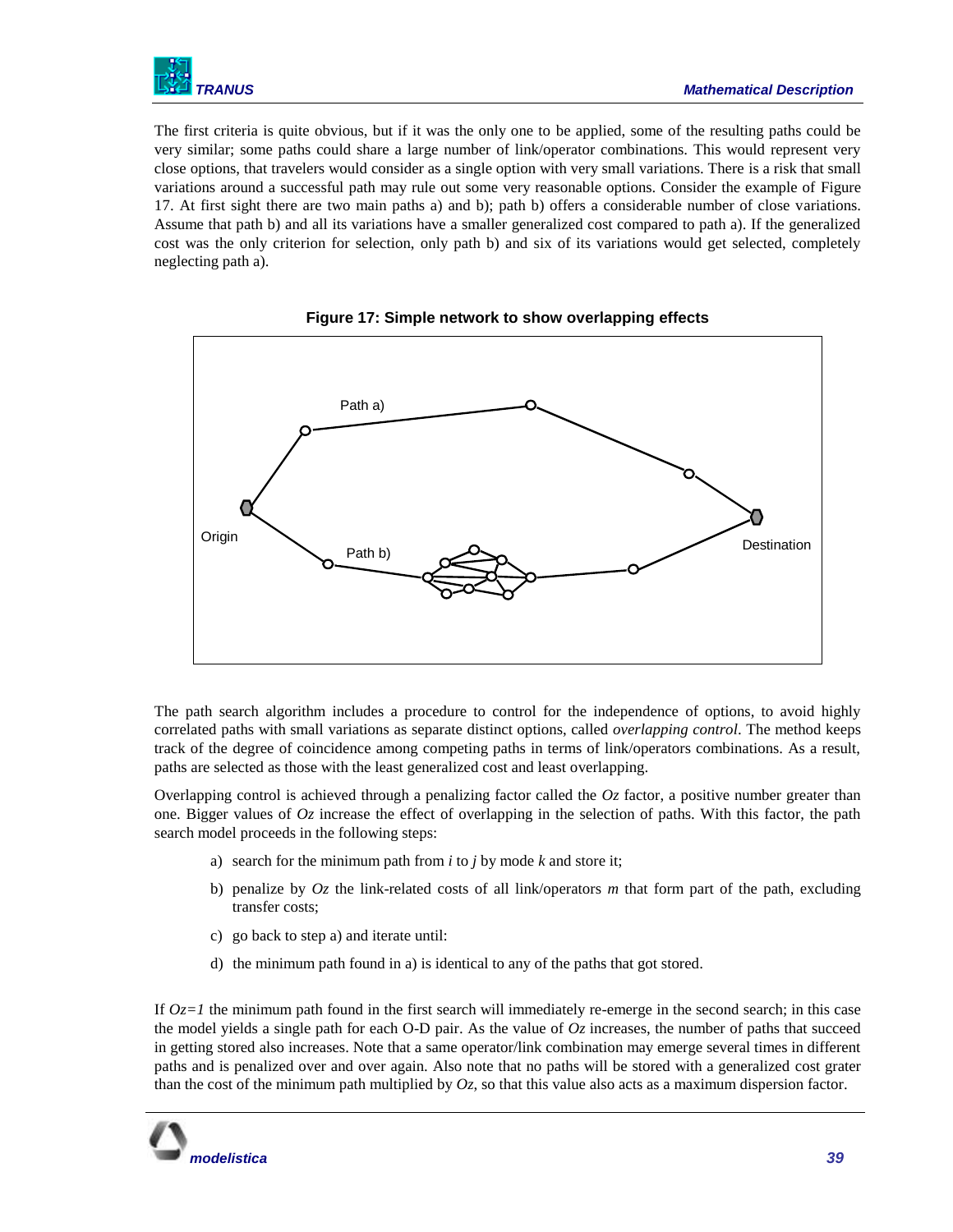The first criteria is quite obvious, but if it was the only one to be applied, some of the resulting paths could be very similar; some paths could share a large number of link/operator combinations. This would represent very close options, that travelers would consider as a single option with very small variations. There is a risk that small variations around a successful path may rule out some very reasonable options. Consider the example of Figure 17. At first sight there are two main paths a) and b); path b) offers a considerable number of close variations. Assume that path b) and all its variations have a smaller generalized cost compared to path a). If the generalized cost was the only criterion for selection, only path b) and six of its variations would get selected, completely neglecting path a).

**Figure 17: Simple network to show overlapping effects**

Path a)

Origin

Path b)

Destination

The path search algorithm includes a procedure to control for the independence of options, to avoid highly correlated paths with small variations as separate distinct options, called *overlapping control*. The method keeps track of the degree of coincidence among competing paths in terms of link/operators combinations. As a result, paths are selected as those with the least generalized cost and least overlapping.

Overlapping control is achieved through a penalizing factor called the *Oz* factor, a positive number greater than one. Bigger values of *Oz* increase the effect of overlapping in the selection of paths. With this factor, the path search model proceeds in the following steps:

a) search for the minimum path from $i$ to $j$ by mode $k$ and store it;

b) penalize by *Oz* the link-related costs of all link/operators $m$ that form part of the path, excluding transfer costs;

c) go back to step a) and iterate until:

d) the minimum path found in a) is identical to any of the paths that got stored.

If $Oz=1$ the minimum path found in the first search will immediately re-emerge in the second search; in this case the model yields a single path for each O-D pair. As the value of *Oz* increases, the number of paths that succeed in getting stored also increases. Note that a same operator/link combination may emerge several times in different paths and is penalized over and over again. Also note that no paths will be stored with a generalized cost grater than the cost of the minimum path multiplied by *Oz*, so that this value also acts as a maximum dispersion factor.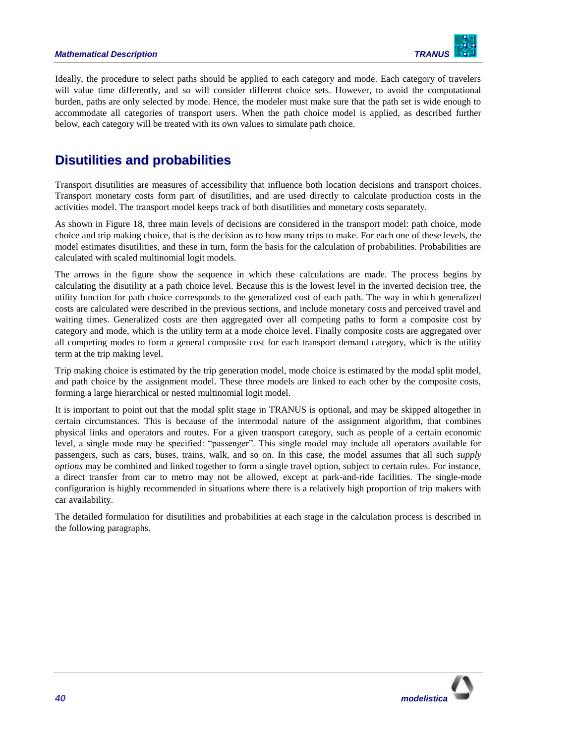Ideally, the procedure to select paths should be applied to each category and mode. Each category of travelers will value time differently, and so will consider different choice sets. However, to avoid the computational burden, paths are only selected by mode. Hence, the modeler must make sure that the path set is wide enough to accommodate all categories of transport users. When the path choice model is applied, as described further below, each category will be treated with its own values to simulate path choice.

## Disutilities and probabilities

Transport disutilities are measures of accessibility that influence both location decisions and transport choices. Transport monetary costs form part of disutilities, and are used directly to calculate production costs in the activities model. The transport model keeps track of both disutilities and monetary costs separately.

As shown in Figure 18, three main levels of decisions are considered in the transport model: path choice, mode choice and trip making choice, that is the decision as to how many trips to make. For each one of these levels, the model estimates disutilities, and these in turn, form the basis for the calculation of probabilities. Probabilities are calculated with scaled multinomial logit models.

The arrows in the figure show the sequence in which these calculations are made. The process begins by calculating the disutility at a path choice level. Because this is the lowest level in the inverted decision tree, the utility function for path choice corresponds to the generalized cost of each path. The way in which generalized costs are calculated were described in the previous sections, and include monetary costs and perceived travel and waiting times. Generalized costs are then aggregated over all competing paths to form a composite cost by category and mode, which is the utility term at a mode choice level. Finally composite costs are aggregated over all competing modes to form a general composite cost for each transport demand category, which is the utility term at the trip making level.

Trip making choice is estimated by the trip generation model, mode choice is estimated by the modal split model, and path choice by the assignment model. These three models are linked to each other by the composite costs, forming a large hierarchical or nested multinomial logit model.

It is important to point out that the modal split stage in TRANUS is optional, and may be skipped altogether in certain circumstances. This is because of the intermodal nature of the assignment algorithm, that combines physical links and operators and routes. For a given transport category, such as people of a certain economic level, a single mode may be specified: "passenger". This single model may include all operators available for passengers, such as cars, buses, trains, walk, and so on. In this case, the model assumes that all such *supply options* may be combined and linked together to form a single travel option, subject to certain rules. For instance, a direct transfer from car to metro may not be allowed, except at park-and-ride facilities. The single-mode configuration is highly recommended in situations where there is a relatively high proportion of trip makers with car availability.

The detailed formulation for disutilities and probabilities at each stage in the calculation process is described in the following paragraphs.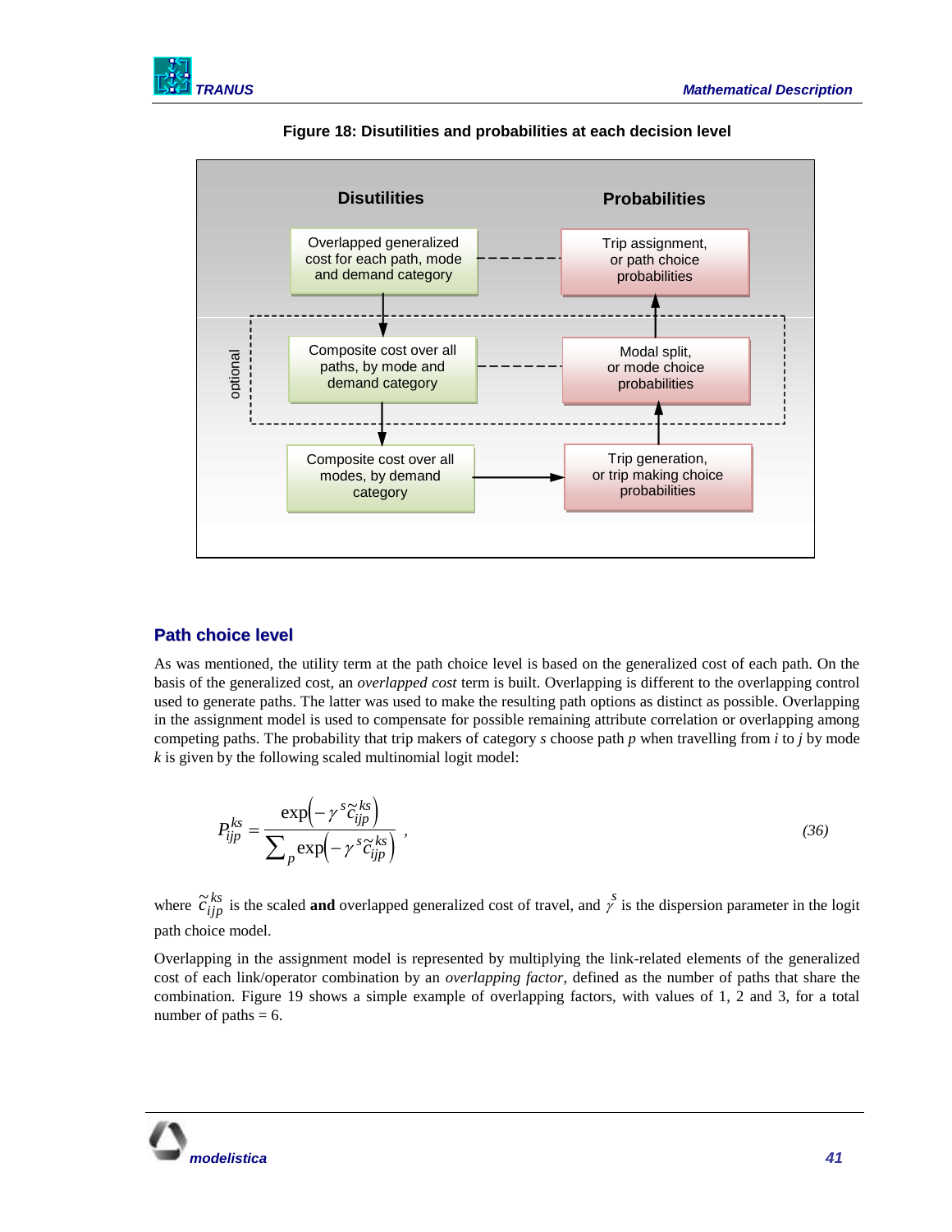**Figure 18: Disutilities and probabilities at each decision level**

Disutilities

Probabilities

Overlapped generalized cost for each path, mode and demand category

Trip assignment, or path choice probabilities

optional

Composite cost over all paths, by mode and demand category

Modal split, or mode choice probabilities

Composite cost over all modes, by demand category

Trip generation, or trip making choice probabilities

## Path choice level

As was mentioned, the utility term at the path choice level is based on the generalized cost of each path. On the basis of the generalized cost, an *overlapped cost* term is built. Overlapping is different to the overlapping control used to generate paths. The latter was used to make the resulting path options as distinct as possible. Overlapping in the assignment model is used to compensate for possible remaining attribute correlation or overlapping among competing paths. The probability that trip makers of category $s$ choose path $p$ when travelling from $i$ to $j$ by mode $k$ is given by the following scaled multinomial logit model:

$$P_{ijp}^{ks} = \frac{\exp\left(-\gamma^s \tilde{c}_{ijp}^{ks}\right)}{\sum_p \exp\left(-\gamma^s \tilde{c}_{ijp}^{ks}\right)} \,, \tag{36}$$

where $\tilde{c}_{ijp}^{ks}$ is the scaled **and** overlapped generalized cost of travel, and $\gamma^s$ is the dispersion parameter in the logit path choice model.

Overlapping in the assignment model is represented by multiplying the link-related elements of the generalized cost of each link/operator combination by an *overlapping factor*, defined as the number of paths that share the combination. Figure 19 shows a simple example of overlapping factors, with values of 1, 2 and 3, for a total number of paths = 6.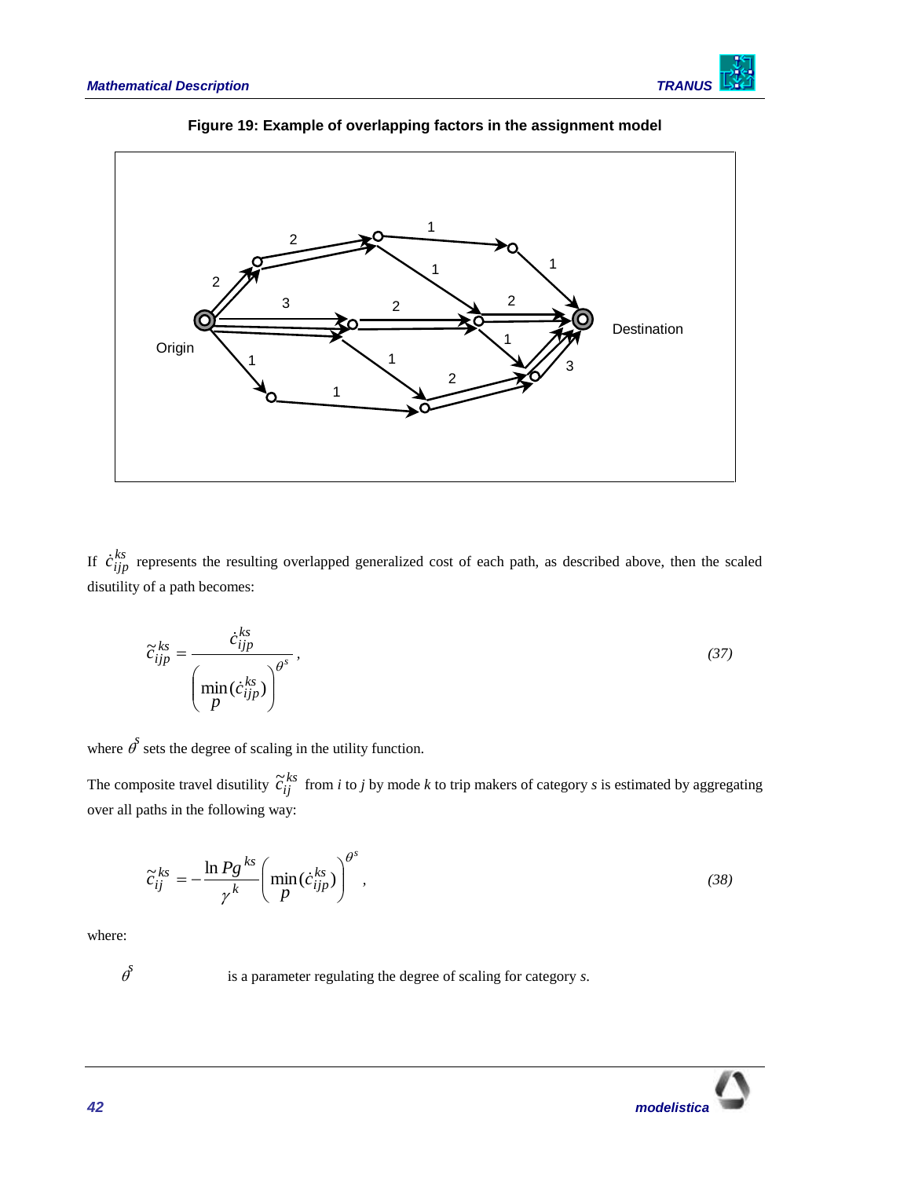**Figure 19: Example of overlapping factors in the assignment model**

Origin

Destination

2
2
1
1
1
3
2
2
1
1
1
2
1
3

If $\dot{c}_{ijp}^{ks}$ represents the resulting overlapped generalized cost of each path, as described above, then the scaled disutility of a path becomes:

$$\tilde{c}_{ijp}^{ks} = \frac{\dot{c}_{ijp}^{ks}}{\left(\min_{p}(\dot{c}_{ijp}^{ks})\right)^{\theta^s}}, \tag{37}$$

where $\theta^s$ sets the degree of scaling in the utility function.

The composite travel disutility $\tilde{c}_{ij}^{ks}$ from *i* to *j* by mode *k* to trip makers of category *s* is estimated by aggregating over all paths in the following way:

$$\tilde{c}_{ij}^{ks} = -\frac{\ln Pg^{ks}}{\gamma^k}\left(\min_{p}(\dot{c}_{ijp}^{ks})\right)^{\theta^s}, \tag{38}$$

where:

$\theta^s$ is a parameter regulating the degree of scaling for category *s*.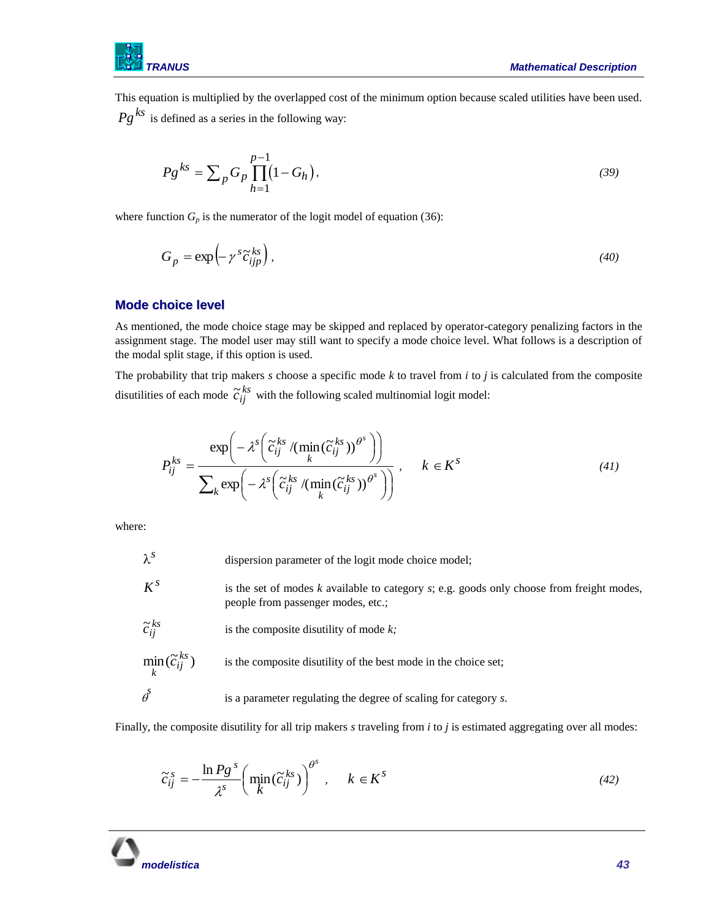This equation is multiplied by the overlapped cost of the minimum option because scaled utilities have been used. $Pg^{ks}$ is defined as a series in the following way:

$$Pg^{ks} = \sum_p G_p \prod_{h=1}^{p-1} \left(1 - G_h\right), \tag{39}$$

where function $G_p$ is the numerator of the logit model of equation (36):

$$G_p = \exp\left(-\gamma^s \tilde{c}_{ijp}^{ks}\right), \tag{40}$$

## Mode choice level

As mentioned, the mode choice stage may be skipped and replaced by operator-category penalizing factors in the assignment stage. The model user may still want to specify a mode choice level. What follows is a description of the modal split stage, if this option is used.

The probability that trip makers $s$ choose a specific mode $k$ to travel from $i$ to $j$ is calculated from the composite disutilities of each mode $\tilde{c}_{ij}^{ks}$ with the following scaled multinomial logit model:

$$P_{ij}^{ks} = \frac{\exp\left(-\lambda^s \left(\tilde{c}_{ij}^{ks} / (\min_k(\tilde{c}_{ij}^{ks}))^{\theta^s}\right)\right)}{\sum_k \exp\left(-\lambda^s \left(\tilde{c}_{ij}^{ks} / (\min_k(\tilde{c}_{ij}^{ks}))^{\theta^s}\right)\right)}, \quad k \in K^s \tag{41}$$

where:

| | |
|---|---|
| $\lambda^s$ | dispersion parameter of the logit mode choice model; |
| $K^s$ | is the set of modes $k$ available to category $s$; e.g. goods only choose from freight modes, people from passenger modes, etc.; |
| $\tilde{c}_{ij}^{ks}$ | is the composite disutility of mode $k$; |
| $\min_k(\tilde{c}_{ij}^{ks})$ | is the composite disutility of the best mode in the choice set; |
| $\theta^s$ | is a parameter regulating the degree of scaling for category $s$. |

Finally, the composite disutility for all trip makers $s$ traveling from $i$ to $j$ is estimated aggregating over all modes:

$$\tilde{c}_{ij}^s = -\frac{\ln Pg^s}{\lambda^s}\left(\min_k(\tilde{c}_{ij}^{ks})\right)^{\theta^s}, \quad k \in K^s \tag{42}$$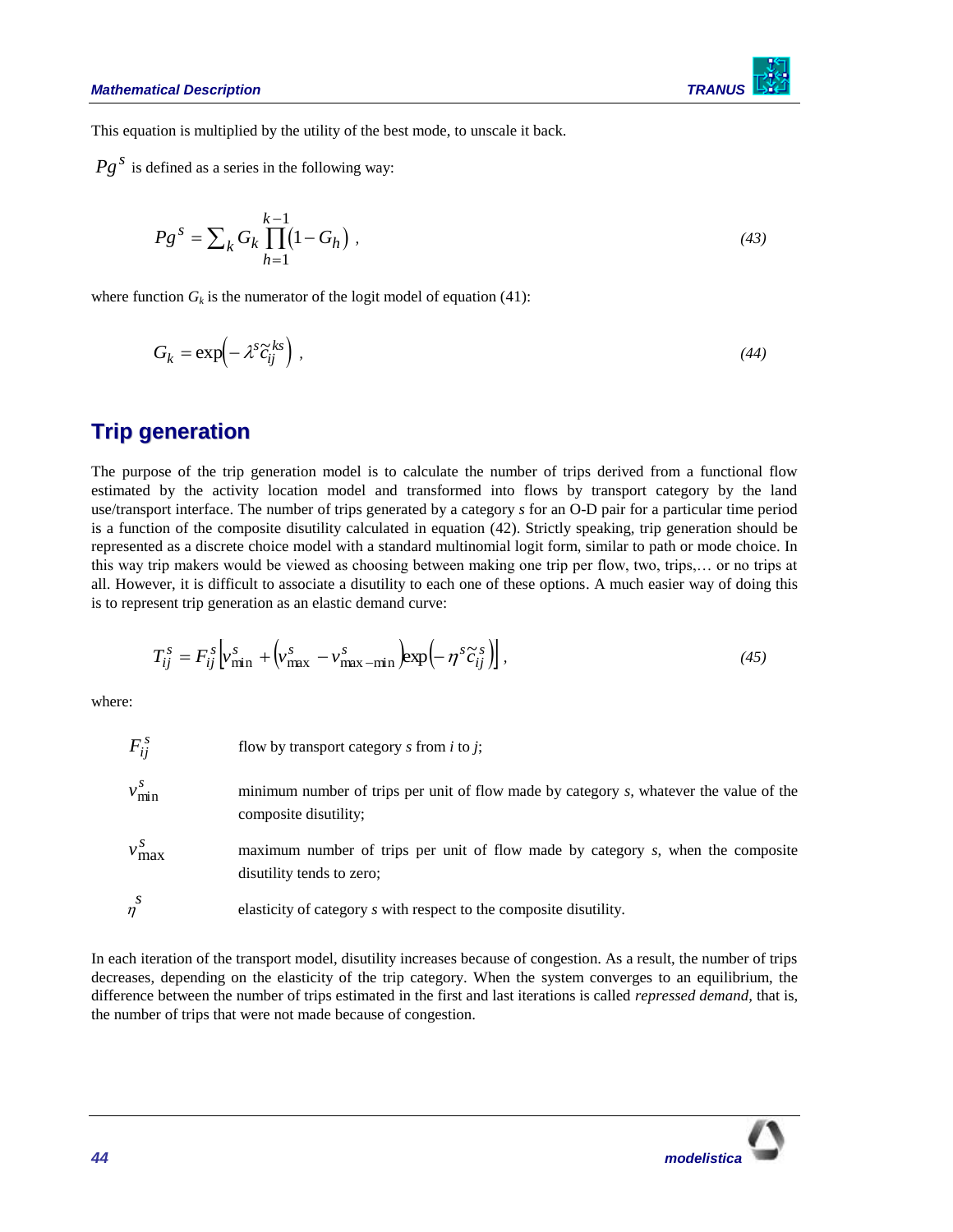This equation is multiplied by the utility of the best mode, to unscale it back.

$Pg^s$ is defined as a series in the following way:

$$Pg^s = \sum_k G_k \prod_{h=1}^{k-1} (1 - G_h) \ , \tag{43}$$

where function $G_k$ is the numerator of the logit model of equation (41):

$$G_k = \exp\left(-\lambda^s \tilde{c}_{ij}^{ks}\right) \ , \tag{44}$$

## Trip generation

The purpose of the trip generation model is to calculate the number of trips derived from a functional flow estimated by the activity location model and transformed into flows by transport category by the land use/transport interface. The number of trips generated by a category *s* for an O-D pair for a particular time period is a function of the composite disutility calculated in equation (42). Strictly speaking, trip generation should be represented as a discrete choice model with a standard multinomial logit form, similar to path or mode choice. In this way trip makers would be viewed as choosing between making one trip per flow, two, trips,… or no trips at all. However, it is difficult to associate a disutility to each one of these options. A much easier way of doing this is to represent trip generation as an elastic demand curve:

$$T_{ij}^s = F_{ij}^s \left[ v_{\min}^s + \left( v_{\max}^s - v_{\max-\min}^s \right) \exp\left( -\eta^s \tilde{c}_{ij}^s \right) \right] , \tag{45}$$

where:

| | |
|---|---|
| $F_{ij}^s$ | flow by transport category *s* from *i* to *j*; |
| $v_{\min}^s$ | minimum number of trips per unit of flow made by category *s*, whatever the value of the composite disutility; |
| $v_{\max}^s$ | maximum number of trips per unit of flow made by category *s*, when the composite disutility tends to zero; |
| $\eta^s$ | elasticity of category *s* with respect to the composite disutility. |

In each iteration of the transport model, disutility increases because of congestion. As a result, the number of trips decreases, depending on the elasticity of the trip category. When the system converges to an equilibrium, the difference between the number of trips estimated in the first and last iterations is called *repressed demand*, that is, the number of trips that were not made because of congestion.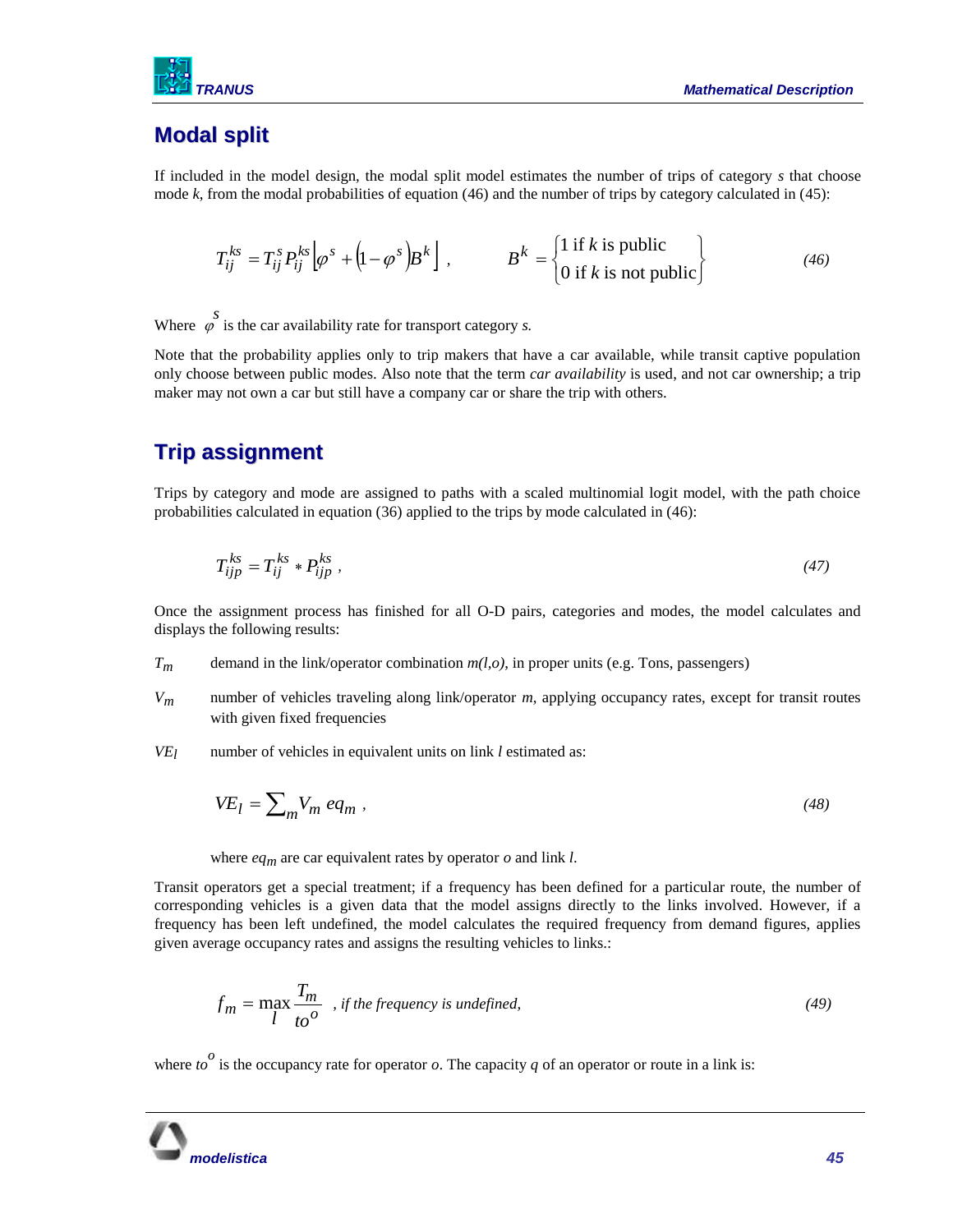## Modal split

If included in the model design, the modal split model estimates the number of trips of category $s$ that choose mode $k$, from the modal probabilities of equation (46) and the number of trips by category calculated in (45):

$$T_{ij}^{ks} = T_{ij}^{s} P_{ij}^{ks} \left\lfloor \varphi^{s} + \left(1 - \varphi^{s}\right) B^{k} \right\rfloor \,, \qquad B^{k} = \begin{Bmatrix} 1 \text{ if } k \text{ is public} \\ 0 \text{ if } k \text{ is not public} \end{Bmatrix} \tag{46}$$

Where $\varphi^{s}$ is the car availability rate for transport category $s$.

Note that the probability applies only to trip makers that have a car available, while transit captive population only choose between public modes. Also note that the term *car availability* is used, and not car ownership; a trip maker may not own a car but still have a company car or share the trip with others.

## Trip assignment

Trips by category and mode are assigned to paths with a scaled multinomial logit model, with the path choice probabilities calculated in equation (36) applied to the trips by mode calculated in (46):

$$T_{ijp}^{ks} = T_{ij}^{ks} * P_{ijp}^{ks} \,, \tag{47}$$

Once the assignment process has finished for all O-D pairs, categories and modes, the model calculates and displays the following results:

$T_m$ demand in the link/operator combination $m(l,o)$, in proper units (e.g. Tons, passengers)

$V_m$ number of vehicles traveling along link/operator $m$, applying occupancy rates, except for transit routes with given fixed frequencies

$VE_l$ number of vehicles in equivalent units on link $l$ estimated as:

$$VE_l = \sum_m V_m \, eq_m \,, \tag{48}$$

where $eq_m$ are car equivalent rates by operator $o$ and link $l$.

Transit operators get a special treatment; if a frequency has been defined for a particular route, the number of corresponding vehicles is a given data that the model assigns directly to the links involved. However, if a frequency has been left undefined, the model calculates the required frequency from demand figures, applies given average occupancy rates and assigns the resulting vehicles to links.:

$$f_m = \max_{l} \frac{T_m}{to^{o}} \quad \text{, if the frequency is undefined,} \tag{49}$$

where $to^{o}$ is the occupancy rate for operator $o$. The capacity $q$ of an operator or route in a link is: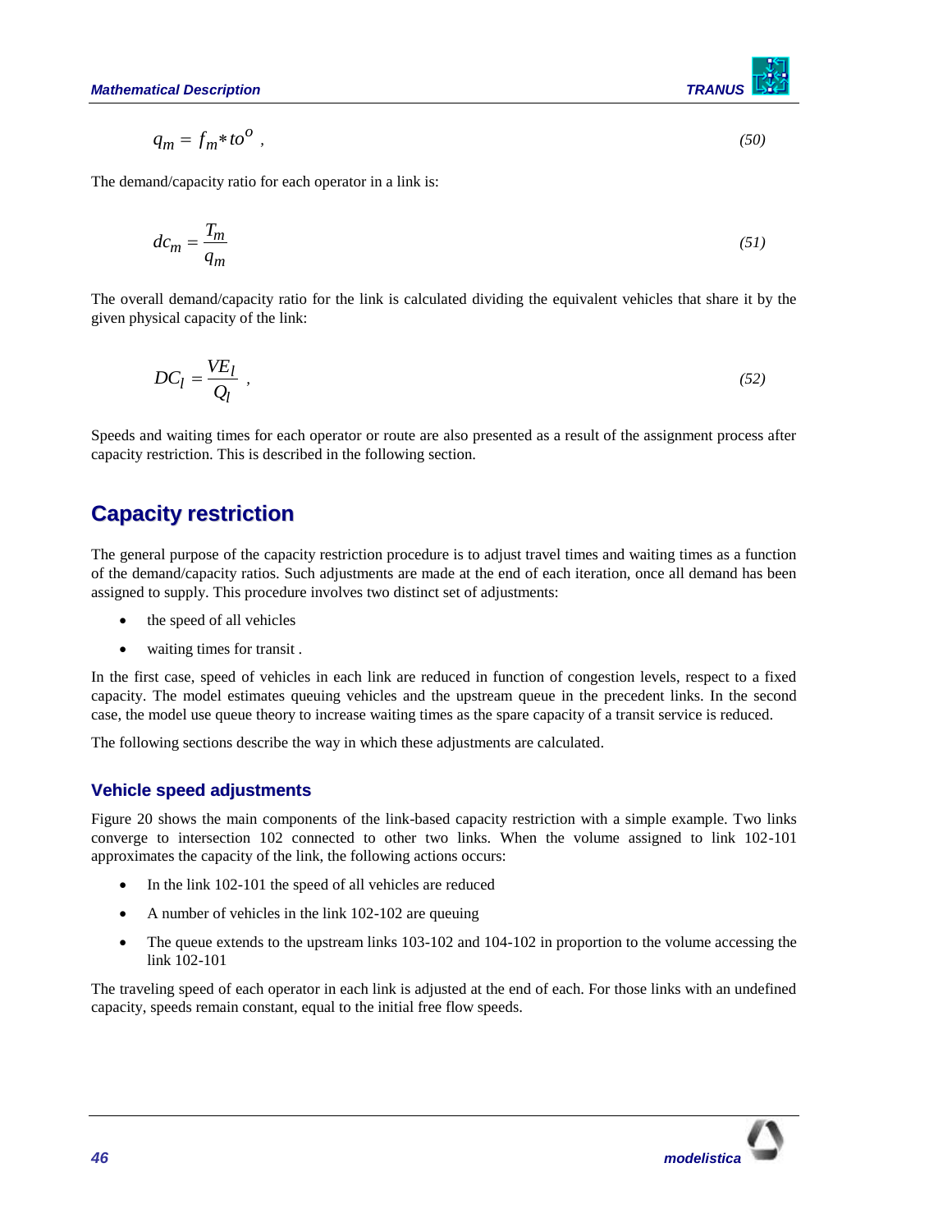$$q_m = f_m * to^o \ , \tag{50}$$

The demand/capacity ratio for each operator in a link is:

$$dc_m = \frac{T_m}{q_m} \tag{51}$$

The overall demand/capacity ratio for the link is calculated dividing the equivalent vehicles that share it by the given physical capacity of the link:

$$DC_l = \frac{VE_l}{Q_l} \ , \tag{52}$$

Speeds and waiting times for each operator or route are also presented as a result of the assignment process after capacity restriction. This is described in the following section.

## Capacity restriction

The general purpose of the capacity restriction procedure is to adjust travel times and waiting times as a function of the demand/capacity ratios. Such adjustments are made at the end of each iteration, once all demand has been assigned to supply. This procedure involves two distinct set of adjustments:

- the speed of all vehicles
- waiting times for transit .

In the first case, speed of vehicles in each link are reduced in function of congestion levels, respect to a fixed capacity. The model estimates queuing vehicles and the upstream queue in the precedent links. In the second case, the model use queue theory to increase waiting times as the spare capacity of a transit service is reduced.

The following sections describe the way in which these adjustments are calculated.

### Vehicle speed adjustments

Figure 20 shows the main components of the link-based capacity restriction with a simple example. Two links converge to intersection 102 connected to other two links. When the volume assigned to link 102-101 approximates the capacity of the link, the following actions occurs:

- In the link 102-101 the speed of all vehicles are reduced
- A number of vehicles in the link 102-102 are queuing
- The queue extends to the upstream links 103-102 and 104-102 in proportion to the volume accessing the link 102-101

The traveling speed of each operator in each link is adjusted at the end of each. For those links with an undefined capacity, speeds remain constant, equal to the initial free flow speeds.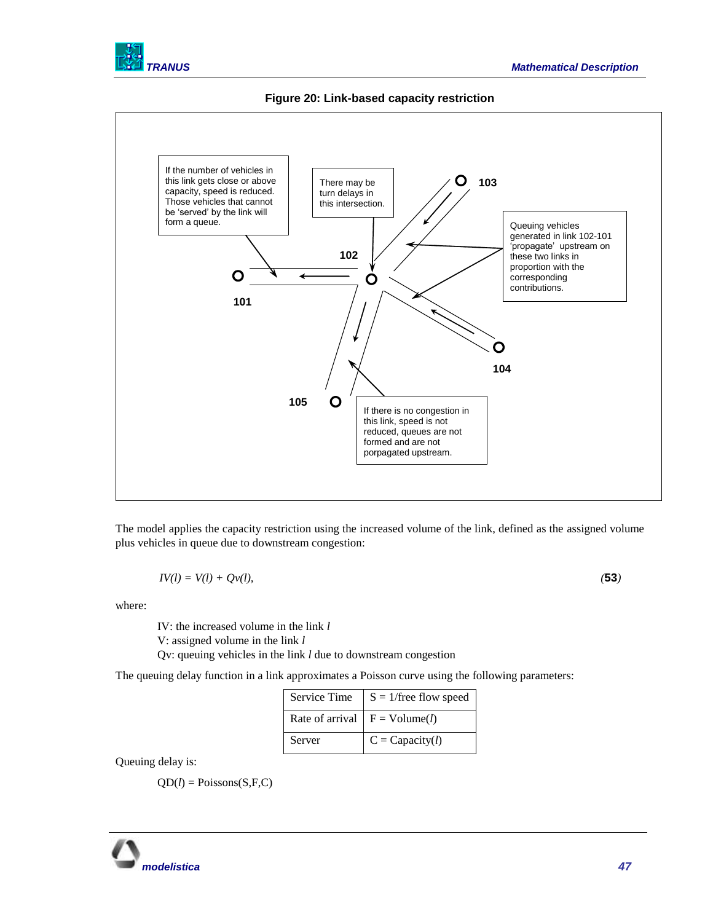**Figure 20: Link-based capacity restriction**

If the number of vehicles in this link gets close or above capacity, speed is reduced. Those vehicles that cannot be 'served' by the link will form a queue.

There may be turn delays in this intersection.

103

102

Queuing vehicles generated in link 102-101 'propagate' upstream on these two links in proportion with the corresponding contributions.

101

104

105

If there is no congestion in this link, speed is not reduced, queues are not formed and are not porpagated upstream.

The model applies the capacity restriction using the increased volume of the link, defined as the assigned volume plus vehicles in queue due to downstream congestion:

$$IV(l) = V(l) + Qv(l), \qquad (53)$$

where:

IV: the increased volume in the link $l$
V: assigned volume in the link $l$
Qv: queuing vehicles in the link $l$ due to downstream congestion

The queuing delay function in a link approximates a Poisson curve using the following parameters:

| | |
|---|---|
| Service Time | S = 1/free flow speed |
| Rate of arrival | F = Volume($l$) |
| Server | C = Capacity($l$) |

Queuing delay is:

QD($l$) = Poissons(S,F,C)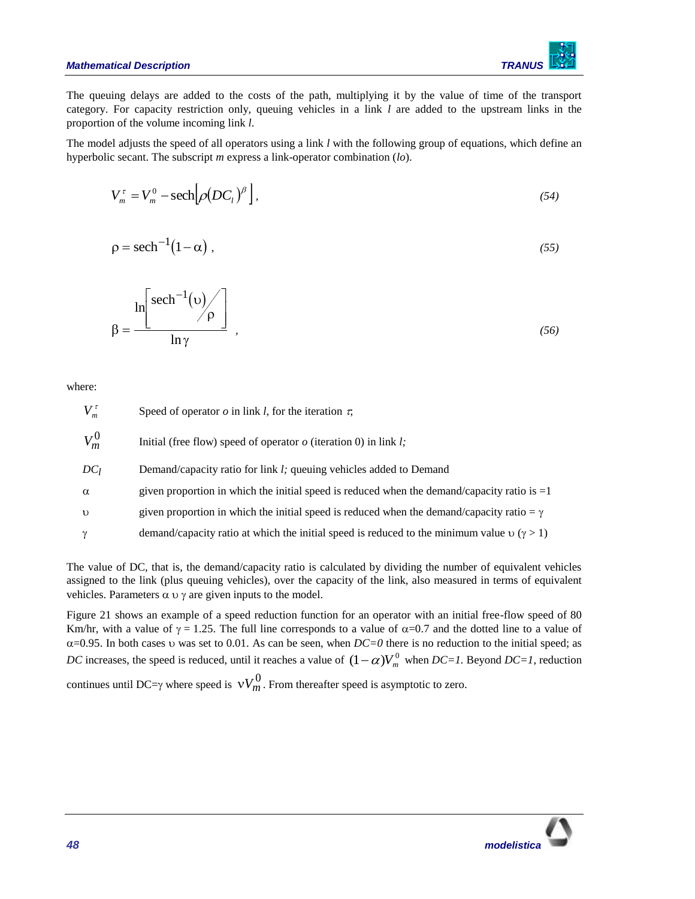The queuing delays are added to the costs of the path, multiplying it by the value of time of the transport category. For capacity restriction only, queuing vehicles in a link $l$ are added to the upstream links in the proportion of the volume incoming link $l$.

The model adjusts the speed of all operators using a link $l$ with the following group of equations, which define an hyperbolic secant. The subscript $m$ express a link-operator combination ($lo$).

$$V_m^\tau = V_m^0 - \operatorname{sech}\left[\rho (DC_l)^\beta\right], \tag{54}$$

$$\rho = \operatorname{sech}^{-1}(1-\alpha), \tag{55}$$

$$\beta = \frac{\ln\left[\operatorname{sech}^{-1}(\upsilon) / \rho\right]}{\ln \gamma}, \tag{56}$$

where:

| | |
|---|---|
| $V_m^\tau$ | Speed of operator $o$ in link $l$, for the iteration $\tau$; |
| $V_m^0$ | Initial (free flow) speed of operator $o$ (iteration 0) in link $l$; |
| $DC_l$ | Demand/capacity ratio for link $l$; queuing vehicles added to Demand |
| $\alpha$ | given proportion in which the initial speed is reduced when the demand/capacity ratio is =1 |
| $\upsilon$ | given proportion in which the initial speed is reduced when the demand/capacity ratio = $\gamma$ |
| $\gamma$ | demand/capacity ratio at which the initial speed is reduced to the minimum value $\upsilon$ ($\gamma > 1$) |

The value of DC, that is, the demand/capacity ratio is calculated by dividing the number of equivalent vehicles assigned to the link (plus queuing vehicles), over the capacity of the link, also measured in terms of equivalent vehicles. Parameters $\alpha$ $\upsilon$ $\gamma$ are given inputs to the model.

Figure 21 shows an example of a speed reduction function for an operator with an initial free-flow speed of 80 Km/hr, with a value of $\gamma = 1.25$. The full line corresponds to a value of $\alpha$=0.7 and the dotted line to a value of $\alpha$=0.95. In both cases $\upsilon$ was set to 0.01. As can be seen, when $DC=0$ there is no reduction to the initial speed; as $DC$ increases, the speed is reduced, until it reaches a value of $(1-\alpha)V_m^0$ when $DC=1$. Beyond $DC=1$, reduction continues until DC=$\gamma$ where speed is $\nu V_m^0$. From thereafter speed is asymptotic to zero.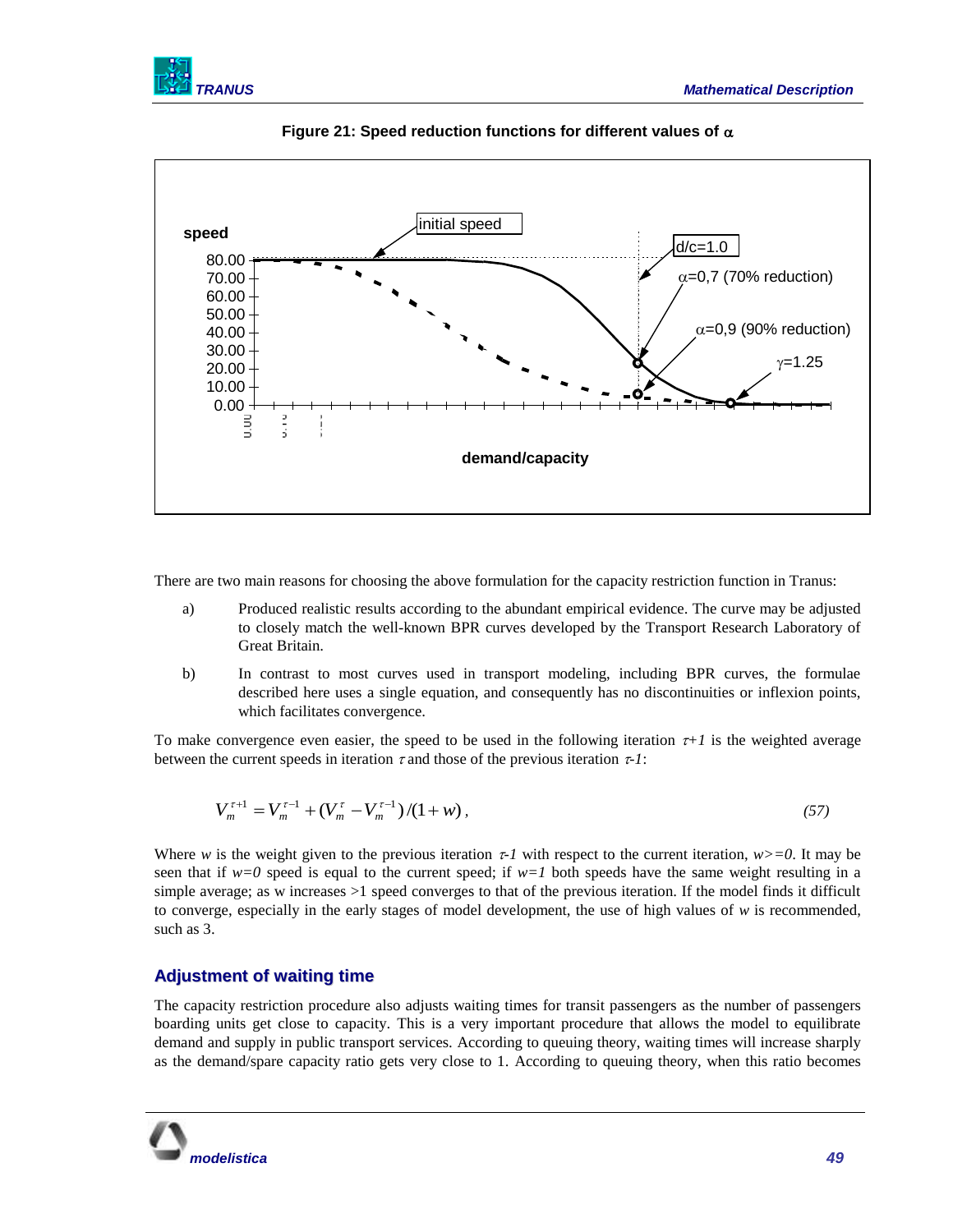**Figure 21: Speed reduction functions for different values of α**

speed

80.00
70.00
60.00
50.00
40.00
30.00
20.00
10.00
0.00

initial speed

d/c=1.0

α=0,7 (70% reduction)

α=0,9 (90% reduction)

γ=1.25

demand/capacity

There are two main reasons for choosing the above formulation for the capacity restriction function in Tranus:

a) Produced realistic results according to the abundant empirical evidence. The curve may be adjusted to closely match the well-known BPR curves developed by the Transport Research Laboratory of Great Britain.

b) In contrast to most curves used in transport modeling, including BPR curves, the formulae described here uses a single equation, and consequently has no discontinuities or inflexion points, which facilitates convergence.

To make convergence even easier, the speed to be used in the following iteration $\tau+1$ is the weighted average between the current speeds in iteration $\tau$ and those of the previous iteration $\tau$-1:

$$V_m^{\tau+1} = V_m^{\tau-1} + (V_m^{\tau} - V_m^{\tau-1})/(1+w), \tag{57}$$

Where $w$ is the weight given to the previous iteration $\tau$-1 with respect to the current iteration, $w>=0$. It may be seen that if $w=0$ speed is equal to the current speed; if $w=1$ both speeds have the same weight resulting in a simple average; as w increases >1 speed converges to that of the previous iteration. If the model finds it difficult to converge, especially in the early stages of model development, the use of high values of $w$ is recommended, such as 3.

## Adjustment of waiting time

The capacity restriction procedure also adjusts waiting times for transit passengers as the number of passengers boarding units get close to capacity. This is a very important procedure that allows the model to equilibrate demand and supply in public transport services. According to queuing theory, waiting times will increase sharply as the demand/spare capacity ratio gets very close to 1. According to queuing theory, when this ratio becomes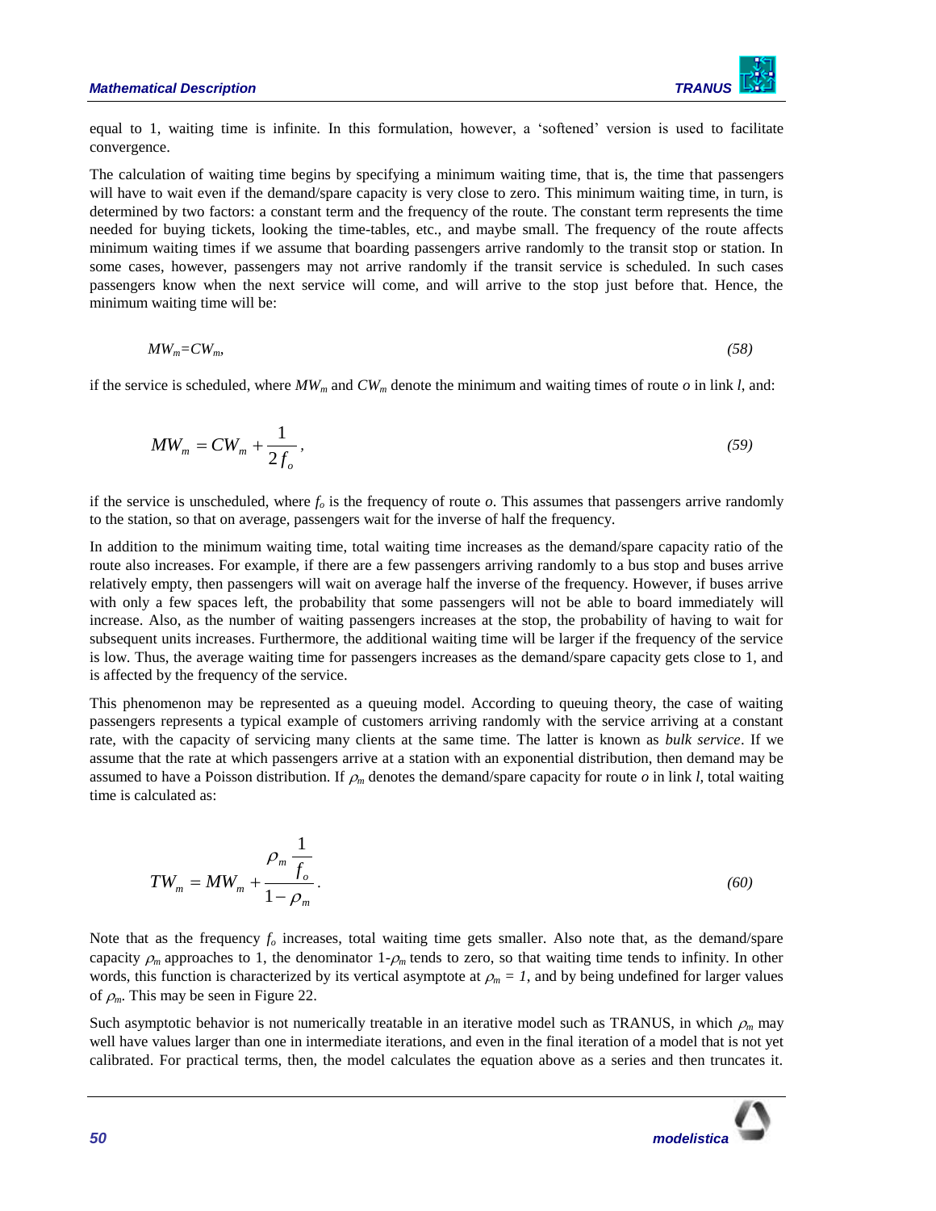equal to 1, waiting time is infinite. In this formulation, however, a 'softened' version is used to facilitate convergence.

The calculation of waiting time begins by specifying a minimum waiting time, that is, the time that passengers will have to wait even if the demand/spare capacity is very close to zero. This minimum waiting time, in turn, is determined by two factors: a constant term and the frequency of the route. The constant term represents the time needed for buying tickets, looking the time-tables, etc., and maybe small. The frequency of the route affects minimum waiting times if we assume that boarding passengers arrive randomly to the transit stop or station. In some cases, however, passengers may not arrive randomly if the transit service is scheduled. In such cases passengers know when the next service will come, and will arrive to the stop just before that. Hence, the minimum waiting time will be:

$$MW_m = CW_m, \tag{58}$$

if the service is scheduled, where $MW_m$ and $CW_m$ denote the minimum and waiting times of route $o$ in link $l$, and:

$$MW_m = CW_m + \frac{1}{2f_o}, \tag{59}$$

if the service is unscheduled, where $f_o$ is the frequency of route $o$. This assumes that passengers arrive randomly to the station, so that on average, passengers wait for the inverse of half the frequency.

In addition to the minimum waiting time, total waiting time increases as the demand/spare capacity ratio of the route also increases. For example, if there are a few passengers arriving randomly to a bus stop and buses arrive relatively empty, then passengers will wait on average half the inverse of the frequency. However, if buses arrive with only a few spaces left, the probability that some passengers will not be able to board immediately will increase. Also, as the number of waiting passengers increases at the stop, the probability of having to wait for subsequent units increases. Furthermore, the additional waiting time will be larger if the frequency of the service is low. Thus, the average waiting time for passengers increases as the demand/spare capacity gets close to 1, and is affected by the frequency of the service.

This phenomenon may be represented as a queuing model. According to queuing theory, the case of waiting passengers represents a typical example of customers arriving randomly with the service arriving at a constant rate, with the capacity of servicing many clients at the same time. The latter is known as *bulk service*. If we assume that the rate at which passengers arrive at a station with an exponential distribution, then demand may be assumed to have a Poisson distribution. If $\rho_m$ denotes the demand/spare capacity for route $o$ in link $l$, total waiting time is calculated as:

$$TW_m = MW_m + \frac{\rho_m \frac{1}{f_o}}{1 - \rho_m}. \tag{60}$$

Note that as the frequency $f_o$ increases, total waiting time gets smaller. Also note that, as the demand/spare capacity $\rho_m$ approaches to 1, the denominator $1-\rho_m$ tends to zero, so that waiting time tends to infinity. In other words, this function is characterized by its vertical asymptote at $\rho_m = 1$, and by being undefined for larger values of $\rho_m$. This may be seen in Figure 22.

Such asymptotic behavior is not numerically treatable in an iterative model such as TRANUS, in which $\rho_m$ may well have values larger than one in intermediate iterations, and even in the final iteration of a model that is not yet calibrated. For practical terms, then, the model calculates the equation above as a series and then truncates it.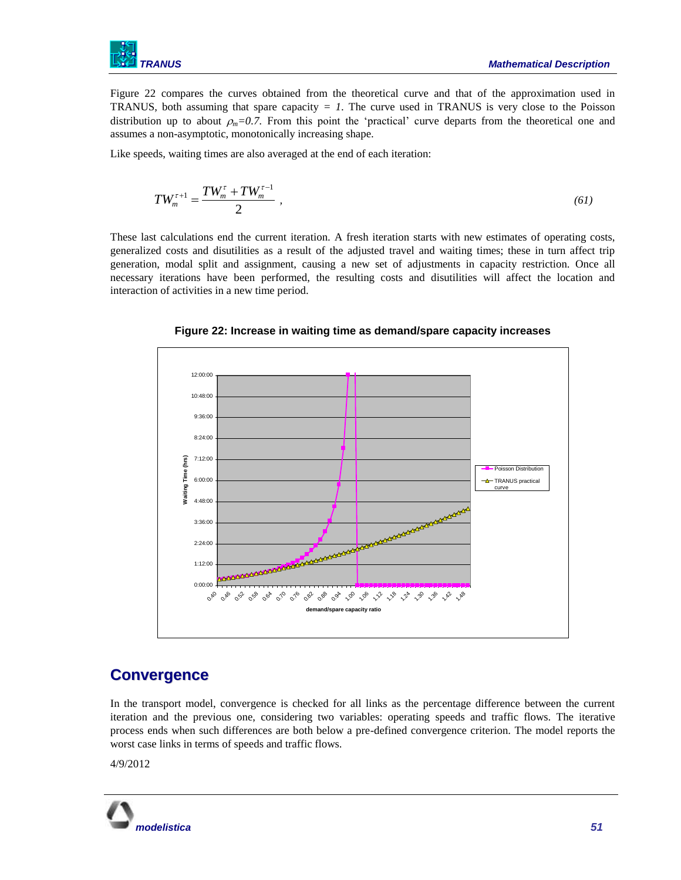Figure 22 compares the curves obtained from the theoretical curve and that of the approximation used in TRANUS, both assuming that spare capacity = *1*. The curve used in TRANUS is very close to the Poisson distribution up to about $\rho_m=0.7$. From this point the 'practical' curve departs from the theoretical one and assumes a non-asymptotic, monotonically increasing shape.

Like speeds, waiting times are also averaged at the end of each iteration:

$$TW_m^{\tau+1} = \frac{TW_m^{\tau} + TW_m^{\tau-1}}{2} \,, \tag{61}$$

These last calculations end the current iteration. A fresh iteration starts with new estimates of operating costs, generalized costs and disutilities as a result of the adjusted travel and waiting times; these in turn affect trip generation, modal split and assignment, causing a new set of adjustments in capacity restriction. Once all necessary iterations have been performed, the resulting costs and disutilities will affect the location and interaction of activities in a new time period.

**Figure 22: Increase in waiting time as demand/spare capacity increases**

Waiting Time (hrs)

12:00:00
10:48:00
9:36:00
8:24:00
7:12:00
6:00:00
4:48:00
3:36:00
2:24:00
1:12:00
0:00:00

0.40 0.46 0.52 0.58 0.64 0.70 0.76 0.82 0.88 0.94 1.00 1.06 1.12 1.18 1.24 1.30 1.36 1.42 1.48

demand/spare capacity ratio

Poisson Distribution

TRANUS practical curve

## Convergence

In the transport model, convergence is checked for all links as the percentage difference between the current iteration and the previous one, considering two variables: operating speeds and traffic flows. The iterative process ends when such differences are both below a pre-defined convergence criterion. The model reports the worst case links in terms of speeds and traffic flows.

4/9/2012